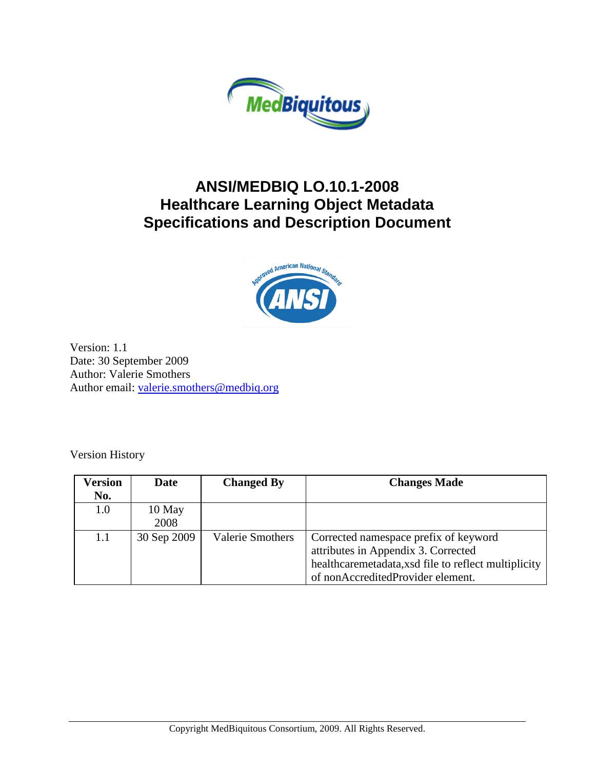# ANSI/MEDBIQ LO.10.1-2008
# Healthcare Learning Object Metadata
# Specifications and Description Document

Version: 1.1
Date: 30 September 2009
Author: Valerie Smothers
Author email: [valerie.smothers@medbiq.org](mailto:valerie.smothers@medbiq.org)

Version History

| Version No. | Date | Changed By | Changes Made |
| --- | --- | --- | --- |
| 1.0 | 10 May 2008 | | |
| 1.1 | 30 Sep 2009 | Valerie Smothers | Corrected namespace prefix of keyword attributes in Appendix 3. Corrected healthcaremetadata,xsd file to reflect multiplicity of nonAccreditedProvider element. |

Copyright MedBiquitous Consortium, 2009. All Rights Reserved.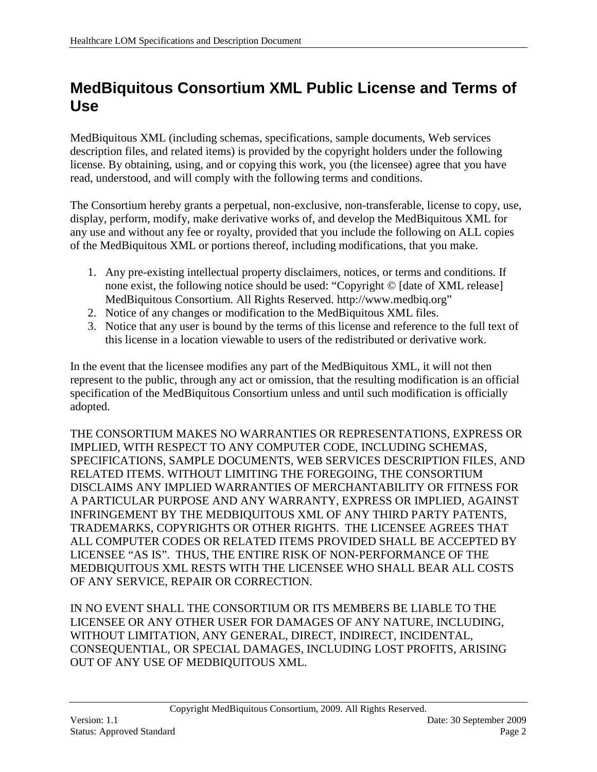# MedBiquitous Consortium XML Public License and Terms of Use

MedBiquitous XML (including schemas, specifications, sample documents, Web services description files, and related items) is provided by the copyright holders under the following license. By obtaining, using, and or copying this work, you (the licensee) agree that you have read, understood, and will comply with the following terms and conditions.

The Consortium hereby grants a perpetual, non-exclusive, non-transferable, license to copy, use, display, perform, modify, make derivative works of, and develop the MedBiquitous XML for any use and without any fee or royalty, provided that you include the following on ALL copies of the MedBiquitous XML or portions thereof, including modifications, that you make.

1. Any pre-existing intellectual property disclaimers, notices, or terms and conditions. If none exist, the following notice should be used: "Copyright © [date of XML release] MedBiquitous Consortium. All Rights Reserved. http://www.medbiq.org"
2. Notice of any changes or modification to the MedBiquitous XML files.
3. Notice that any user is bound by the terms of this license and reference to the full text of this license in a location viewable to users of the redistributed or derivative work.

In the event that the licensee modifies any part of the MedBiquitous XML, it will not then represent to the public, through any act or omission, that the resulting modification is an official specification of the MedBiquitous Consortium unless and until such modification is officially adopted.

THE CONSORTIUM MAKES NO WARRANTIES OR REPRESENTATIONS, EXPRESS OR IMPLIED, WITH RESPECT TO ANY COMPUTER CODE, INCLUDING SCHEMAS, SPECIFICATIONS, SAMPLE DOCUMENTS, WEB SERVICES DESCRIPTION FILES, AND RELATED ITEMS. WITHOUT LIMITING THE FOREGOING, THE CONSORTIUM DISCLAIMS ANY IMPLIED WARRANTIES OF MERCHANTABILITY OR FITNESS FOR A PARTICULAR PURPOSE AND ANY WARRANTY, EXPRESS OR IMPLIED, AGAINST INFRINGEMENT BY THE MEDBIQUITOUS XML OF ANY THIRD PARTY PATENTS, TRADEMARKS, COPYRIGHTS OR OTHER RIGHTS. THE LICENSEE AGREES THAT ALL COMPUTER CODES OR RELATED ITEMS PROVIDED SHALL BE ACCEPTED BY LICENSEE "AS IS". THUS, THE ENTIRE RISK OF NON-PERFORMANCE OF THE MEDBIQUITOUS XML RESTS WITH THE LICENSEE WHO SHALL BEAR ALL COSTS OF ANY SERVICE, REPAIR OR CORRECTION.

IN NO EVENT SHALL THE CONSORTIUM OR ITS MEMBERS BE LIABLE TO THE LICENSEE OR ANY OTHER USER FOR DAMAGES OF ANY NATURE, INCLUDING, WITHOUT LIMITATION, ANY GENERAL, DIRECT, INDIRECT, INCIDENTAL, CONSEQUENTIAL, OR SPECIAL DAMAGES, INCLUDING LOST PROFITS, ARISING OUT OF ANY USE OF MEDBIQUITOUS XML.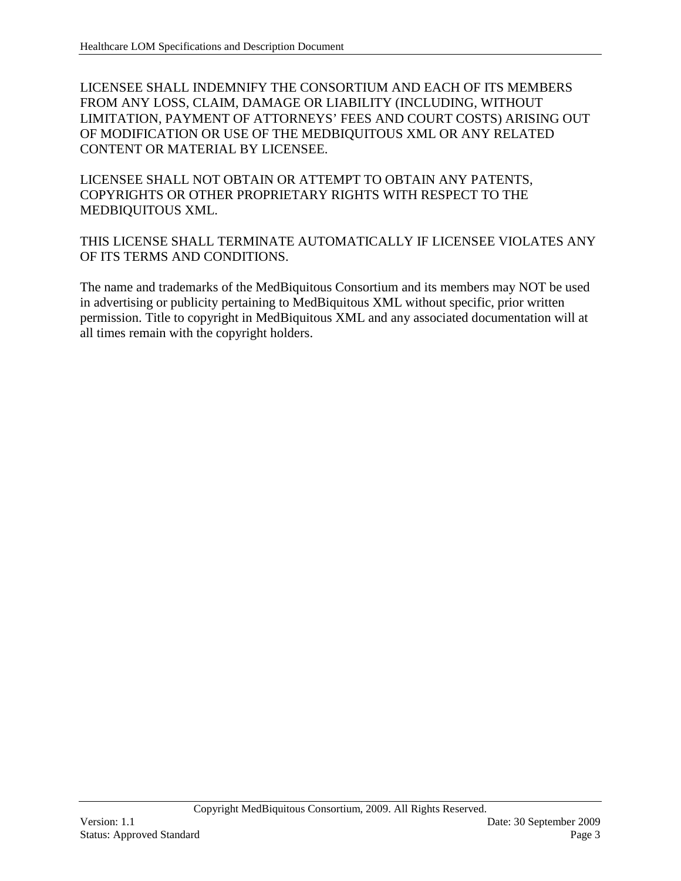LICENSEE SHALL INDEMNIFY THE CONSORTIUM AND EACH OF ITS MEMBERS FROM ANY LOSS, CLAIM, DAMAGE OR LIABILITY (INCLUDING, WITHOUT LIMITATION, PAYMENT OF ATTORNEYS' FEES AND COURT COSTS) ARISING OUT OF MODIFICATION OR USE OF THE MEDBIQUITOUS XML OR ANY RELATED CONTENT OR MATERIAL BY LICENSEE.

LICENSEE SHALL NOT OBTAIN OR ATTEMPT TO OBTAIN ANY PATENTS, COPYRIGHTS OR OTHER PROPRIETARY RIGHTS WITH RESPECT TO THE MEDBIQUITOUS XML.

THIS LICENSE SHALL TERMINATE AUTOMATICALLY IF LICENSEE VIOLATES ANY OF ITS TERMS AND CONDITIONS.

The name and trademarks of the MedBiquitous Consortium and its members may NOT be used in advertising or publicity pertaining to MedBiquitous XML without specific, prior written permission. Title to copyright in MedBiquitous XML and any associated documentation will at all times remain with the copyright holders.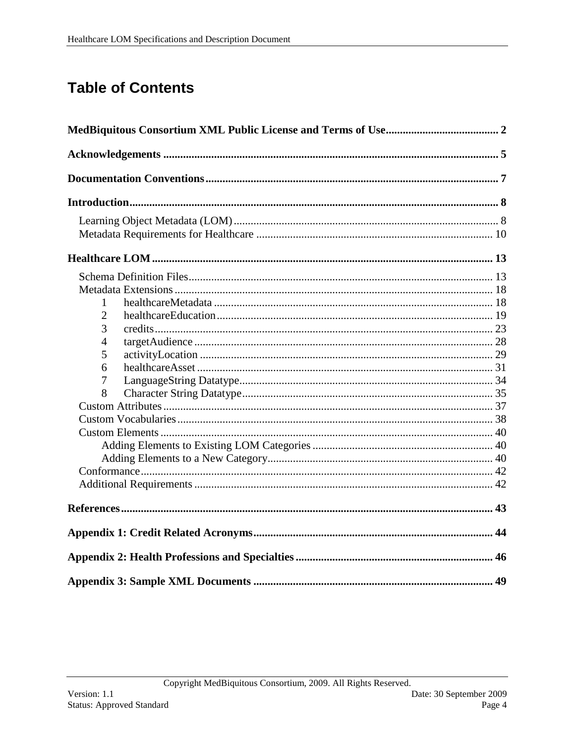# Table of Contents

**MedBiquitous Consortium XML Public License and Terms of Use** ........................................ 2

**Acknowledgements** ........................................................................................................ 5

**Documentation Conventions** ........................................................................................ 7

**Introduction** .................................................................................................................. 8

- Learning Object Metadata (LOM) ............................................................................. 8
- Metadata Requirements for Healthcare .................................................................... 10

**Healthcare LOM** ........................................................................................................... 13

- Schema Definition Files ............................................................................................ 13
- Metadata Extensions ................................................................................................. 18
  - 1 healthcareMetadata .................................................................................. 18
  - 2 healthcareEducation ................................................................................. 19
  - 3 credits ....................................................................................................... 23
  - 4 targetAudience ......................................................................................... 28
  - 5 activityLocation ....................................................................................... 29
  - 6 healthcareAsset ........................................................................................ 31
  - 7 LanguageString Datatype ......................................................................... 34
  - 8 Character String Datatype ........................................................................ 35
- Custom Attributes ..................................................................................................... 37
- Custom Vocabularies ................................................................................................ 38
- Custom Elements ...................................................................................................... 40
  - Adding Elements to Existing LOM Categories ................................................ 40
  - Adding Elements to a New Category ............................................................... 40
- Conformance ............................................................................................................. 42
- Additional Requirements .......................................................................................... 42

**References** ..................................................................................................................... 43

**Appendix 1: Credit Related Acronyms** ....................................................................... 44

**Appendix 2: Health Professions and Specialties** ....................................................... 46

**Appendix 3: Sample XML Documents** ....................................................................... 49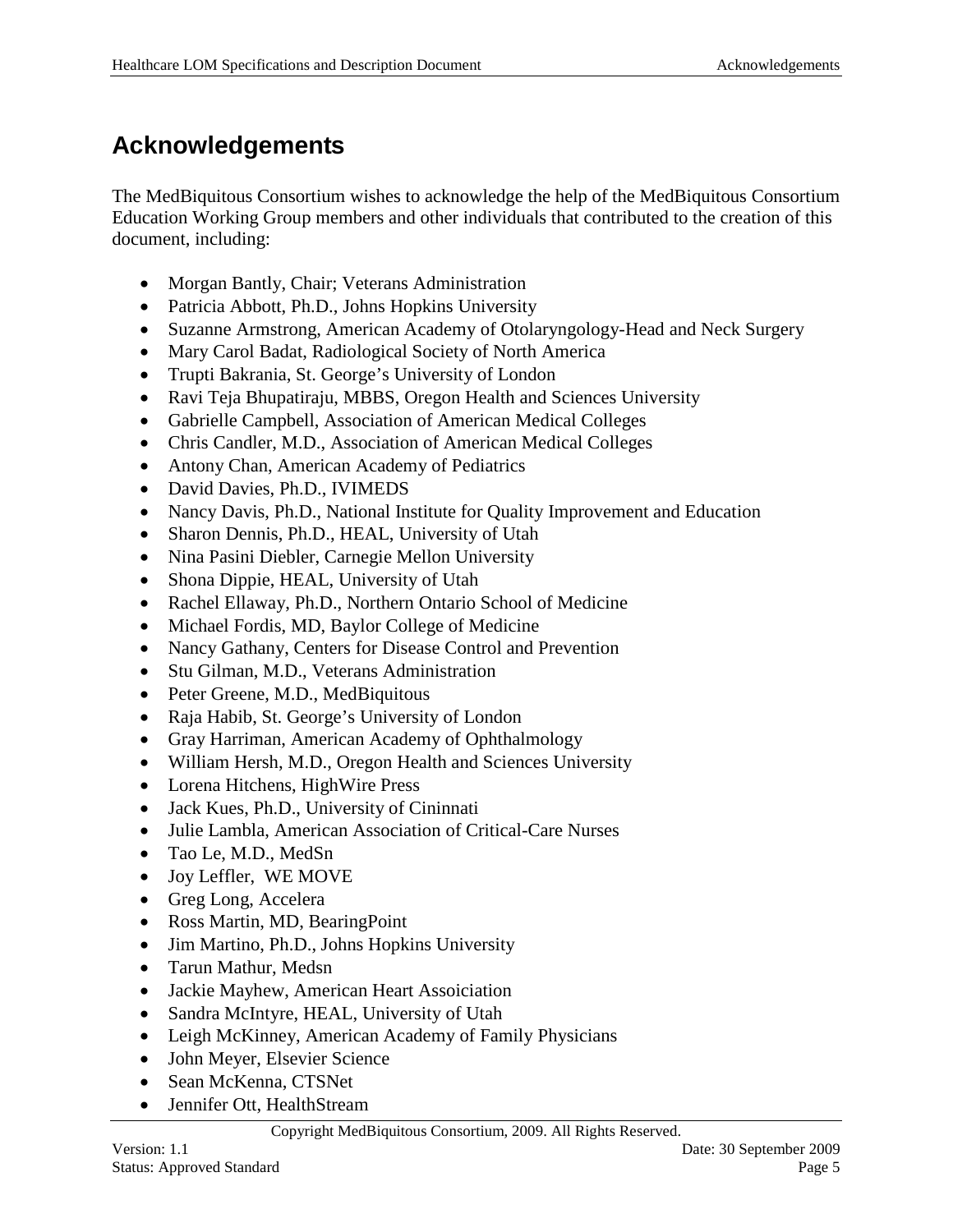# Acknowledgements

The MedBiquitous Consortium wishes to acknowledge the help of the MedBiquitous Consortium Education Working Group members and other individuals that contributed to the creation of this document, including:

- Morgan Bantly, Chair; Veterans Administration
- Patricia Abbott, Ph.D., Johns Hopkins University
- Suzanne Armstrong, American Academy of Otolaryngology-Head and Neck Surgery
- Mary Carol Badat, Radiological Society of North America
- Trupti Bakrania, St. George's University of London
- Ravi Teja Bhupatiraju, MBBS, Oregon Health and Sciences University
- Gabrielle Campbell, Association of American Medical Colleges
- Chris Candler, M.D., Association of American Medical Colleges
- Antony Chan, American Academy of Pediatrics
- David Davies, Ph.D., IVIMEDS
- Nancy Davis, Ph.D., National Institute for Quality Improvement and Education
- Sharon Dennis, Ph.D., HEAL, University of Utah
- Nina Pasini Diebler, Carnegie Mellon University
- Shona Dippie, HEAL, University of Utah
- Rachel Ellaway, Ph.D., Northern Ontario School of Medicine
- Michael Fordis, MD, Baylor College of Medicine
- Nancy Gathany, Centers for Disease Control and Prevention
- Stu Gilman, M.D., Veterans Administration
- Peter Greene, M.D., MedBiquitous
- Raja Habib, St. George's University of London
- Gray Harriman, American Academy of Ophthalmology
- William Hersh, M.D., Oregon Health and Sciences University
- Lorena Hitchens, HighWire Press
- Jack Kues, Ph.D., University of Cininnati
- Julie Lambla, American Association of Critical-Care Nurses
- Tao Le, M.D., MedSn
- Joy Leffler, WE MOVE
- Greg Long, Accelera
- Ross Martin, MD, BearingPoint
- Jim Martino, Ph.D., Johns Hopkins University
- Tarun Mathur, Medsn
- Jackie Mayhew, American Heart Assoiciation
- Sandra McIntyre, HEAL, University of Utah
- Leigh McKinney, American Academy of Family Physicians
- John Meyer, Elsevier Science
- Sean McKenna, CTSNet
- Jennifer Ott, HealthStream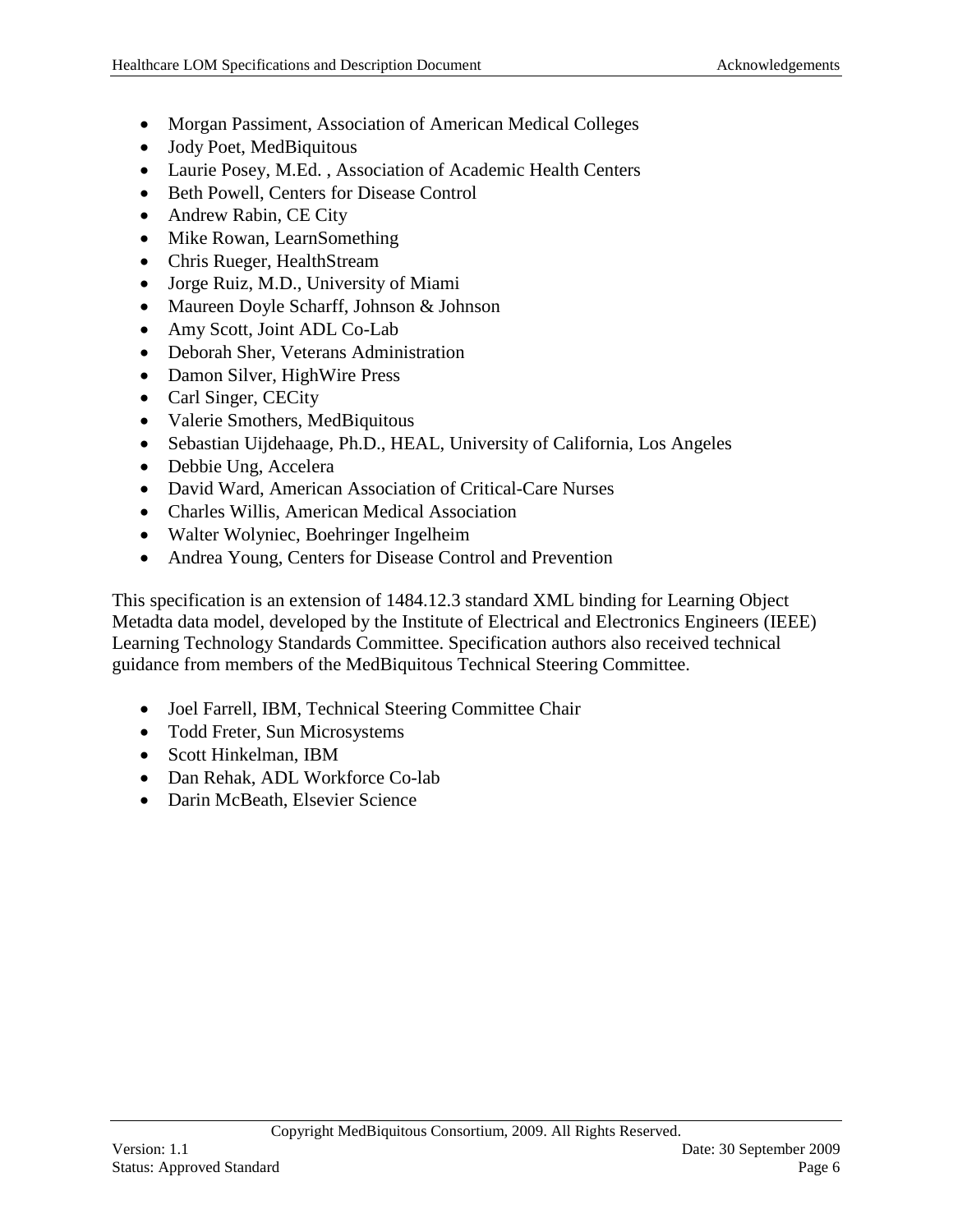- Morgan Passiment, Association of American Medical Colleges
- Jody Poet, MedBiquitous
- Laurie Posey, M.Ed. , Association of Academic Health Centers
- Beth Powell, Centers for Disease Control
- Andrew Rabin, CE City
- Mike Rowan, LearnSomething
- Chris Rueger, HealthStream
- Jorge Ruiz, M.D., University of Miami
- Maureen Doyle Scharff, Johnson & Johnson
- Amy Scott, Joint ADL Co-Lab
- Deborah Sher, Veterans Administration
- Damon Silver, HighWire Press
- Carl Singer, CECity
- Valerie Smothers, MedBiquitous
- Sebastian Uijdehaage, Ph.D., HEAL, University of California, Los Angeles
- Debbie Ung, Accelera
- David Ward, American Association of Critical-Care Nurses
- Charles Willis, American Medical Association
- Walter Wolyniec, Boehringer Ingelheim
- Andrea Young, Centers for Disease Control and Prevention

This specification is an extension of 1484.12.3 standard XML binding for Learning Object Metadta data model, developed by the Institute of Electrical and Electronics Engineers (IEEE) Learning Technology Standards Committee. Specification authors also received technical guidance from members of the MedBiquitous Technical Steering Committee.

- Joel Farrell, IBM, Technical Steering Committee Chair
- Todd Freter, Sun Microsystems
- Scott Hinkelman, IBM
- Dan Rehak, ADL Workforce Co-lab
- Darin McBeath, Elsevier Science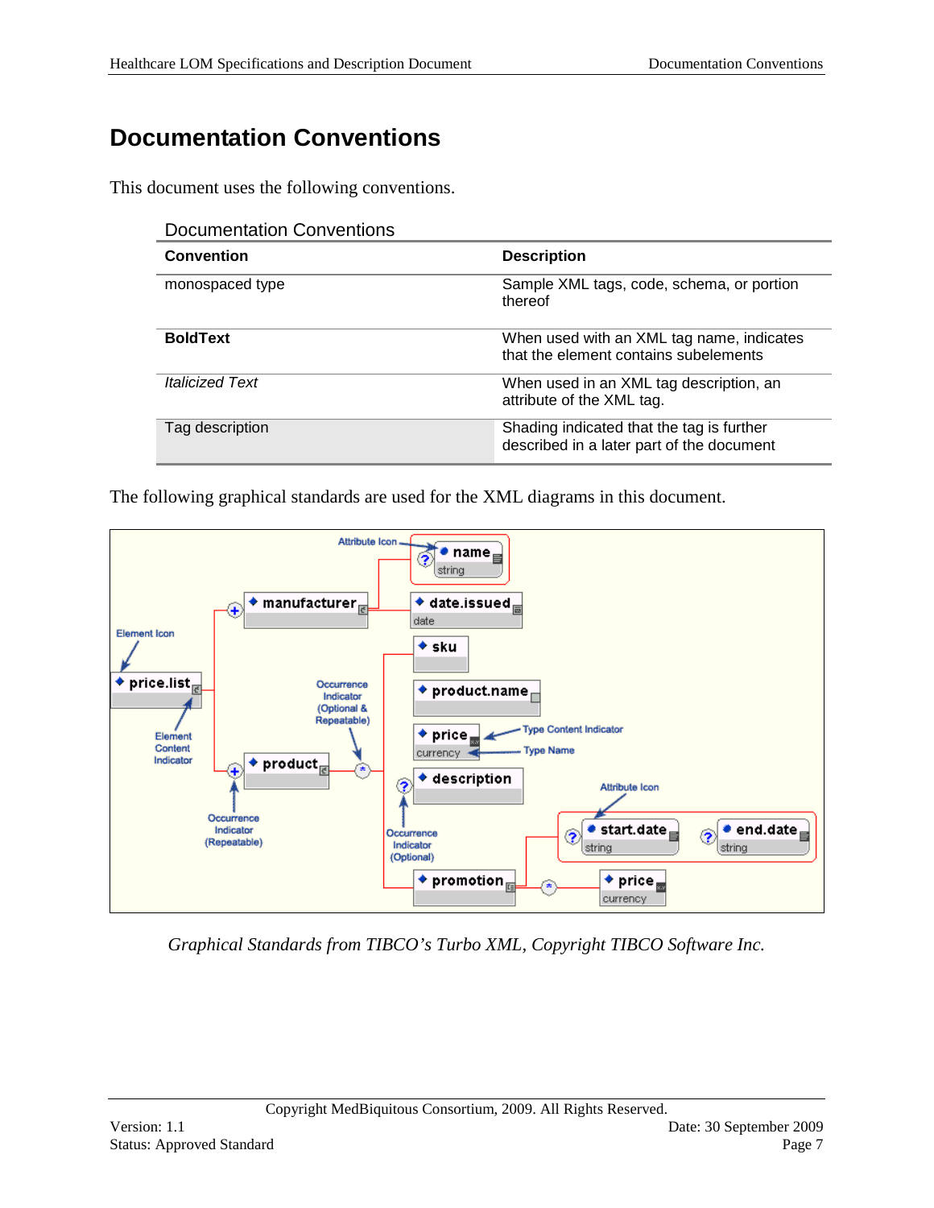# Documentation Conventions

This document uses the following conventions.

Documentation Conventions

| Convention | Description |
|---|---|
| `monospaced type` | Sample XML tags, code, schema, or portion thereof |
| **BoldText** | When used with an XML tag name, indicates that the element contains subelements |
| *Italicized Text* | When used in an XML tag description, an attribute of the XML tag. |
| Tag description | Shading indicated that the tag is further described in a later part of the document |

The following graphical standards are used for the XML diagrams in this document.

Attribute Icon
name
string
manufacturer
date.issued
date
Element Icon
sku
price.list
product.name
Occurrence Indicator (Optional & Repeatable)
Element Content Indicator
price
currency
Type Content Indicator
Type Name
product
description
Attribute Icon
Occurrence Indicator (Repeatable)
Occurrence Indicator (Optional)
start.date
string
end.date
string
promotion
price
currency

*Graphical Standards from TIBCO's Turbo XML, Copyright TIBCO Software Inc.*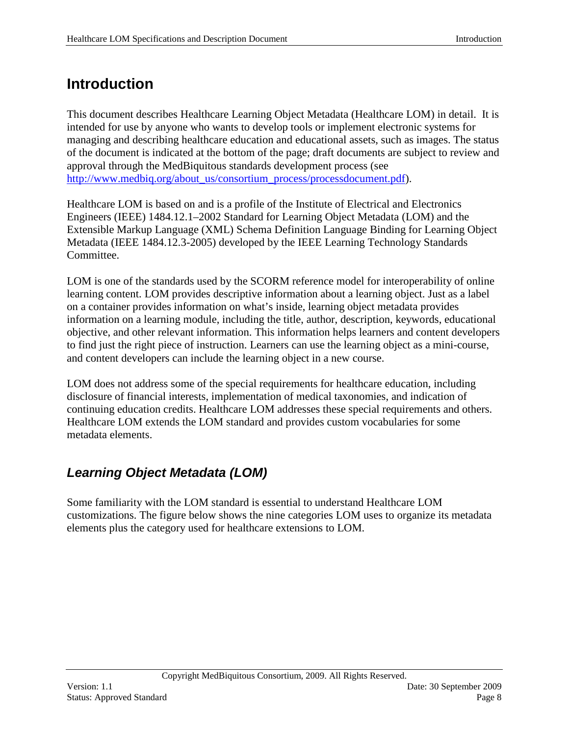# Introduction

This document describes Healthcare Learning Object Metadata (Healthcare LOM) in detail. It is intended for use by anyone who wants to develop tools or implement electronic systems for managing and describing healthcare education and educational assets, such as images. The status of the document is indicated at the bottom of the page; draft documents are subject to review and approval through the MedBiquitous standards development process (see http://www.medbiq.org/about_us/consortium_process/processdocument.pdf).

Healthcare LOM is based on and is a profile of the Institute of Electrical and Electronics Engineers (IEEE) 1484.12.1–2002 Standard for Learning Object Metadata (LOM) and the Extensible Markup Language (XML) Schema Definition Language Binding for Learning Object Metadata (IEEE 1484.12.3-2005) developed by the IEEE Learning Technology Standards Committee.

LOM is one of the standards used by the SCORM reference model for interoperability of online learning content. LOM provides descriptive information about a learning object. Just as a label on a container provides information on what's inside, learning object metadata provides information on a learning module, including the title, author, description, keywords, educational objective, and other relevant information. This information helps learners and content developers to find just the right piece of instruction. Learners can use the learning object as a mini-course, and content developers can include the learning object in a new course.

LOM does not address some of the special requirements for healthcare education, including disclosure of financial interests, implementation of medical taxonomies, and indication of continuing education credits. Healthcare LOM addresses these special requirements and others. Healthcare LOM extends the LOM standard and provides custom vocabularies for some metadata elements.

## *Learning Object Metadata (LOM)*

Some familiarity with the LOM standard is essential to understand Healthcare LOM customizations. The figure below shows the nine categories LOM uses to organize its metadata elements plus the category used for healthcare extensions to LOM.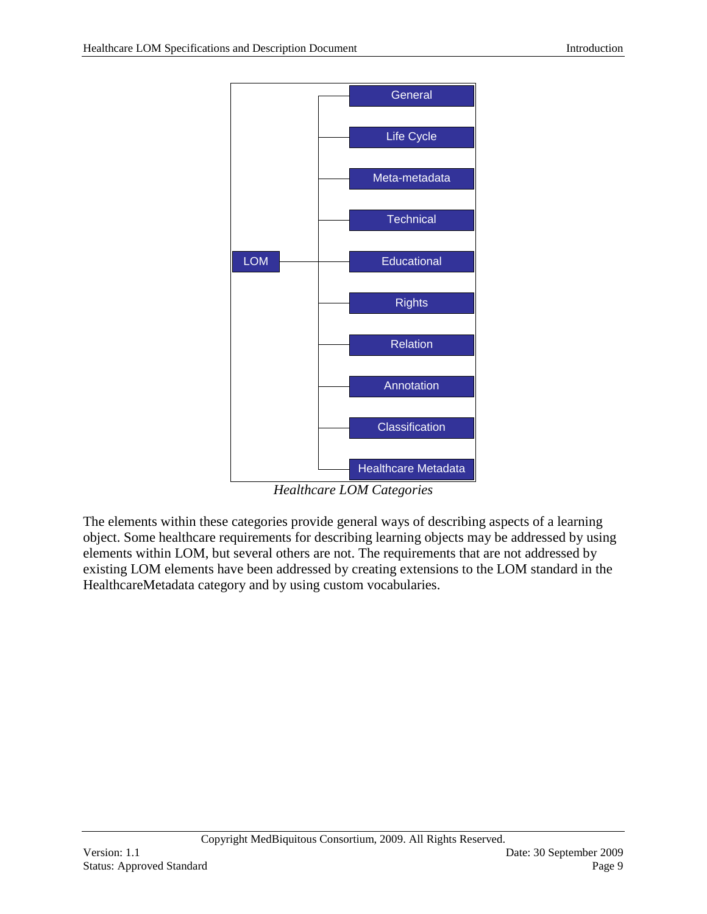LOM

General

Life Cycle

Meta-metadata

Technical

Educational

Rights

Relation

Annotation

Classification

Healthcare Metadata

*Healthcare LOM Categories*

The elements within these categories provide general ways of describing aspects of a learning object. Some healthcare requirements for describing learning objects may be addressed by using elements within LOM, but several others are not. The requirements that are not addressed by existing LOM elements have been addressed by creating extensions to the LOM standard in the HealthcareMetadata category and by using custom vocabularies.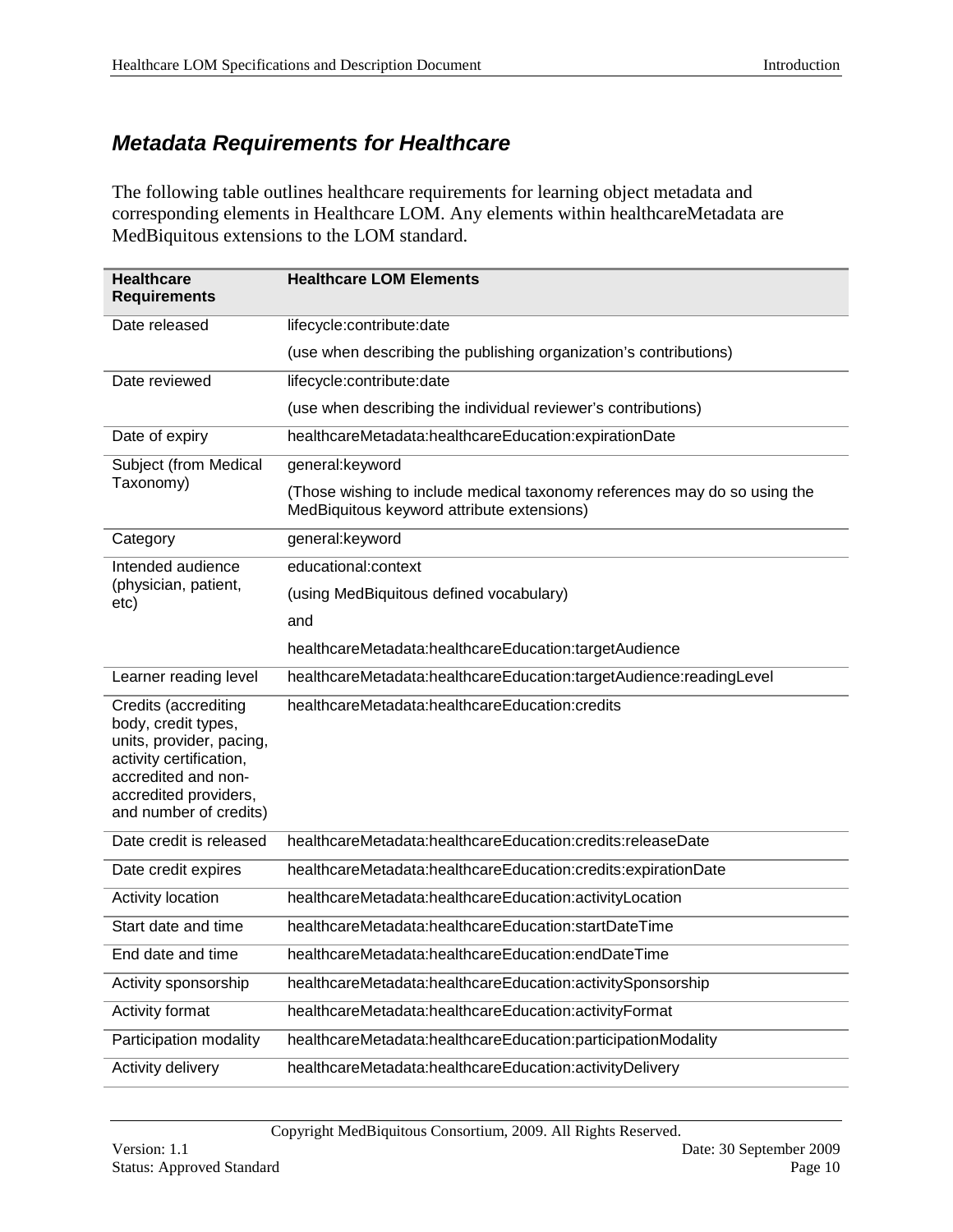## *Metadata Requirements for Healthcare*

The following table outlines healthcare requirements for learning object metadata and corresponding elements in Healthcare LOM. Any elements within healthcareMetadata are MedBiquitous extensions to the LOM standard.

| Healthcare Requirements | Healthcare LOM Elements |
|---|---|
| Date released | lifecycle:contribute:date<br>(use when describing the publishing organization's contributions) |
| Date reviewed | lifecycle:contribute:date<br>(use when describing the individual reviewer's contributions) |
| Date of expiry | healthcareMetadata:healthcareEducation:expirationDate |
| Subject (from Medical Taxonomy) | general:keyword<br>(Those wishing to include medical taxonomy references may do so using the MedBiquitous keyword attribute extensions) |
| Category | general:keyword |
| Intended audience (physician, patient, etc) | educational:context<br>(using MedBiquitous defined vocabulary)<br>and<br>healthcareMetadata:healthcareEducation:targetAudience |
| Learner reading level | healthcareMetadata:healthcareEducation:targetAudience:readingLevel |
| Credits (accrediting body, credit types, units, provider, pacing, activity certification, accredited and non-accredited providers, and number of credits) | healthcareMetadata:healthcareEducation:credits |
| Date credit is released | healthcareMetadata:healthcareEducation:credits:releaseDate |
| Date credit expires | healthcareMetadata:healthcareEducation:credits:expirationDate |
| Activity location | healthcareMetadata:healthcareEducation:activityLocation |
| Start date and time | healthcareMetadata:healthcareEducation:startDateTime |
| End date and time | healthcareMetadata:healthcareEducation:endDateTime |
| Activity sponsorship | healthcareMetadata:healthcareEducation:activitySponsorship |
| Activity format | healthcareMetadata:healthcareEducation:activityFormat |
| Participation modality | healthcareMetadata:healthcareEducation:participationModality |
| Activity delivery | healthcareMetadata:healthcareEducation:activityDelivery |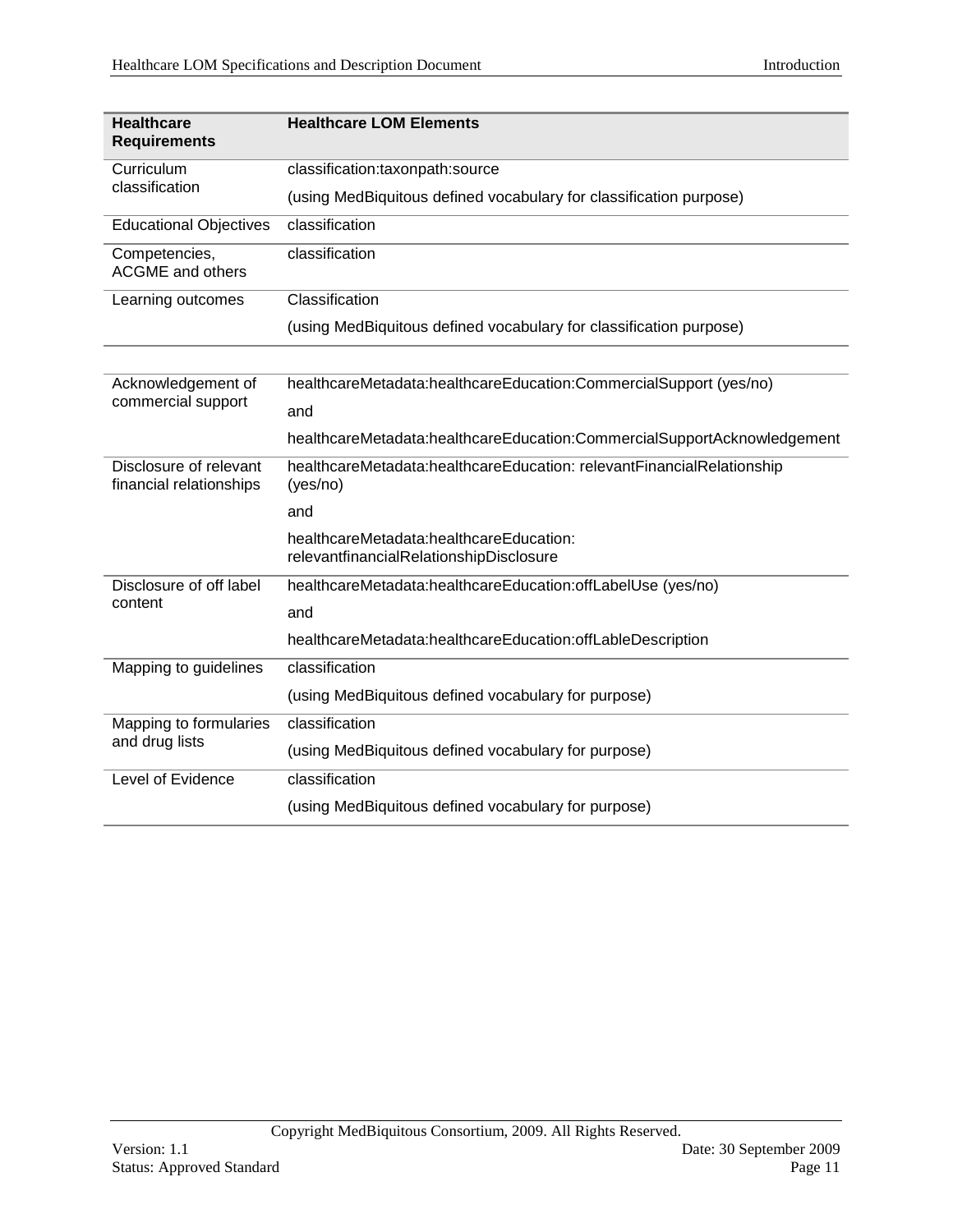| Healthcare Requirements | Healthcare LOM Elements |
|---|---|
| Curriculum classification | classification:taxonpath:source<br><br>(using MedBiquitous defined vocabulary for classification purpose) |
| Educational Objectives | classification |
| Competencies, ACGME and others | classification |
| Learning outcomes | Classification<br><br>(using MedBiquitous defined vocabulary for classification purpose) |
| | |
| Acknowledgement of commercial support | healthcareMetadata:healthcareEducation:CommercialSupport (yes/no)<br><br>and<br><br>healthcareMetadata:healthcareEducation:CommercialSupportAcknowledgement |
| Disclosure of relevant financial relationships | healthcareMetadata:healthcareEducation: relevantFinancialRelationship (yes/no)<br><br>and<br><br>healthcareMetadata:healthcareEducation: relevantfinancialRelationshipDisclosure |
| Disclosure of off label content | healthcareMetadata:healthcareEducation:offLabelUse (yes/no)<br><br>and<br><br>healthcareMetadata:healthcareEducation:offLableDescription |
| Mapping to guidelines | classification<br><br>(using MedBiquitous defined vocabulary for purpose) |
| Mapping to formularies and drug lists | classification<br><br>(using MedBiquitous defined vocabulary for purpose) |
| Level of Evidence | classification<br><br>(using MedBiquitous defined vocabulary for purpose) |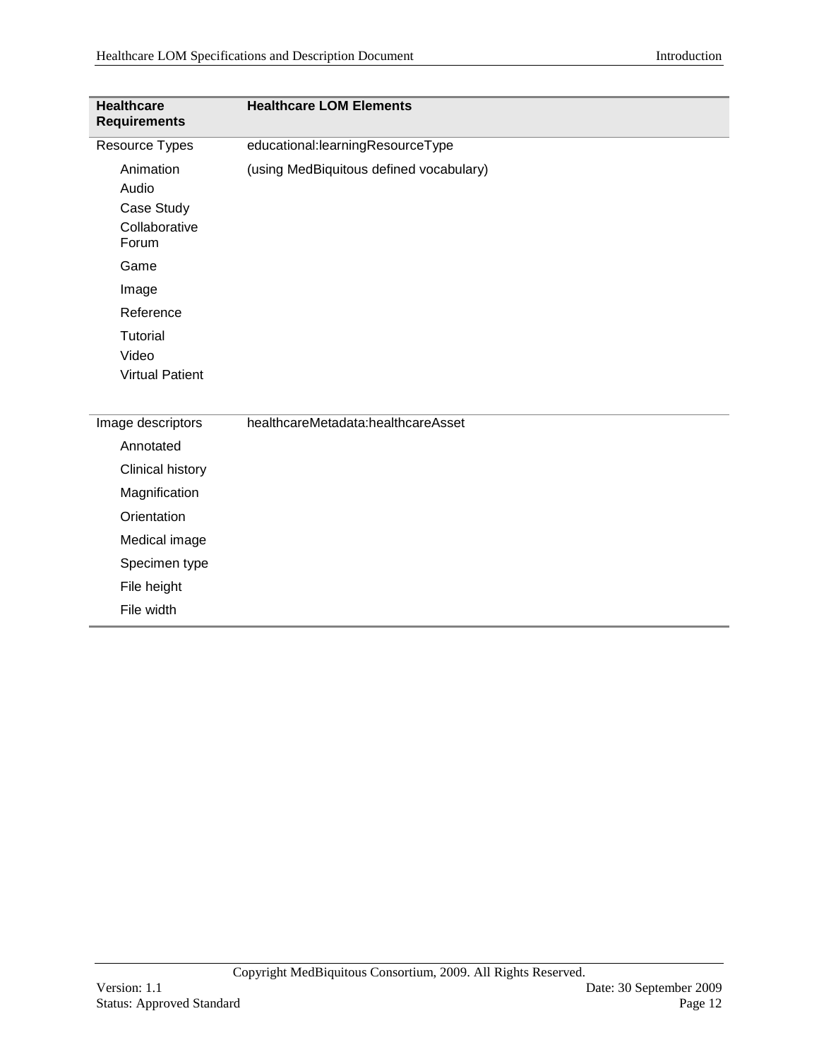| Healthcare Requirements | Healthcare LOM Elements |
|---|---|
| Resource Types | educational:learningResourceType |
| Animation<br>Audio<br>Case Study<br>Collaborative Forum<br>Game<br>Image<br>Reference<br>Tutorial<br>Video<br>Virtual Patient | (using MedBiquitous defined vocabulary) |
| Image descriptors | healthcareMetadata:healthcareAsset |
| Annotated<br>Clinical history<br>Magnification<br>Orientation<br>Medical image<br>Specimen type<br>File height<br>File width | |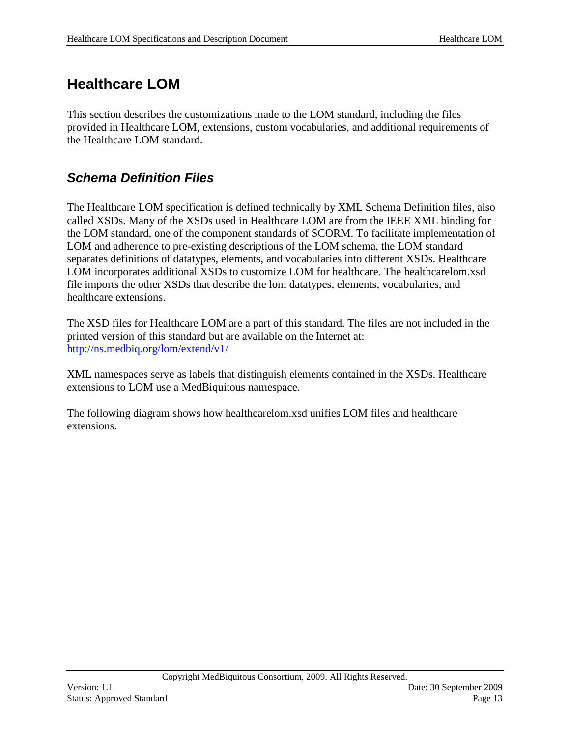# Healthcare LOM

This section describes the customizations made to the LOM standard, including the files provided in Healthcare LOM, extensions, custom vocabularies, and additional requirements of the Healthcare LOM standard.

## *Schema Definition Files*

The Healthcare LOM specification is defined technically by XML Schema Definition files, also called XSDs. Many of the XSDs used in Healthcare LOM are from the IEEE XML binding for the LOM standard, one of the component standards of SCORM. To facilitate implementation of LOM and adherence to pre-existing descriptions of the LOM schema, the LOM standard separates definitions of datatypes, elements, and vocabularies into different XSDs. Healthcare LOM incorporates additional XSDs to customize LOM for healthcare. The healthcarelom.xsd file imports the other XSDs that describe the lom datatypes, elements, vocabularies, and healthcare extensions.

The XSD files for Healthcare LOM are a part of this standard. The files are not included in the printed version of this standard but are available on the Internet at: [http://ns.medbiq.org/lom/extend/v1/](http://ns.medbiq.org/lom/extend/v1/)

XML namespaces serve as labels that distinguish elements contained in the XSDs. Healthcare extensions to LOM use a MedBiquitous namespace.

The following diagram shows how healthcarelom.xsd unifies LOM files and healthcare extensions.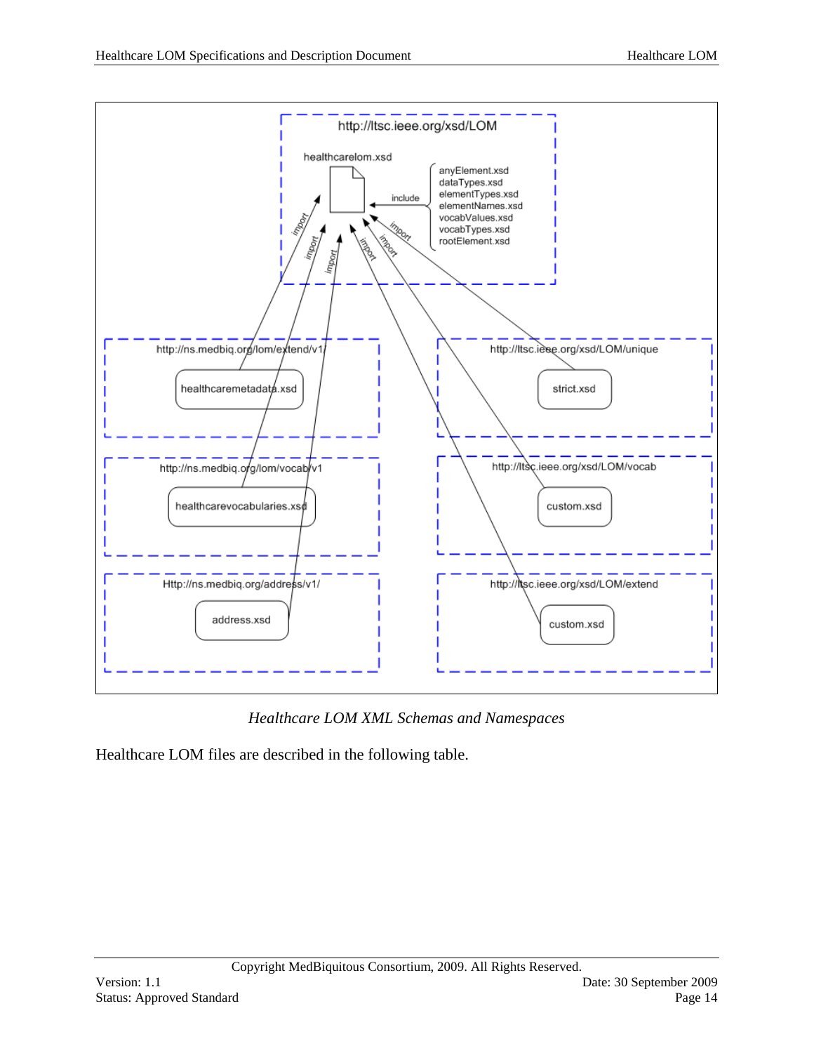http://ltsc.ieee.org/xsd/LOM

healthcarelom.xsd

include

anyElement.xsd
dataTypes.xsd
elementTypes.xsd
elementNames.xsd
vocabValues.xsd
vocabTypes.xsd
rootElement.xsd

import

import

import

import

import

import

http://ns.medbiq.org/lom/extend/v1/

healthcaremetadata.xsd

http://ns.medbiq.org/lom/vocab/v1

healthcarevocabularies.xsd

Http://ns.medbiq.org/address/v1/

address.xsd

http://ltsc.ieee.org/xsd/LOM/unique

strict.xsd

http://ltsc.ieee.org/xsd/LOM/vocab

custom.xsd

http://ltsc.ieee.org/xsd/LOM/extend

custom.xsd

*Healthcare LOM XML Schemas and Namespaces*

Healthcare LOM files are described in the following table.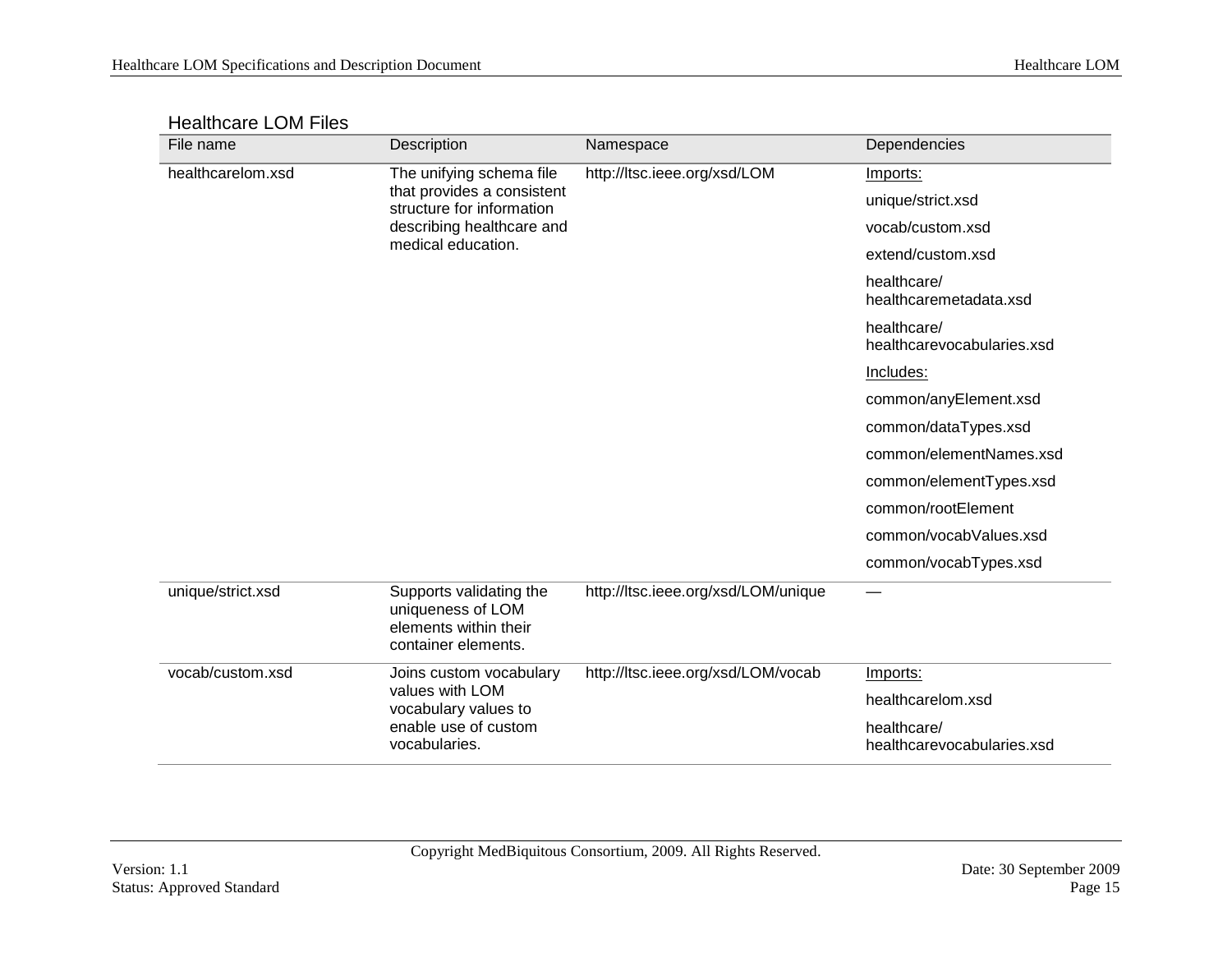Healthcare LOM Files

| File name | Description | Namespace | Dependencies |
|---|---|---|---|
| healthcarelom.xsd | The unifying schema file that provides a consistent structure for information describing healthcare and medical education. | http://ltsc.ieee.org/xsd/LOM | Imports:<br>unique/strict.xsd<br>vocab/custom.xsd<br>extend/custom.xsd<br>healthcare/ healthcaremetadata.xsd<br>healthcare/ healthcarevocabularies.xsd<br>Includes:<br>common/anyElement.xsd<br>common/dataTypes.xsd<br>common/elementNames.xsd<br>common/elementTypes.xsd<br>common/rootElement<br>common/vocabValues.xsd<br>common/vocabTypes.xsd |
| unique/strict.xsd | Supports validating the uniqueness of LOM elements within their container elements. | http://ltsc.ieee.org/xsd/LOM/unique | — |
| vocab/custom.xsd | Joins custom vocabulary values with LOM vocabulary values to enable use of custom vocabularies. | http://ltsc.ieee.org/xsd/LOM/vocab | Imports:<br>healthcarelom.xsd<br>healthcare/ healthcarevocabularies.xsd |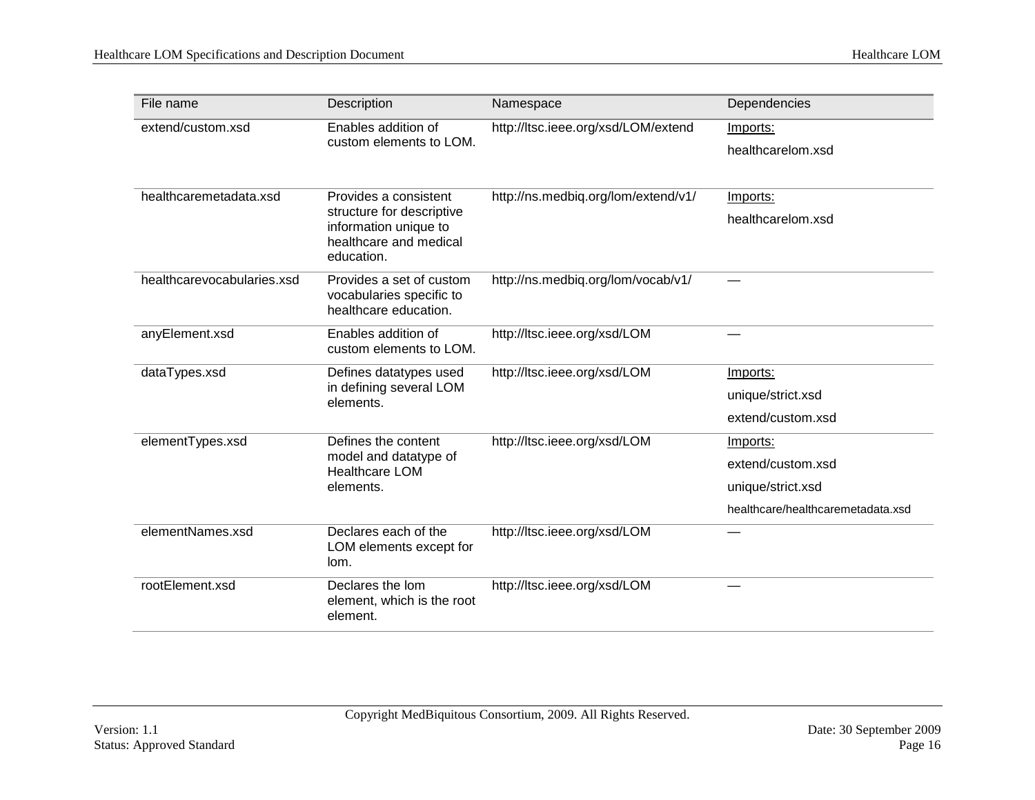| File name | Description | Namespace | Dependencies |
|---|---|---|---|
| extend/custom.xsd | Enables addition of custom elements to LOM. | http://ltsc.ieee.org/xsd/LOM/extend | Imports: healthcarelom.xsd |
| healthcaremetadata.xsd | Provides a consistent structure for descriptive information unique to healthcare and medical education. | http://ns.medbiq.org/lom/extend/v1/ | Imports: healthcarelom.xsd |
| healthcarevocabularies.xsd | Provides a set of custom vocabularies specific to healthcare education. | http://ns.medbiq.org/lom/vocab/v1/ | — |
| anyElement.xsd | Enables addition of custom elements to LOM. | http://ltsc.ieee.org/xsd/LOM | — |
| dataTypes.xsd | Defines datatypes used in defining several LOM elements. | http://ltsc.ieee.org/xsd/LOM | Imports: unique/strict.xsd extend/custom.xsd |
| elementTypes.xsd | Defines the content model and datatype of Healthcare LOM elements. | http://ltsc.ieee.org/xsd/LOM | Imports: extend/custom.xsd unique/strict.xsd healthcare/healthcaremetadata.xsd |
| elementNames.xsd | Declares each of the LOM elements except for lom. | http://ltsc.ieee.org/xsd/LOM | — |
| rootElement.xsd | Declares the lom element, which is the root element. | http://ltsc.ieee.org/xsd/LOM | — |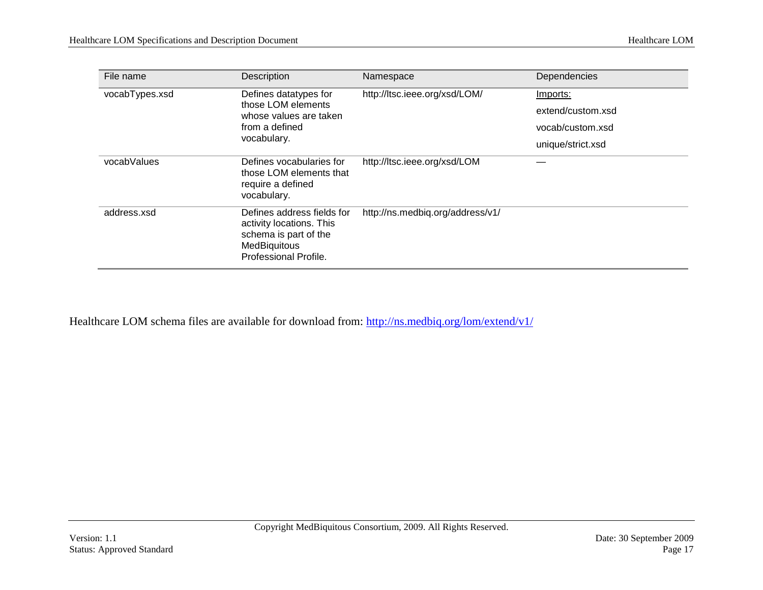| File name | Description | Namespace | Dependencies |
|---|---|---|---|
| vocabTypes.xsd | Defines datatypes for those LOM elements whose values are taken from a defined vocabulary. | http://ltsc.ieee.org/xsd/LOM/ | Imports:<br>extend/custom.xsd<br>vocab/custom.xsd<br>unique/strict.xsd |
| vocabValues | Defines vocabularies for those LOM elements that require a defined vocabulary. | http://ltsc.ieee.org/xsd/LOM | — |
| address.xsd | Defines address fields for activity locations. This schema is part of the MedBiquitous Professional Profile. | http://ns.medbiq.org/address/v1/ | |

Healthcare LOM schema files are available for download from: [http://ns.medbiq.org/lom/extend/v1/](http://ns.medbiq.org/lom/extend/v1/)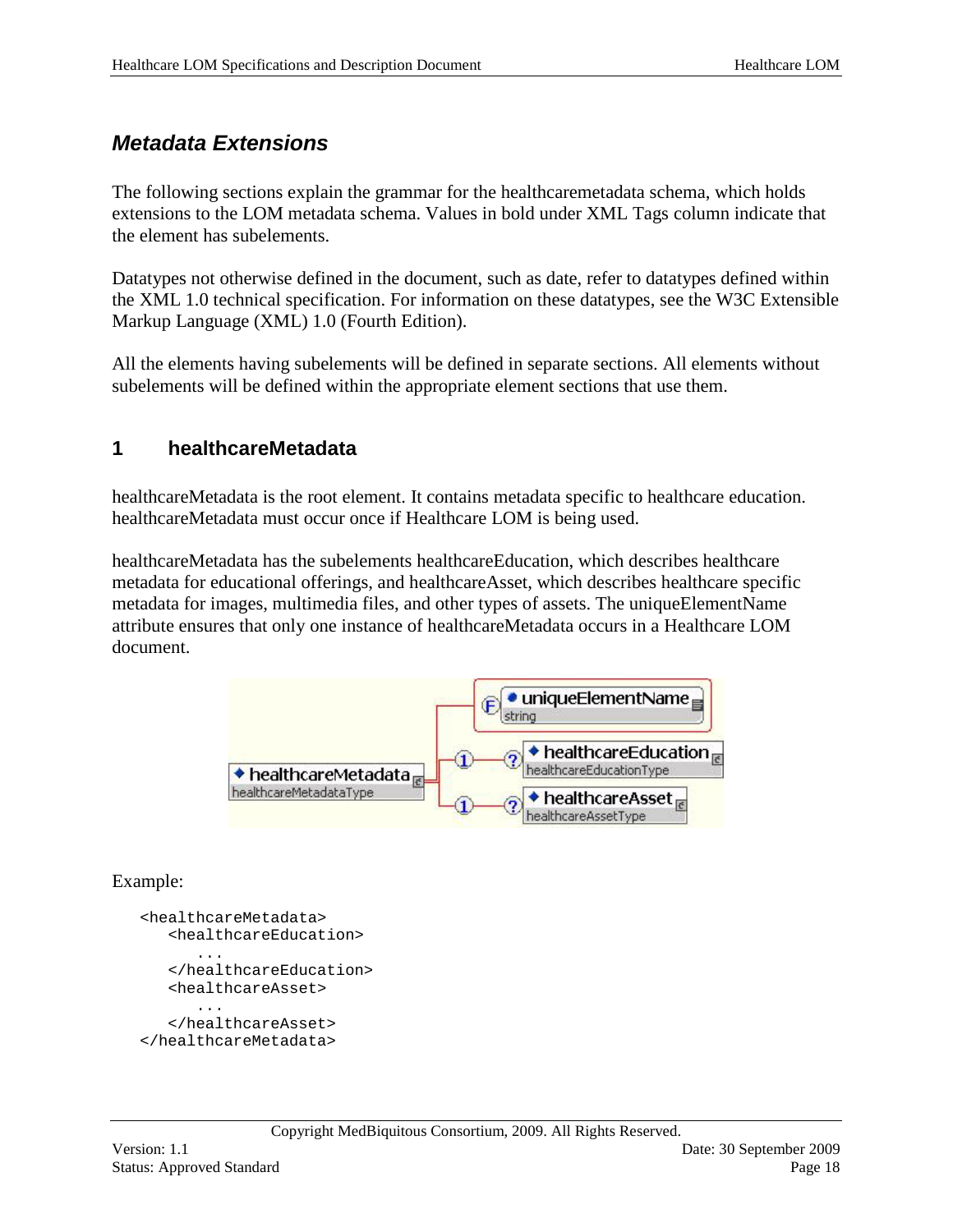## *Metadata Extensions*

The following sections explain the grammar for the healthcaremetadata schema, which holds extensions to the LOM metadata schema. Values in bold under XML Tags column indicate that the element has subelements.

Datatypes not otherwise defined in the document, such as date, refer to datatypes defined within the XML 1.0 technical specification. For information on these datatypes, see the W3C Extensible Markup Language (XML) 1.0 (Fourth Edition).

All the elements having subelements will be defined in separate sections. All elements without subelements will be defined within the appropriate element sections that use them.

## 1 healthcareMetadata

healthcareMetadata is the root element. It contains metadata specific to healthcare education. healthcareMetadata must occur once if Healthcare LOM is being used.

healthcareMetadata has the subelements healthcareEducation, which describes healthcare metadata for educational offerings, and healthcareAsset, which describes healthcare specific metadata for images, multimedia files, and other types of assets. The uniqueElementName attribute ensures that only one instance of healthcareMetadata occurs in a Healthcare LOM document.

uniqueElementName
string
healthcareMetadata
healthcareMetadataType
healthcareEducation
healthcareEducationType
healthcareAsset
healthcareAssetType

Example:

```
<healthcareMetadata>
   <healthcareEducation>
      ...
   </healthcareEducation>
   <healthcareAsset>
      ...
   </healthcareAsset>
</healthcareMetadata>
```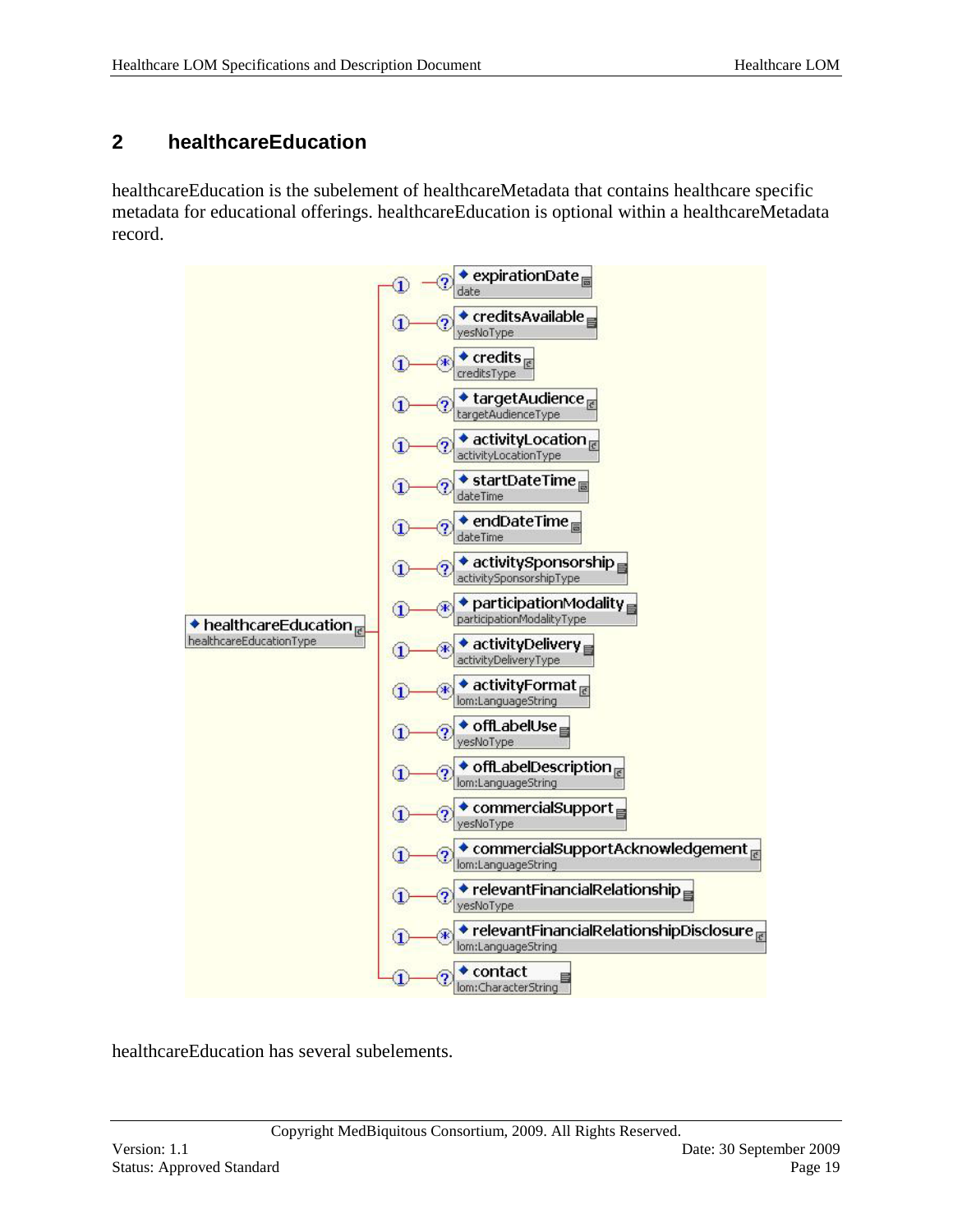## 2 healthcareEducation

healthcareEducation is the subelement of healthcareMetadata that contains healthcare specific metadata for educational offerings. healthcareEducation is optional within a healthcareMetadata record.

healthcareEducation has several subelements.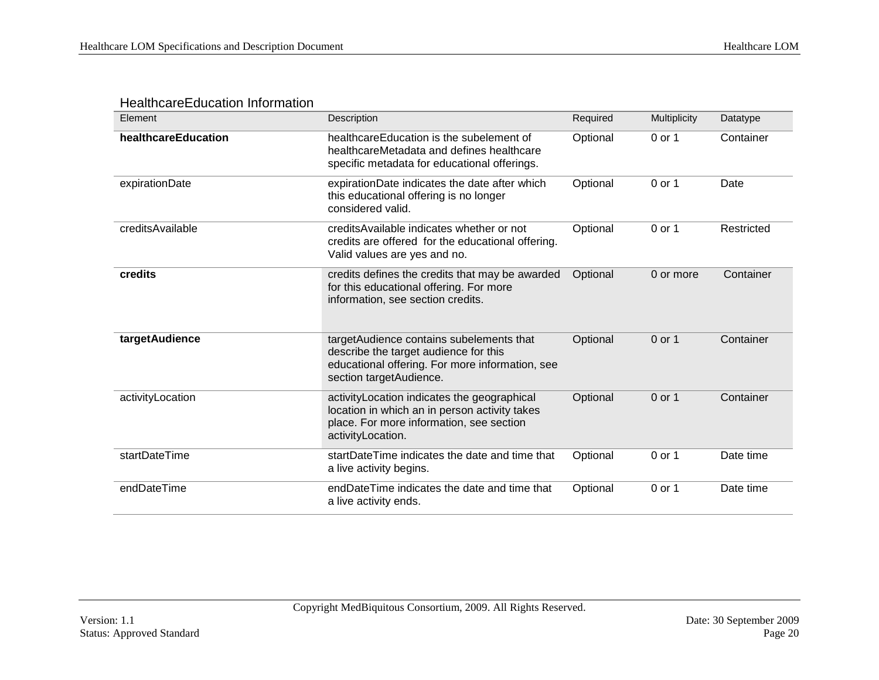HealthcareEducation Information

| Element | Description | Required | Multiplicity | Datatype |
| --- | --- | --- | --- | --- |
| **healthcareEducation** | healthcareEducation is the subelement of healthcareMetadata and defines healthcare specific metadata for educational offerings. | Optional | 0 or 1 | Container |
| expirationDate | expirationDate indicates the date after which this educational offering is no longer considered valid. | Optional | 0 or 1 | Date |
| creditsAvailable | creditsAvailable indicates whether or not credits are offered for the educational offering. Valid values are yes and no. | Optional | 0 or 1 | Restricted |
| **credits** | credits defines the credits that may be awarded for this educational offering. For more information, see section credits. | Optional | 0 or more | Container |
| **targetAudience** | targetAudience contains subelements that describe the target audience for this educational offering. For more information, see section targetAudience. | Optional | 0 or 1 | Container |
| activityLocation | activityLocation indicates the geographical location in which an in person activity takes place. For more information, see section activityLocation. | Optional | 0 or 1 | Container |
| startDateTime | startDateTime indicates the date and time that a live activity begins. | Optional | 0 or 1 | Date time |
| endDateTime | endDateTime indicates the date and time that a live activity ends. | Optional | 0 or 1 | Date time |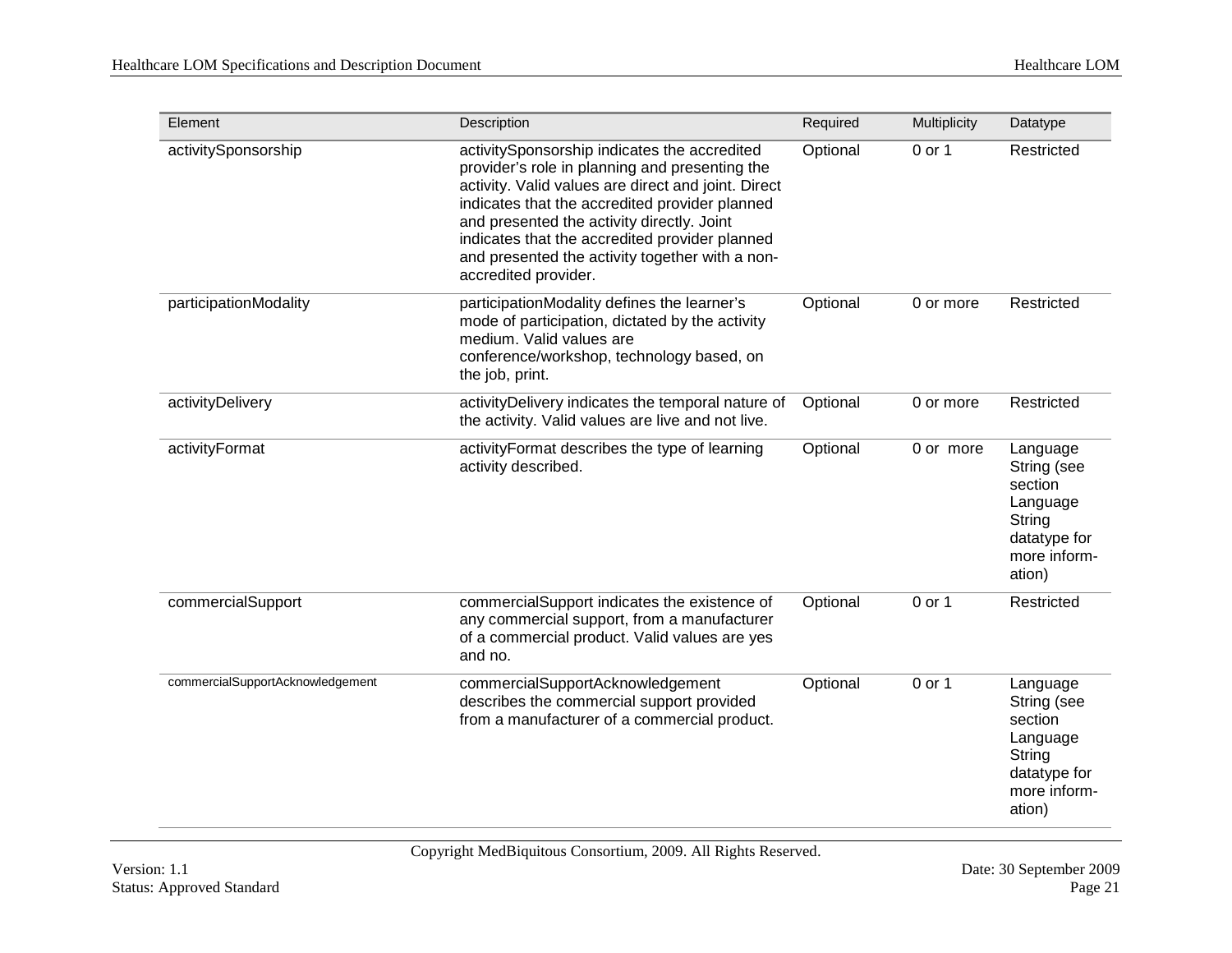| Element | Description | Required | Multiplicity | Datatype |
|---|---|---|---|---|
| activitySponsorship | activitySponsorship indicates the accredited provider's role in planning and presenting the activity. Valid values are direct and joint. Direct indicates that the accredited provider planned and presented the activity directly. Joint indicates that the accredited provider planned and presented the activity together with a non-accredited provider. | Optional | 0 or 1 | Restricted |
| participationModality | participationModality defines the learner's mode of participation, dictated by the activity medium. Valid values are conference/workshop, technology based, on the job, print. | Optional | 0 or more | Restricted |
| activityDelivery | activityDelivery indicates the temporal nature of the activity. Valid values are live and not live. | Optional | 0 or more | Restricted |
| activityFormat | activityFormat describes the type of learning activity described. | Optional | 0 or more | Language String (see section Language String datatype for more information) |
| commercialSupport | commercialSupport indicates the existence of any commercial support, from a manufacturer of a commercial product. Valid values are yes and no. | Optional | 0 or 1 | Restricted |
| commercialSupportAcknowledgement | commercialSupportAcknowledgement describes the commercial support provided from a manufacturer of a commercial product. | Optional | 0 or 1 | Language String (see section Language String datatype for more information) |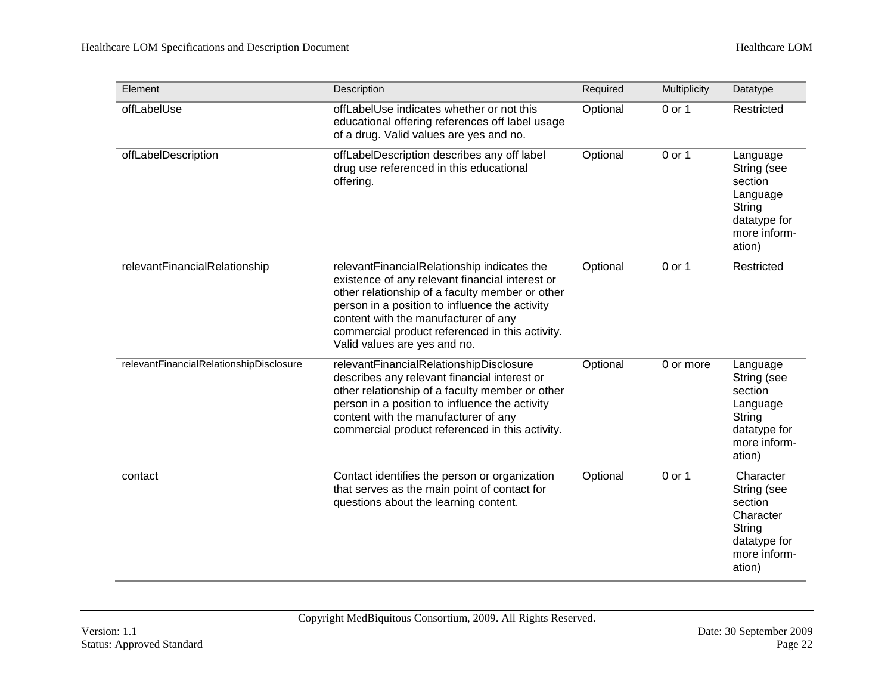| Element | Description | Required | Multiplicity | Datatype |
|---|---|---|---|---|
| offLabelUse | offLabelUse indicates whether or not this educational offering references off label usage of a drug. Valid values are yes and no. | Optional | 0 or 1 | Restricted |
| offLabelDescription | offLabelDescription describes any off label drug use referenced in this educational offering. | Optional | 0 or 1 | Language String (see section Language String datatype for more inform-ation) |
| relevantFinancialRelationship | relevantFinancialRelationship indicates the existence of any relevant financial interest or other relationship of a faculty member or other person in a position to influence the activity content with the manufacturer of any commercial product referenced in this activity. Valid values are yes and no. | Optional | 0 or 1 | Restricted |
| relevantFinancialRelationshipDisclosure | relevantFinancialRelationshipDisclosure describes any relevant financial interest or other relationship of a faculty member or other person in a position to influence the activity content with the manufacturer of any commercial product referenced in this activity. | Optional | 0 or more | Language String (see section Language String datatype for more inform-ation) |
| contact | Contact identifies the person or organization that serves as the main point of contact for questions about the learning content. | Optional | 0 or 1 | Character String (see section Character String datatype for more inform-ation) |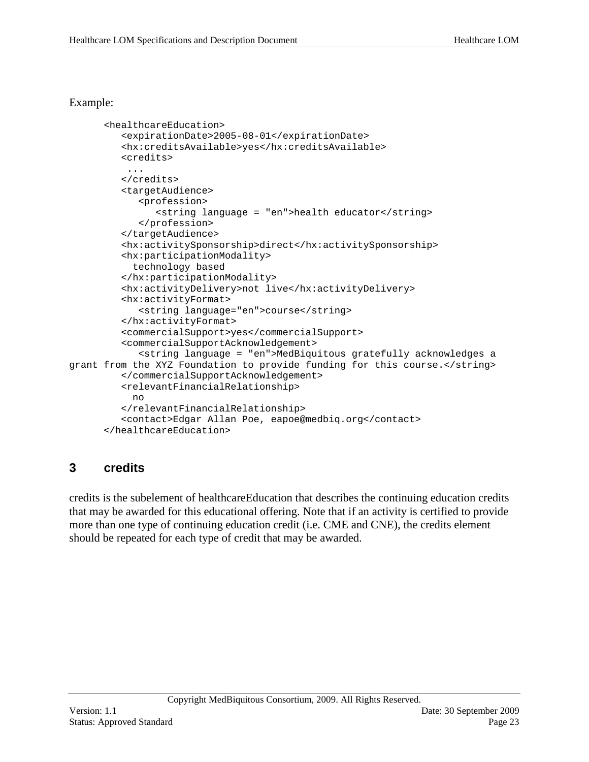Example:

```
      <healthcareEducation>
         <expirationDate>2005-08-01</expirationDate>
         <hx:creditsAvailable>yes</hx:creditsAvailable>
         <credits>
          ...
         </credits>
         <targetAudience>
            <profession>
               <string language = "en">health educator</string>
            </profession>
         </targetAudience>
         <hx:activitySponsorship>direct</hx:activitySponsorship>
         <hx:participationModality>
           technology based
         </hx:participationModality>
         <hx:activityDelivery>not live</hx:activityDelivery>
         <hx:activityFormat>
            <string language="en">course</string>
         </hx:activityFormat>
         <commercialSupport>yes</commercialSupport>
         <commercialSupportAcknowledgement>
            <string language = "en">MedBiquitous gratefully acknowledges a
grant from the XYZ Foundation to provide funding for this course.</string>
         </commercialSupportAcknowledgement>
         <relevantFinancialRelationship>
           no
         </relevantFinancialRelationship>
         <contact>Edgar Allan Poe, eapoe@medbiq.org</contact>
      </healthcareEducation>
```

## 3 credits

credits is the subelement of healthcareEducation that describes the continuing education credits that may be awarded for this educational offering. Note that if an activity is certified to provide more than one type of continuing education credit (i.e. CME and CNE), the credits element should be repeated for each type of credit that may be awarded.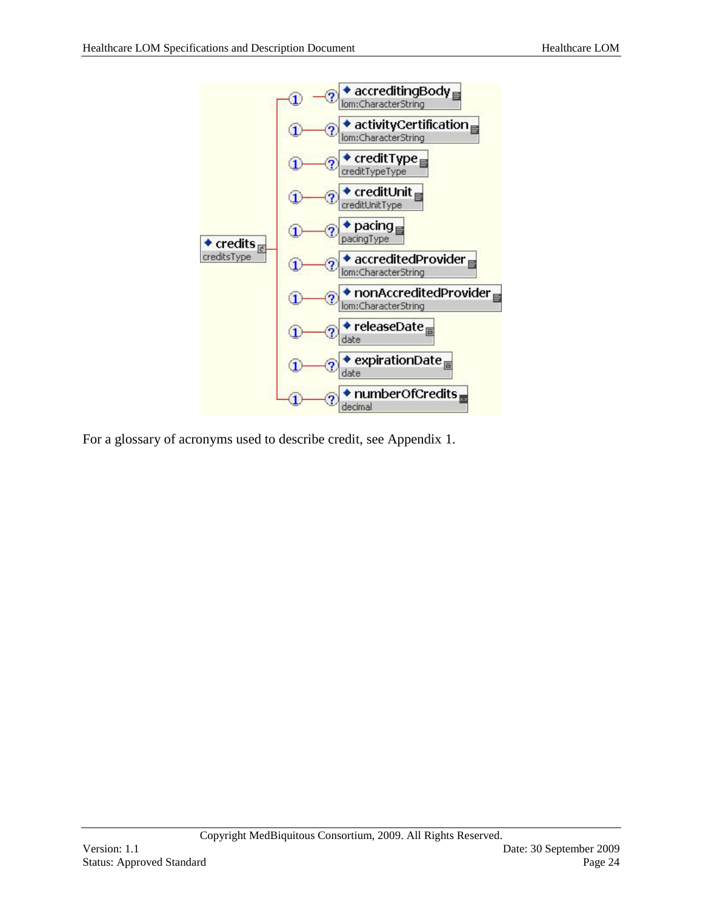credits
creditsType

accreditingBody
lom:CharacterString

activityCertification
lom:CharacterString

creditType
creditTypeType

creditUnit
creditUnitType

pacing
pacingType

accreditedProvider
lom:CharacterString

nonAccreditedProvider
lom:CharacterString

releaseDate
date

expirationDate
date

numberOfCredits
decimal

For a glossary of acronyms used to describe credit, see Appendix 1.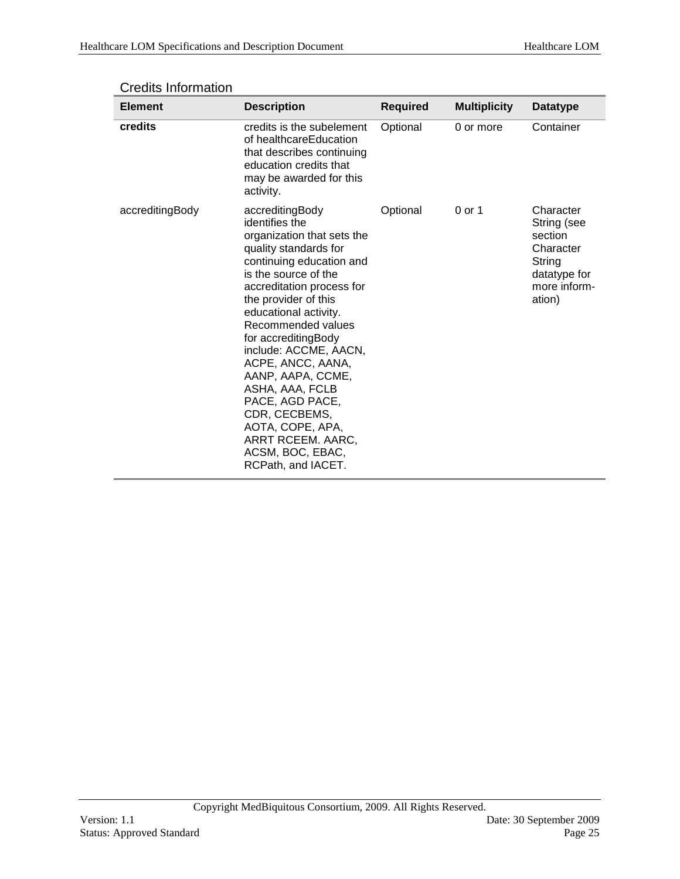Credits Information

| Element | Description | Required | Multiplicity | Datatype |
|---|---|---|---|---|
| **credits** | credits is the subelement of healthcareEducation that describes continuing education credits that may be awarded for this activity. | Optional | 0 or more | Container |
| accreditingBody | accreditingBody identifies the organization that sets the quality standards for continuing education and is the source of the accreditation process for the provider of this educational activity. Recommended values for accreditingBody include: ACCME, AACN, ACPE, ANCC, AANA, AANP, AAPA, CCME, ASHA, AAA, FCLB PACE, AGD PACE, CDR, CECBEMS, AOTA, COPE, APA, ARRT RCEEM. AARC, ACSM, BOC, EBAC, RCPath, and IACET. | Optional | 0 or 1 | Character String (see section Character String datatype for more information) |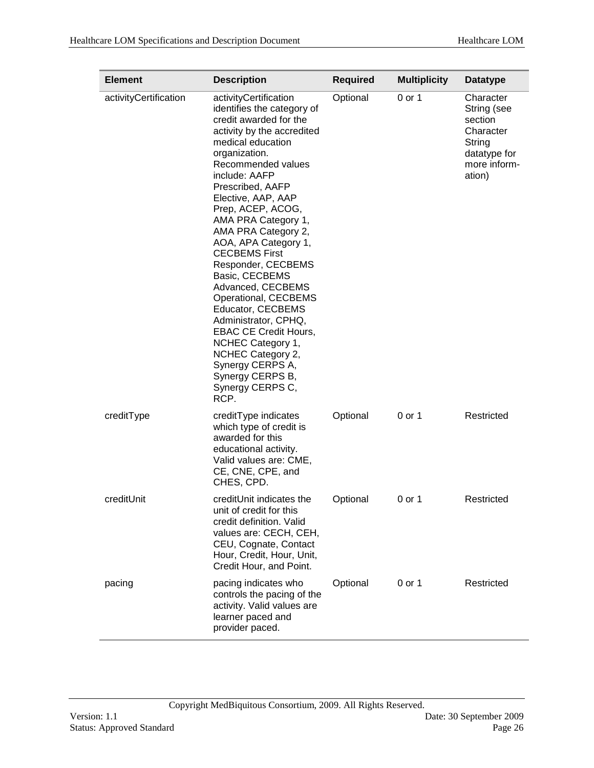| Element | Description | Required | Multiplicity | Datatype |
|---|---|---|---|---|
| activityCertification | activityCertification identifies the category of credit awarded for the activity by the accredited medical education organization. Recommended values include: AAFP Prescribed, AAFP Elective, AAP, AAP Prep, ACEP, ACOG, AMA PRA Category 1, AMA PRA Category 2, AOA, APA Category 1, CECBEMS First Responder, CECBEMS Basic, CECBEMS Advanced, CECBEMS Operational, CECBEMS Educator, CECBEMS Administrator, CPHQ, EBAC CE Credit Hours, NCHEC Category 1, NCHEC Category 2, Synergy CERPS A, Synergy CERPS B, Synergy CERPS C, RCP. | Optional | 0 or 1 | Character String (see section Character String datatype for more information) |
| creditType | creditType indicates which type of credit is awarded for this educational activity. Valid values are: CME, CE, CNE, CPE, and CHES, CPD. | Optional | 0 or 1 | Restricted |
| creditUnit | creditUnit indicates the unit of credit for this credit definition. Valid values are: CECH, CEH, CEU, Cognate, Contact Hour, Credit, Hour, Unit, Credit Hour, and Point. | Optional | 0 or 1 | Restricted |
| pacing | pacing indicates who controls the pacing of the activity. Valid values are learner paced and provider paced. | Optional | 0 or 1 | Restricted |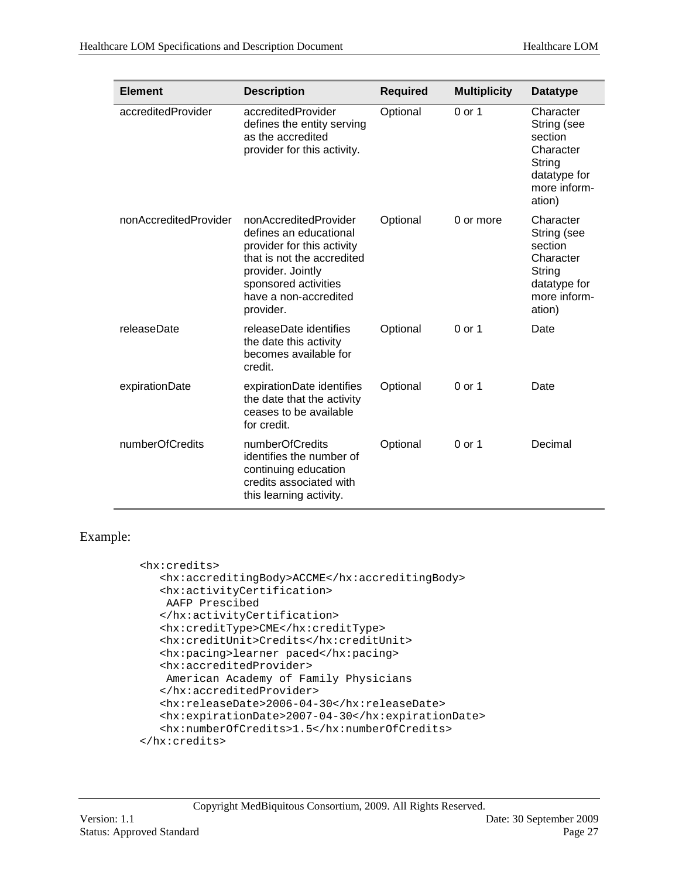| Element | Description | Required | Multiplicity | Datatype |
| --- | --- | --- | --- | --- |
| accreditedProvider | accreditedProvider defines the entity serving as the accredited provider for this activity. | Optional | 0 or 1 | Character String (see section Character String datatype for more information) |
| nonAccreditedProvider | nonAccreditedProvider defines an educational provider for this activity that is not the accredited provider. Jointly sponsored activities have a non-accredited provider. | Optional | 0 or more | Character String (see section Character String datatype for more information) |
| releaseDate | releaseDate identifies the date this activity becomes available for credit. | Optional | 0 or 1 | Date |
| expirationDate | expirationDate identifies the date that the activity ceases to be available for credit. | Optional | 0 or 1 | Date |
| numberOfCredits | numberOfCredits identifies the number of continuing education credits associated with this learning activity. | Optional | 0 or 1 | Decimal |

Example:

```
<hx:credits>
   <hx:accreditingBody>ACCME</hx:accreditingBody>
   <hx:activityCertification>
    AAFP Prescibed
   </hx:activityCertification>
   <hx:creditType>CME</hx:creditType>
   <hx:creditUnit>Credits</hx:creditUnit>
   <hx:pacing>learner paced</hx:pacing>
   <hx:accreditedProvider>
    American Academy of Family Physicians
   </hx:accreditedProvider>
   <hx:releaseDate>2006-04-30</hx:releaseDate>
   <hx:expirationDate>2007-04-30</hx:expirationDate>
   <hx:numberOfCredits>1.5</hx:numberOfCredits>
</hx:credits>
```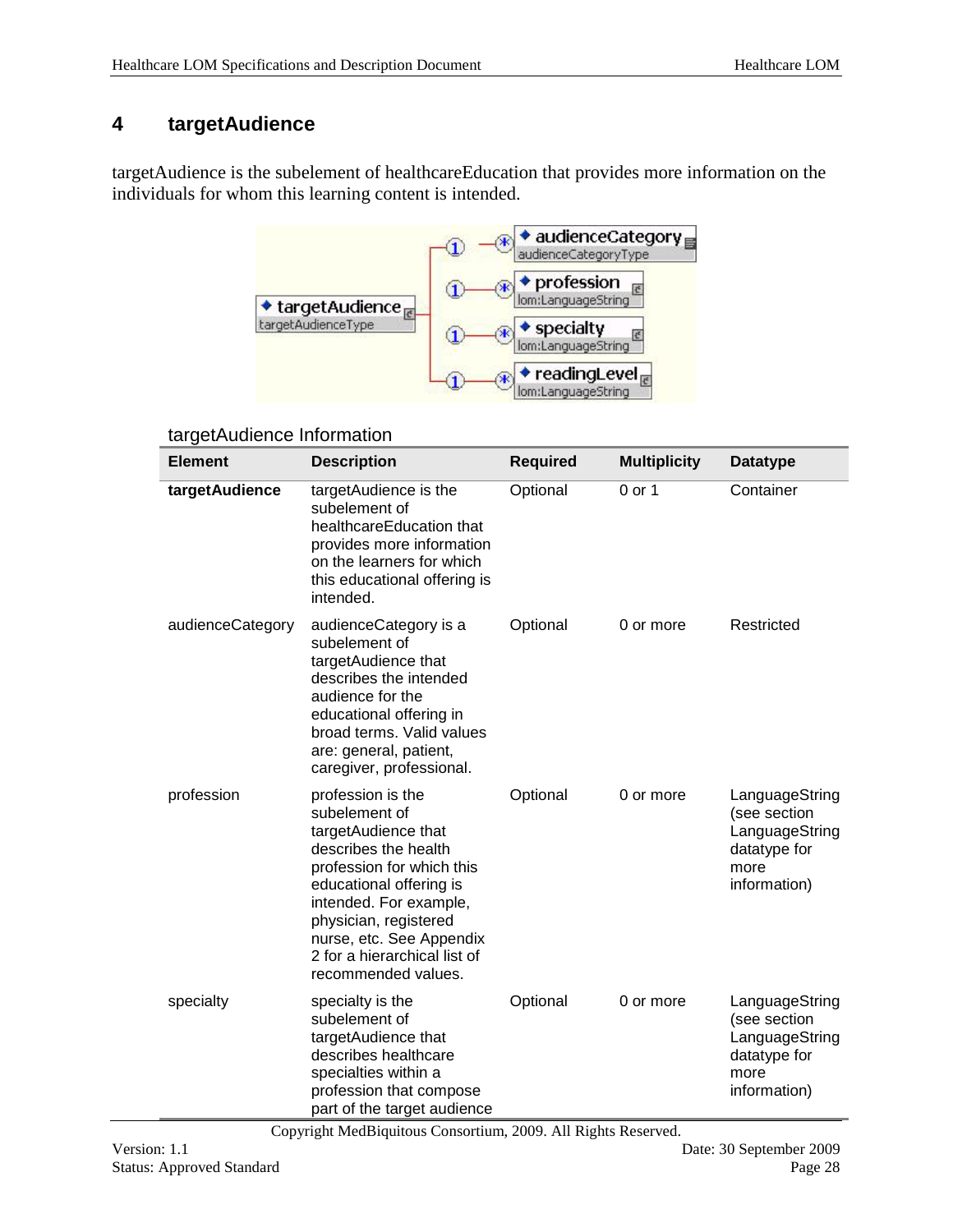# 4 targetAudience

targetAudience is the subelement of healthcareEducation that provides more information on the individuals for whom this learning content is intended.

targetAudience
targetAudienceType
audienceCategory
audienceCategoryType
profession
lom:LanguageString
specialty
lom:LanguageString
readingLevel
lom:LanguageString

targetAudience Information

| Element | Description | Required | Multiplicity | Datatype |
|---|---|---|---|---|
| **targetAudience** | targetAudience is the subelement of healthcareEducation that provides more information on the learners for which this educational offering is intended. | Optional | 0 or 1 | Container |
| audienceCategory | audienceCategory is a subelement of targetAudience that describes the intended audience for the educational offering in broad terms. Valid values are: general, patient, caregiver, professional. | Optional | 0 or more | Restricted |
| profession | profession is the subelement of targetAudience that describes the health profession for which this educational offering is intended. For example, physician, registered nurse, etc. See Appendix 2 for a hierarchical list of recommended values. | Optional | 0 or more | LanguageString (see section LanguageString datatype for more information) |
| specialty | specialty is the subelement of targetAudience that describes healthcare specialties within a profession that compose part of the target audience | Optional | 0 or more | LanguageString (see section LanguageString datatype for more information) |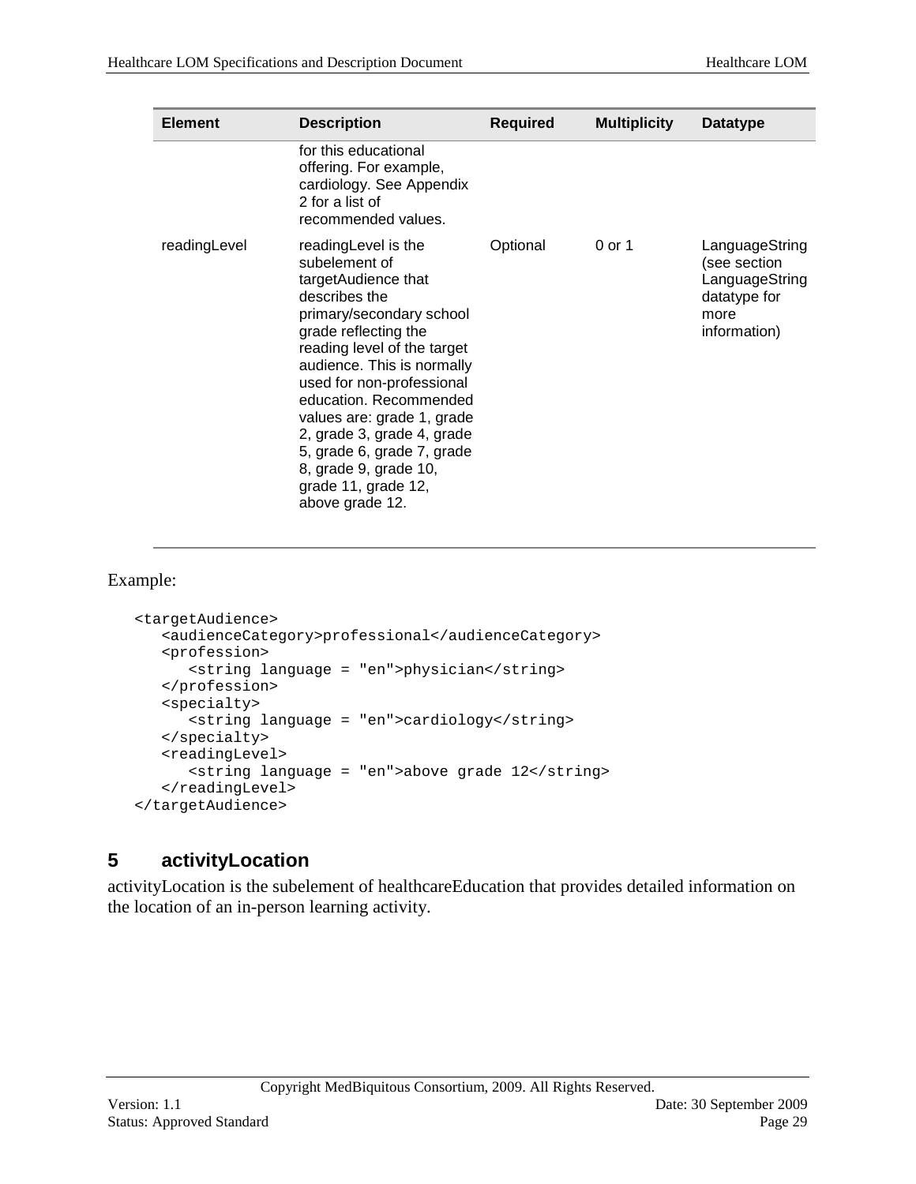| Element | Description | Required | Multiplicity | Datatype |
|---|---|---|---|---|
| | for this educational offering. For example, cardiology. See Appendix 2 for a list of recommended values. | | | |
| readingLevel | readingLevel is the subelement of targetAudience that describes the primary/secondary school grade reflecting the reading level of the target audience. This is normally used for non-professional education. Recommended values are: grade 1, grade 2, grade 3, grade 4, grade 5, grade 6, grade 7, grade 8, grade 9, grade 10, grade 11, grade 12, above grade 12. | Optional | 0 or 1 | LanguageString (see section LanguageString datatype for more information) |

Example:

```
<targetAudience>
   <audienceCategory>professional</audienceCategory>
   <profession>
      <string language = "en">physician</string>
   </profession>
   <specialty>
      <string language = "en">cardiology</string>
   </specialty>
   <readingLevel>
      <string language = "en">above grade 12</string>
   </readingLevel>
</targetAudience>
```

# 5 activityLocation

activityLocation is the subelement of healthcareEducation that provides detailed information on the location of an in-person learning activity.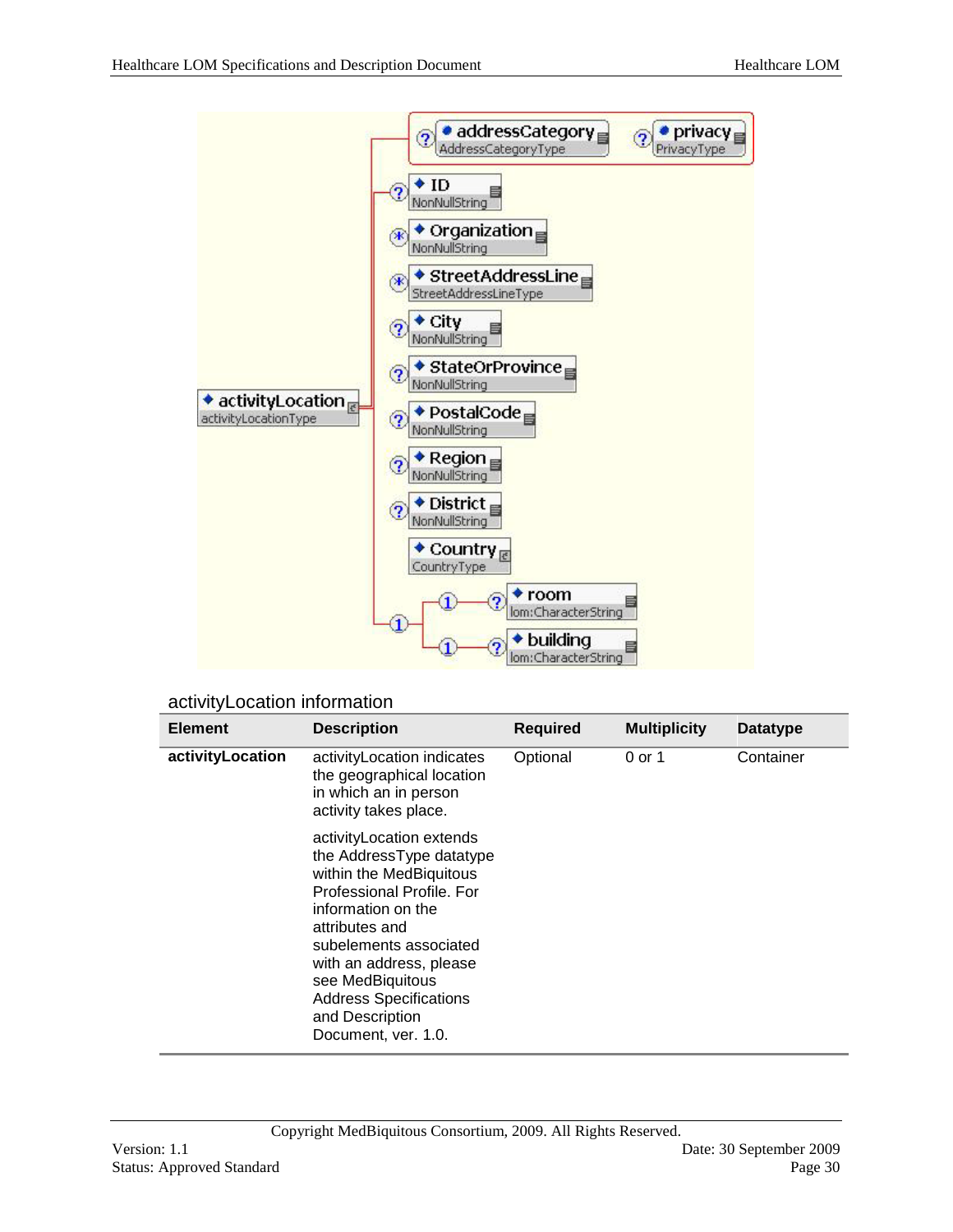activityLocation
activityLocationType

addressCategory
AddressCategoryType

privacy
PrivacyType

ID
NonNullString

Organization
NonNullString

StreetAddressLine
StreetAddressLineType

City
NonNullString

StateOrProvince
NonNullString

PostalCode
NonNullString

Region
NonNullString

District
NonNullString

Country
CountryType

room
lom:CharacterString

building
lom:CharacterString

activityLocation information

| Element | Description | Required | Multiplicity | Datatype |
|---|---|---|---|---|
| **activityLocation** | activityLocation indicates the geographical location in which an in person activity takes place.<br><br>activityLocation extends the AddressType datatype within the MedBiquitous Professional Profile. For information on the attributes and subelements associated with an address, please see MedBiquitous Address Specifications and Description Document, ver. 1.0. | Optional | 0 or 1 | Container |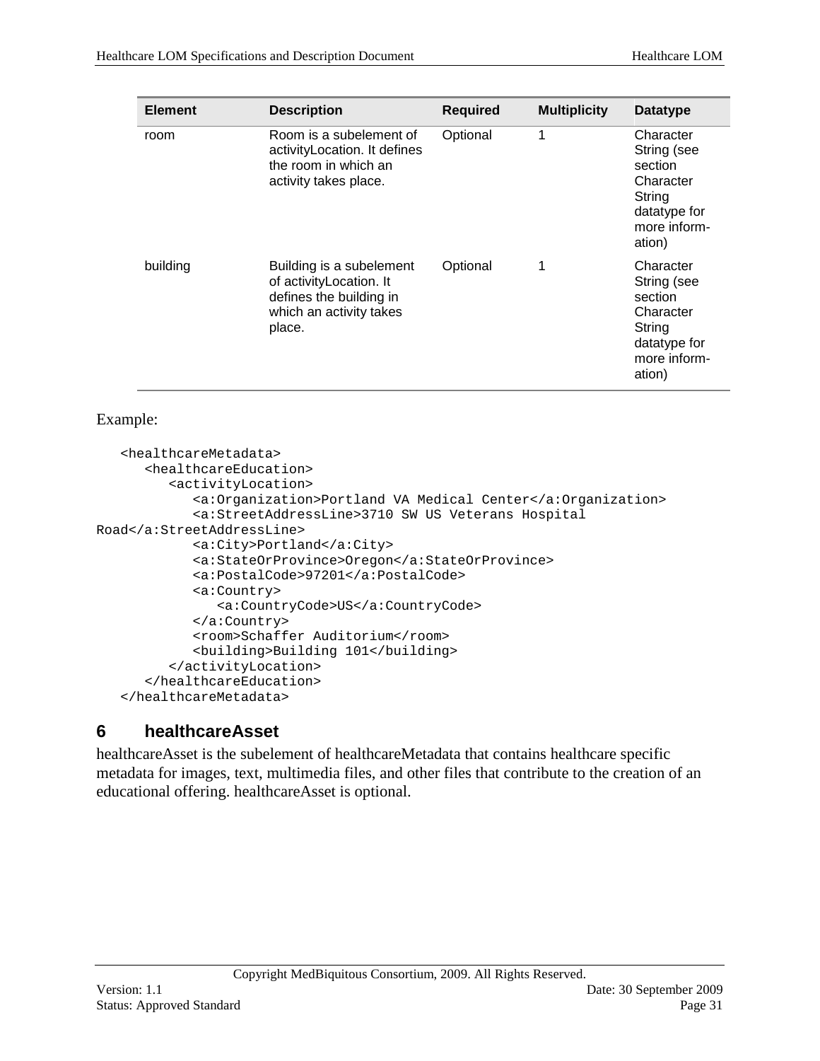| Element | Description | Required | Multiplicity | Datatype |
|---|---|---|---|---|
| room | Room is a subelement of activityLocation. It defines the room in which an activity takes place. | Optional | 1 | Character String (see section Character String datatype for more inform-ation) |
| building | Building is a subelement of activityLocation. It defines the building in which an activity takes place. | Optional | 1 | Character String (see section Character String datatype for more inform-ation) |

Example:

```
<healthcareMetadata>
   <healthcareEducation>
      <activityLocation>
         <a:Organization>Portland VA Medical Center</a:Organization>
         <a:StreetAddressLine>3710 SW US Veterans Hospital 
Road</a:StreetAddressLine>
         <a:City>Portland</a:City>
         <a:StateOrProvince>Oregon</a:StateOrProvince>
         <a:PostalCode>97201</a:PostalCode>
         <a:Country>
            <a:CountryCode>US</a:CountryCode>
         </a:Country>
         <room>Schaffer Auditorium</room>
         <building>Building 101</building>
      </activityLocation>
   </healthcareEducation>
</healthcareMetadata>
```

# 6 healthcareAsset

healthcareAsset is the subelement of healthcareMetadata that contains healthcare specific metadata for images, text, multimedia files, and other files that contribute to the creation of an educational offering. healthcareAsset is optional.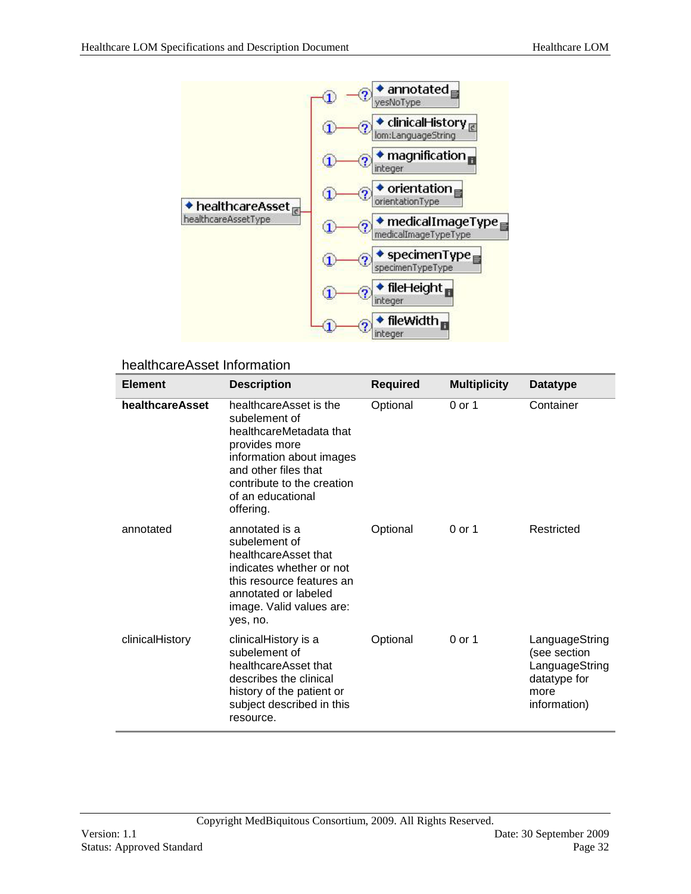healthcareAsset
healthcareAssetType

annotated
yesNoType

clinicalHistory
lom:LanguageString

magnification
integer

orientation
orientationType

medicalImageType
medicalImageTypeType

specimenType
specimenTypeType

fileHeight
integer

fileWidth
integer

healthcareAsset Information

| Element | Description | Required | Multiplicity | Datatype |
|---|---|---|---|---|
| **healthcareAsset** | healthcareAsset is the subelement of healthcareMetadata that provides more information about images and other files that contribute to the creation of an educational offering. | Optional | 0 or 1 | Container |
| annotated | annotated is a subelement of healthcareAsset that indicates whether or not this resource features an annotated or labeled image. Valid values are: yes, no. | Optional | 0 or 1 | Restricted |
| clinicalHistory | clinicalHistory is a subelement of healthcareAsset that describes the clinical history of the patient or subject described in this resource. | Optional | 0 or 1 | LanguageString (see section LanguageString datatype for more information) |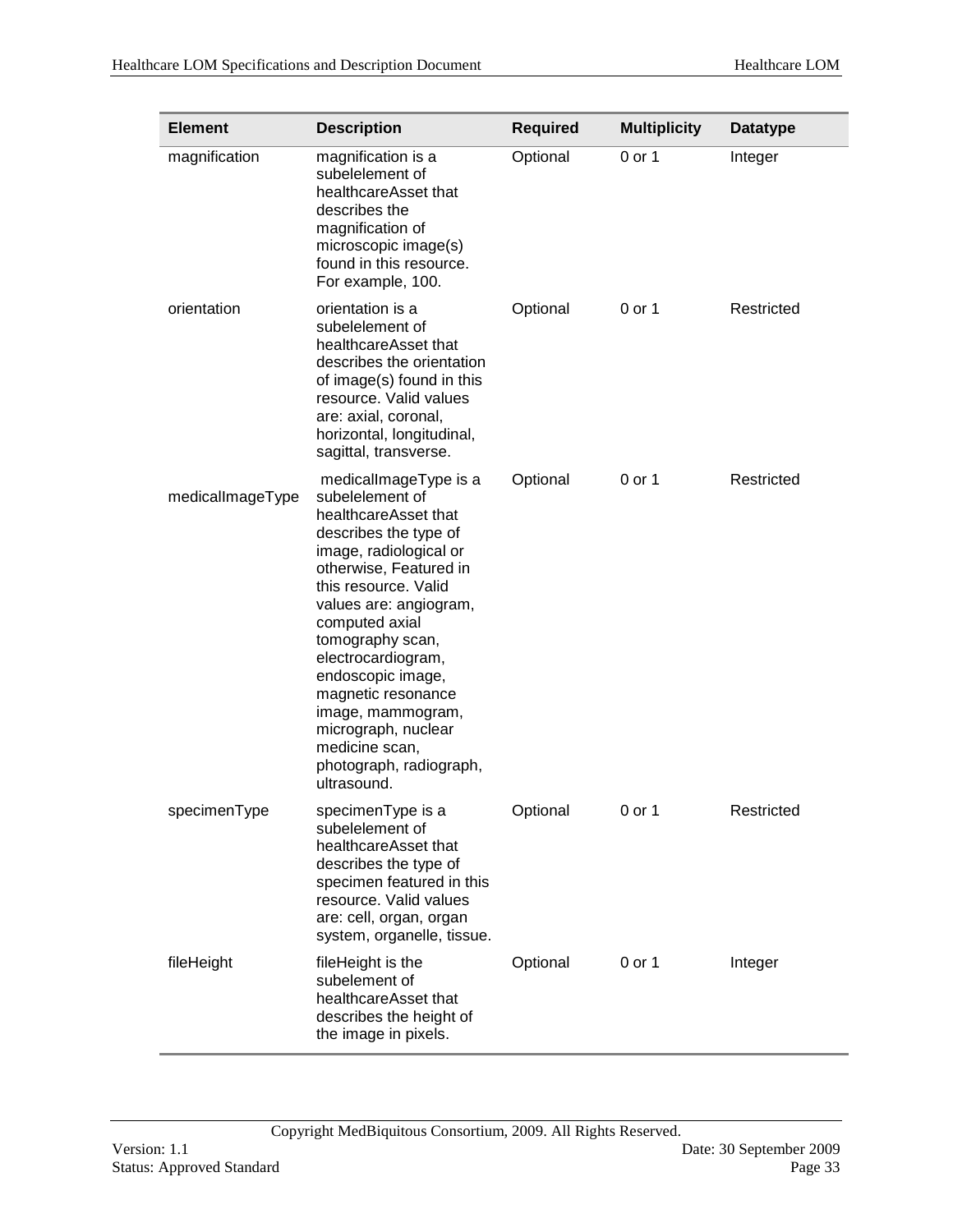| Element | Description | Required | Multiplicity | Datatype |
|---|---|---|---|---|
| magnification | magnification is a subelement of healthcareAsset that describes the magnification of microscopic image(s) found in this resource. For example, 100. | Optional | 0 or 1 | Integer |
| orientation | orientation is a subelement of healthcareAsset that describes the orientation of image(s) found in this resource. Valid values are: axial, coronal, horizontal, longitudinal, sagittal, transverse. | Optional | 0 or 1 | Restricted |
| medicalImageType | medicalImageType is a subelement of healthcareAsset that describes the type of image, radiological or otherwise, Featured in this resource. Valid values are: angiogram, computed axial tomography scan, electrocardiogram, endoscopic image, magnetic resonance image, mammogram, micrograph, nuclear medicine scan, photograph, radiograph, ultrasound. | Optional | 0 or 1 | Restricted |
| specimenType | specimenType is a subelement of healthcareAsset that describes the type of specimen featured in this resource. Valid values are: cell, organ, organ system, organelle, tissue. | Optional | 0 or 1 | Restricted |
| fileHeight | fileHeight is the subelement of healthcareAsset that describes the height of the image in pixels. | Optional | 0 or 1 | Integer |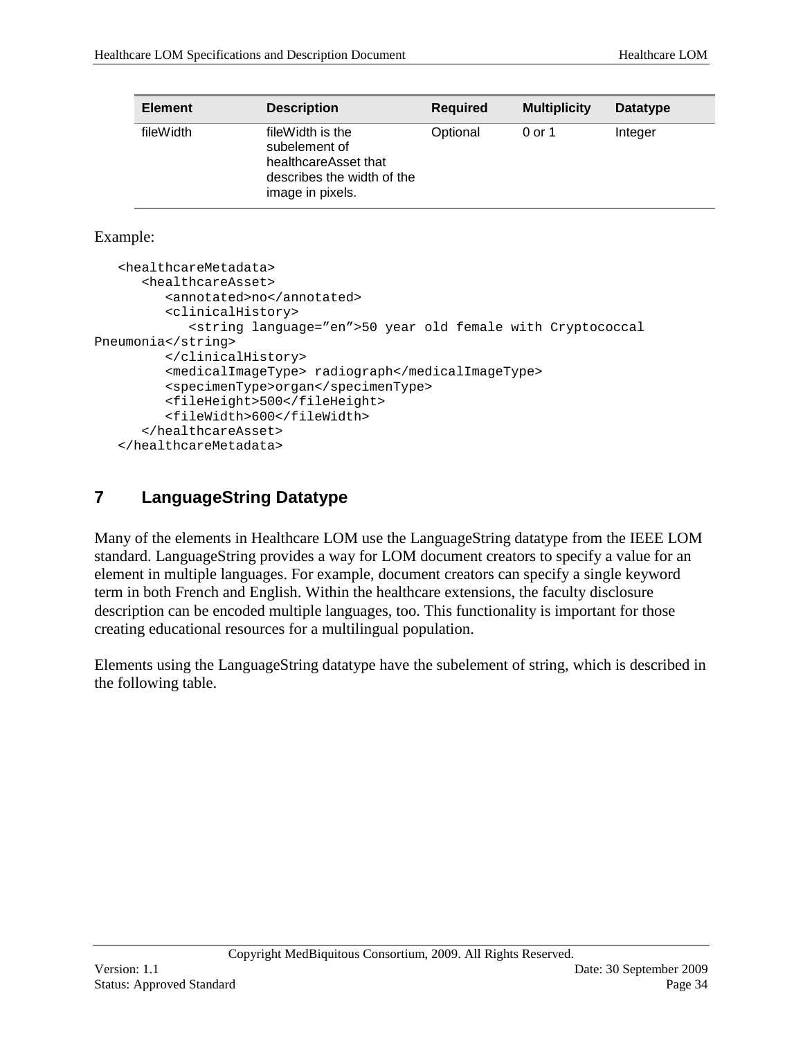| Element | Description | Required | Multiplicity | Datatype |
|---|---|---|---|---|
| fileWidth | fileWidth is the subelement of healthcareAsset that describes the width of the image in pixels. | Optional | 0 or 1 | Integer |

Example:

```
   <healthcareMetadata>
      <healthcareAsset>
         <annotated>no</annotated>
         <clinicalHistory>
            <string language=”en”>50 year old female with Cryptococcal
Pneumonia</string>
         </clinicalHistory>
         <medicalImageType> radiograph</medicalImageType>
         <specimenType>organ</specimenType>
         <fileHeight>500</fileHeight>
         <fileWidth>600</fileWidth>
      </healthcareAsset>
   </healthcareMetadata>
```

# 7 LanguageString Datatype

Many of the elements in Healthcare LOM use the LanguageString datatype from the IEEE LOM standard. LanguageString provides a way for LOM document creators to specify a value for an element in multiple languages. For example, document creators can specify a single keyword term in both French and English. Within the healthcare extensions, the faculty disclosure description can be encoded multiple languages, too. This functionality is important for those creating educational resources for a multilingual population.

Elements using the LanguageString datatype have the subelement of string, which is described in the following table.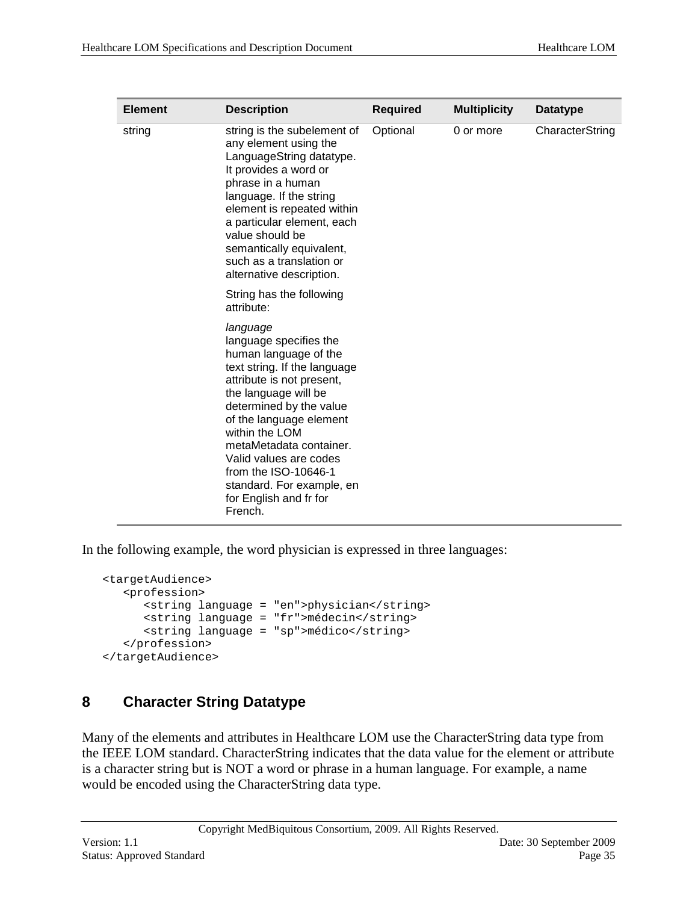| Element | Description | Required | Multiplicity | Datatype |
| --- | --- | --- | --- | --- |
| string | string is the subelement of any element using the LanguageString datatype. It provides a word or phrase in a human language. If the string element is repeated within a particular element, each value should be semantically equivalent, such as a translation or alternative description.<br><br>String has the following attribute:<br><br>*language*<br>language specifies the human language of the text string. If the language attribute is not present, the language will be determined by the value of the language element within the LOM metaMetadata container. Valid values are codes from the ISO-10646-1 standard. For example, en for English and fr for French. | Optional | 0 or more | CharacterString |

In the following example, the word physician is expressed in three languages:

```
<targetAudience>
   <profession>
      <string language = "en">physician</string>
      <string language = "fr">médecin</string>
      <string language = "sp">médico</string>
   </profession>
</targetAudience>
```

## 8 Character String Datatype

Many of the elements and attributes in Healthcare LOM use the CharacterString data type from the IEEE LOM standard. CharacterString indicates that the data value for the element or attribute is a character string but is NOT a word or phrase in a human language. For example, a name would be encoded using the CharacterString data type.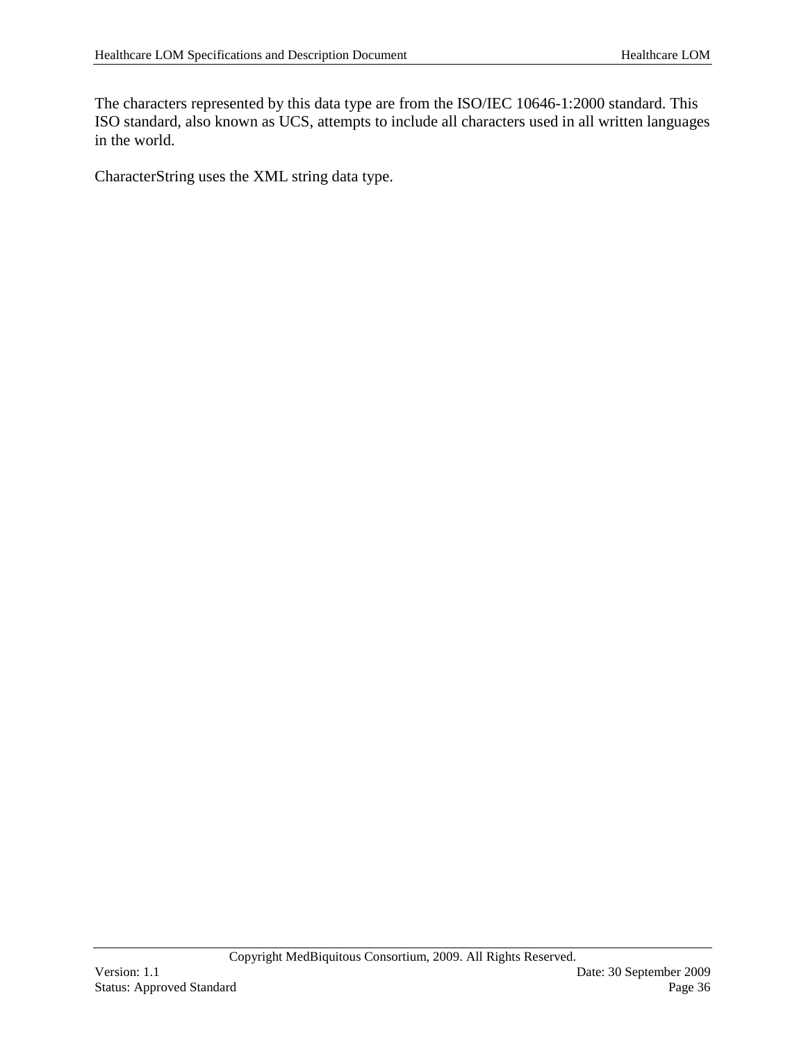The characters represented by this data type are from the ISO/IEC 10646-1:2000 standard. This ISO standard, also known as UCS, attempts to include all characters used in all written languages in the world.

CharacterString uses the XML string data type.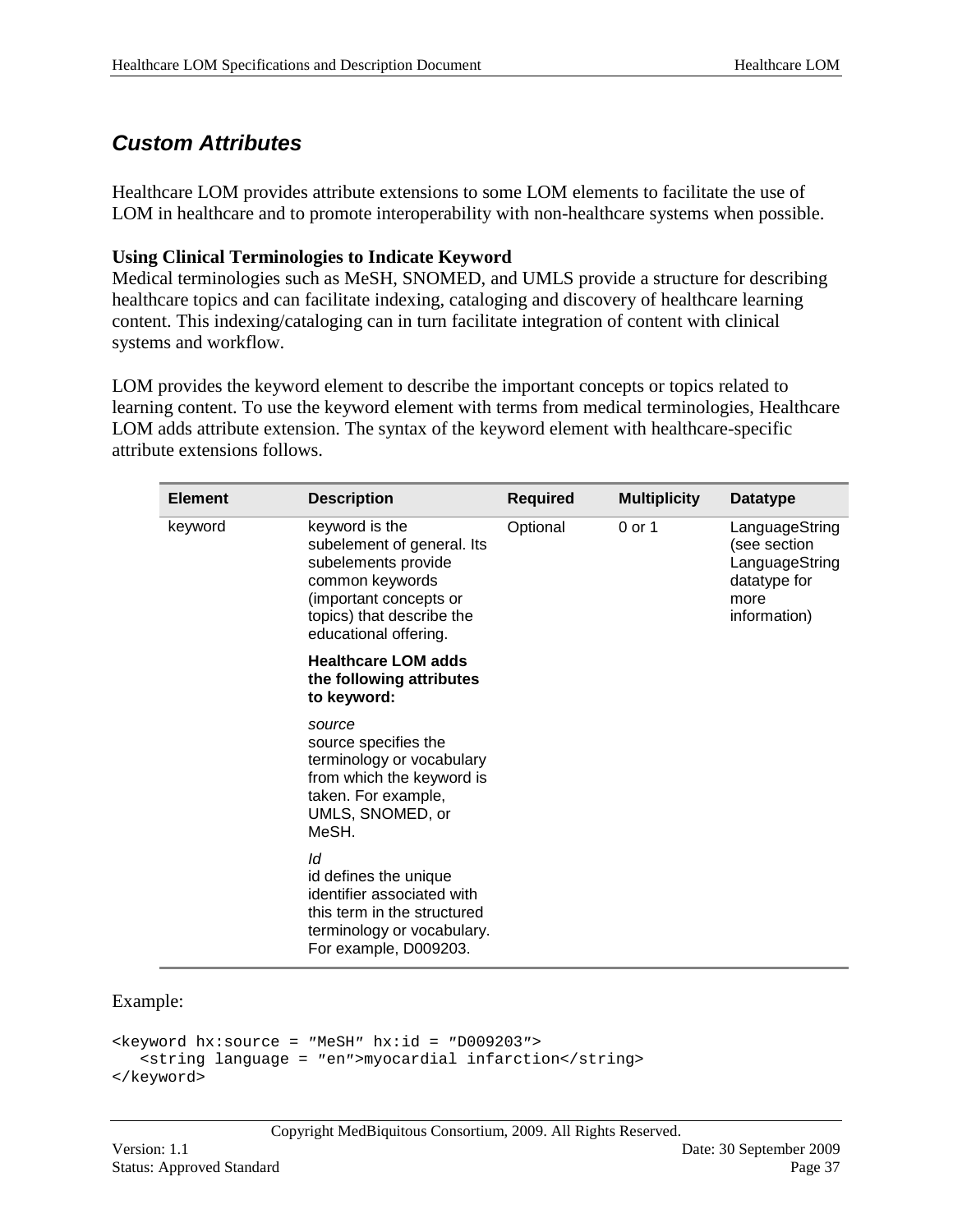## *Custom Attributes*

Healthcare LOM provides attribute extensions to some LOM elements to facilitate the use of LOM in healthcare and to promote interoperability with non-healthcare systems when possible.

**Using Clinical Terminologies to Indicate Keyword**

Medical terminologies such as MeSH, SNOMED, and UMLS provide a structure for describing healthcare topics and can facilitate indexing, cataloging and discovery of healthcare learning content. This indexing/cataloging can in turn facilitate integration of content with clinical systems and workflow.

LOM provides the keyword element to describe the important concepts or topics related to learning content. To use the keyword element with terms from medical terminologies, Healthcare LOM adds attribute extension. The syntax of the keyword element with healthcare-specific attribute extensions follows.

| Element | Description | Required | Multiplicity | Datatype |
|---|---|---|---|---|
| keyword | keyword is the subelement of general. Its subelements provide common keywords (important concepts or topics) that describe the educational offering.<br><br>**Healthcare LOM adds the following attributes to keyword:**<br><br>*source*<br>source specifies the terminology or vocabulary from which the keyword is taken. For example, UMLS, SNOMED, or MeSH.<br><br>*Id*<br>id defines the unique identifier associated with this term in the structured terminology or vocabulary. For example, D009203. | Optional | 0 or 1 | LanguageString (see section LanguageString datatype for more information) |

Example:

```
<keyword hx:source = ″MeSH″ hx:id = ″D009203″>
   <string language = ″en″>myocardial infarction</string>
</keyword>
```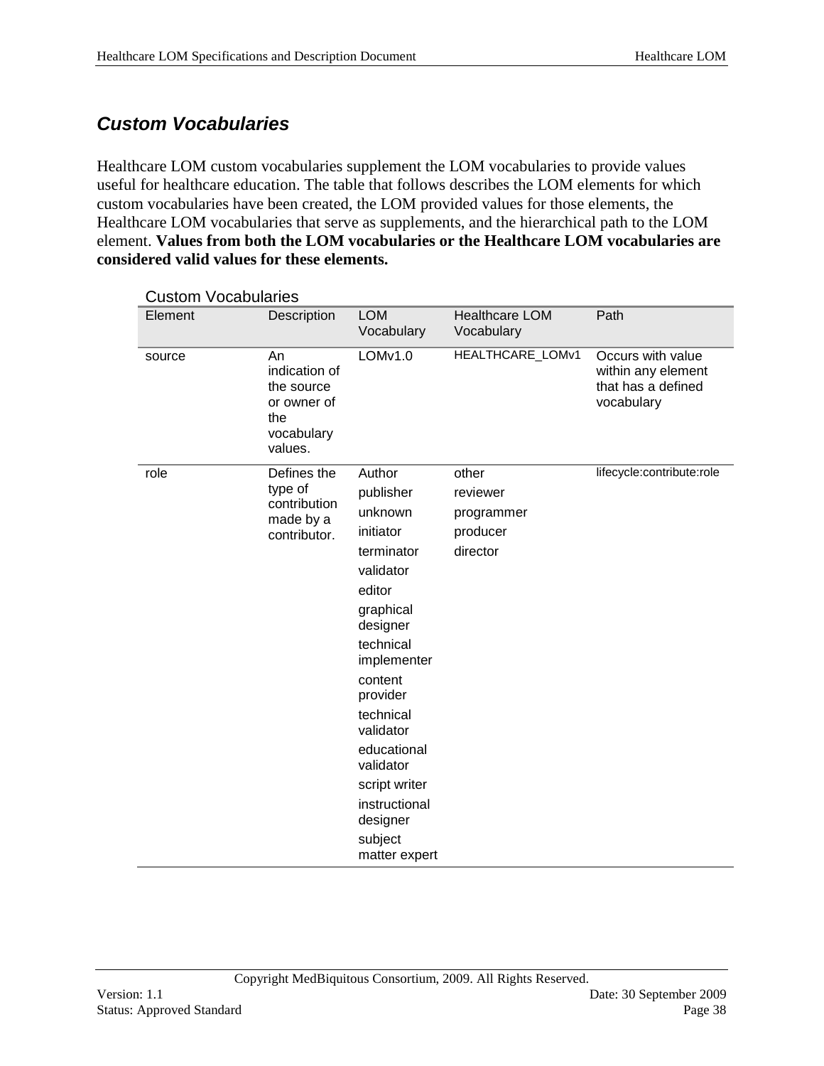## *Custom Vocabularies*

Healthcare LOM custom vocabularies supplement the LOM vocabularies to provide values useful for healthcare education. The table that follows describes the LOM elements for which custom vocabularies have been created, the LOM provided values for those elements, the Healthcare LOM vocabularies that serve as supplements, and the hierarchical path to the LOM element. **Values from both the LOM vocabularies or the Healthcare LOM vocabularies are considered valid values for these elements.**

Custom Vocabularies

| Element | Description | LOM Vocabulary | Healthcare LOM Vocabulary | Path |
|---|---|---|---|---|
| source | An indication of the source or owner of the vocabulary values. | LOMv1.0 | HEALTHCARE_LOMv1 | Occurs with value within any element that has a defined vocabulary |
| role | Defines the type of contribution made by a contributor. | Author<br>publisher<br>unknown<br>initiator<br>terminator<br>validator<br>editor<br>graphical designer<br>technical implementer<br>content provider<br>technical validator<br>educational validator<br>script writer<br>instructional designer<br>subject matter expert | other<br>reviewer<br>programmer<br>producer<br>director | lifecycle:contribute:role |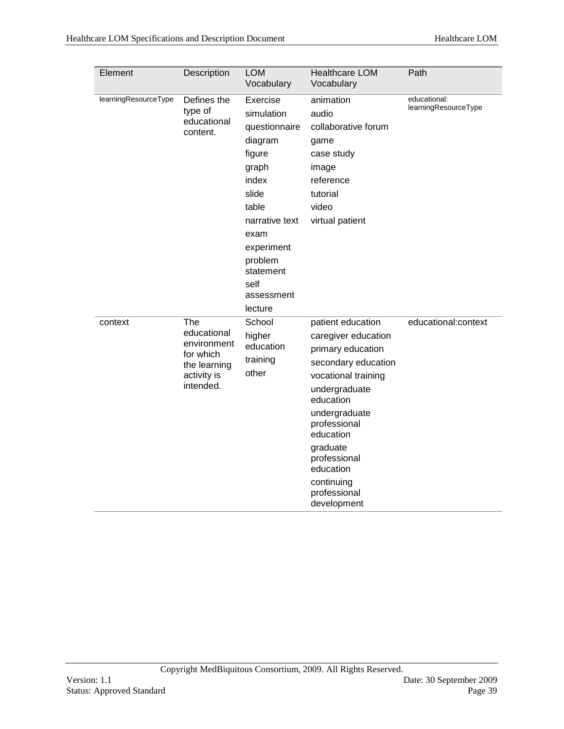| Element | Description | LOM Vocabulary | Healthcare LOM Vocabulary | Path |
|---|---|---|---|---|
| learningResourceType | Defines the type of educational content. | Exercise<br>simulation<br>questionnaire<br>diagram<br>figure<br>graph<br>index<br>slide<br>table<br>narrative text<br>exam<br>experiment<br>problem statement<br>self assessment<br>lecture | animation<br>audio<br>collaborative forum<br>game<br>case study<br>image<br>reference<br>tutorial<br>video<br>virtual patient | educational: learningResourceType |
| context | The educational environment for which the learning activity is intended. | School<br>higher education<br>training<br>other | patient education<br>caregiver education<br>primary education<br>secondary education<br>vocational training<br>undergraduate education<br>undergraduate professional education<br>graduate professional education<br>continuing professional development | educational:context |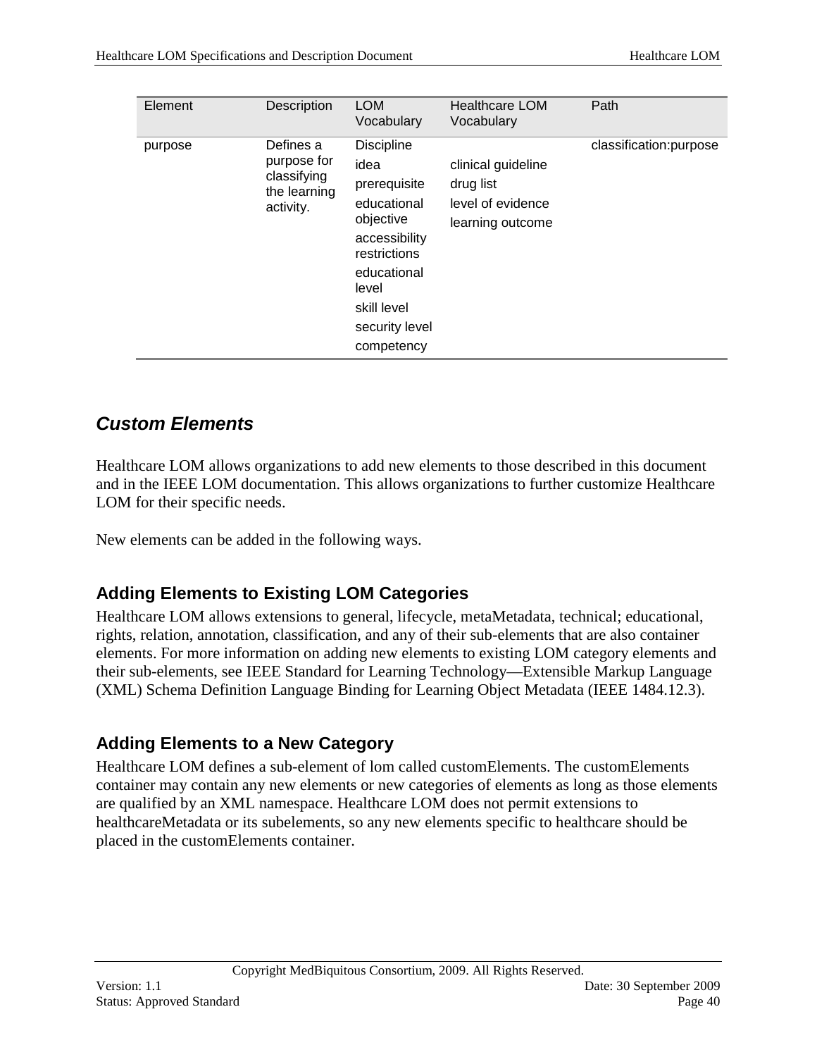| Element | Description | LOM Vocabulary | Healthcare LOM Vocabulary | Path |
|---|---|---|---|---|
| purpose | Defines a purpose for classifying the learning activity. | Discipline<br>idea<br>prerequisite<br>educational objective<br>accessibility restrictions<br>educational level<br>skill level<br>security level<br>competency | clinical guideline<br>drug list<br>level of evidence<br>learning outcome | classification:purpose |

## *Custom Elements*

Healthcare LOM allows organizations to add new elements to those described in this document and in the IEEE LOM documentation. This allows organizations to further customize Healthcare LOM for their specific needs.

New elements can be added in the following ways.

### Adding Elements to Existing LOM Categories

Healthcare LOM allows extensions to general, lifecycle, metaMetadata, technical; educational, rights, relation, annotation, classification, and any of their sub-elements that are also container elements. For more information on adding new elements to existing LOM category elements and their sub-elements, see IEEE Standard for Learning Technology—Extensible Markup Language (XML) Schema Definition Language Binding for Learning Object Metadata (IEEE 1484.12.3).

### Adding Elements to a New Category

Healthcare LOM defines a sub-element of lom called customElements. The customElements container may contain any new elements or new categories of elements as long as those elements are qualified by an XML namespace. Healthcare LOM does not permit extensions to healthcareMetadata or its subelements, so any new elements specific to healthcare should be placed in the customElements container.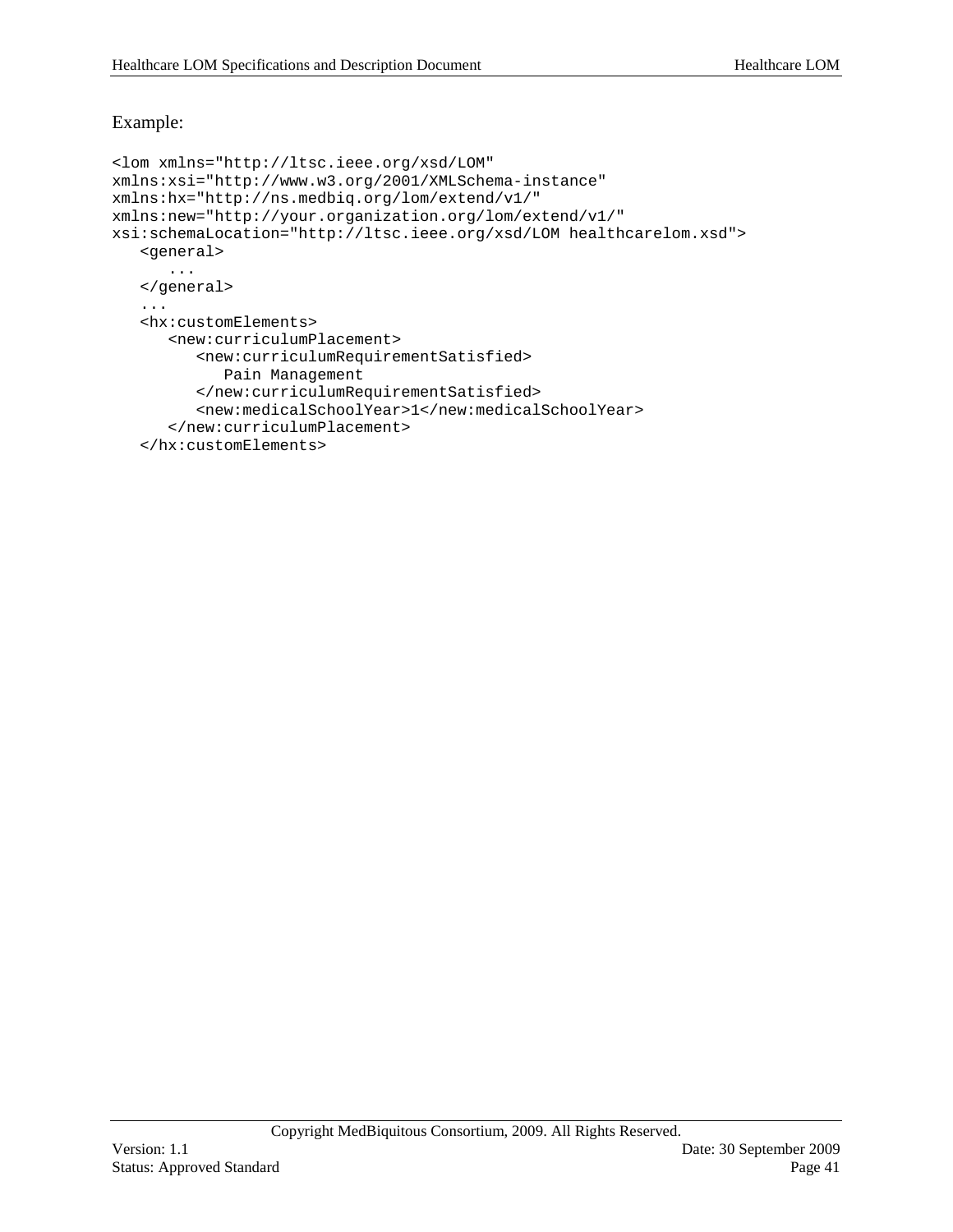Example:

```
<lom xmlns="http://ltsc.ieee.org/xsd/LOM"
xmlns:xsi="http://www.w3.org/2001/XMLSchema-instance"
xmlns:hx="http://ns.medbiq.org/lom/extend/v1/"
xmlns:new="http://your.organization.org/lom/extend/v1/"
xsi:schemaLocation="http://ltsc.ieee.org/xsd/LOM healthcarelom.xsd">
   <general>
      ...
   </general>
   ...
   <hx:customElements>
      <new:curriculumPlacement>
         <new:curriculumRequirementSatisfied>
            Pain Management
         </new:curriculumRequirementSatisfied>
         <new:medicalSchoolYear>1</new:medicalSchoolYear>
      </new:curriculumPlacement>
   </hx:customElements>
```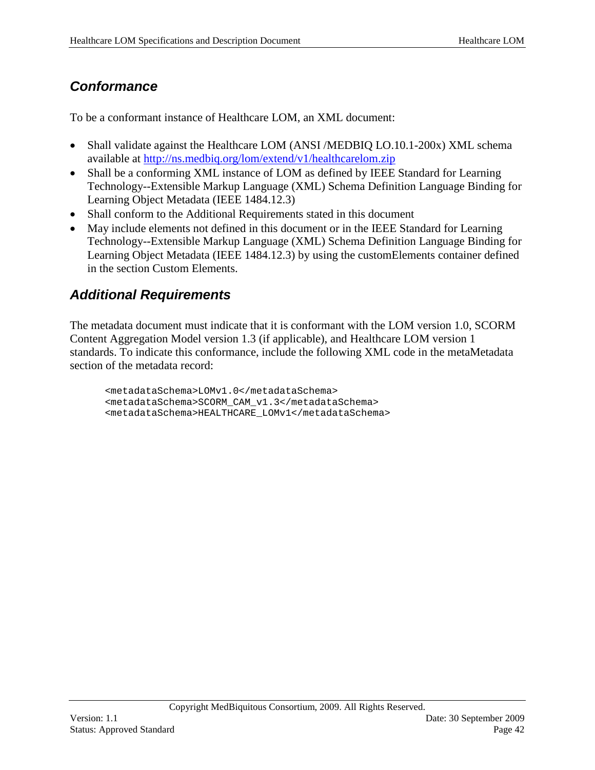## *Conformance*

To be a conformant instance of Healthcare LOM, an XML document:

- Shall validate against the Healthcare LOM (ANSI /MEDBIQ LO.10.1-200x) XML schema available at http://ns.medbiq.org/lom/extend/v1/healthcarelom.zip
- Shall be a conforming XML instance of LOM as defined by IEEE Standard for Learning Technology--Extensible Markup Language (XML) Schema Definition Language Binding for Learning Object Metadata (IEEE 1484.12.3)
- Shall conform to the Additional Requirements stated in this document
- May include elements not defined in this document or in the IEEE Standard for Learning Technology--Extensible Markup Language (XML) Schema Definition Language Binding for Learning Object Metadata (IEEE 1484.12.3) by using the customElements container defined in the section Custom Elements.

## *Additional Requirements*

The metadata document must indicate that it is conformant with the LOM version 1.0, SCORM Content Aggregation Model version 1.3 (if applicable), and Healthcare LOM version 1 standards. To indicate this conformance, include the following XML code in the metaMetadata section of the metadata record:

```
<metadataSchema>LOMv1.0</metadataSchema>
<metadataSchema>SCORM_CAM_v1.3</metadataSchema>
<metadataSchema>HEALTHCARE_LOMv1</metadataSchema>
```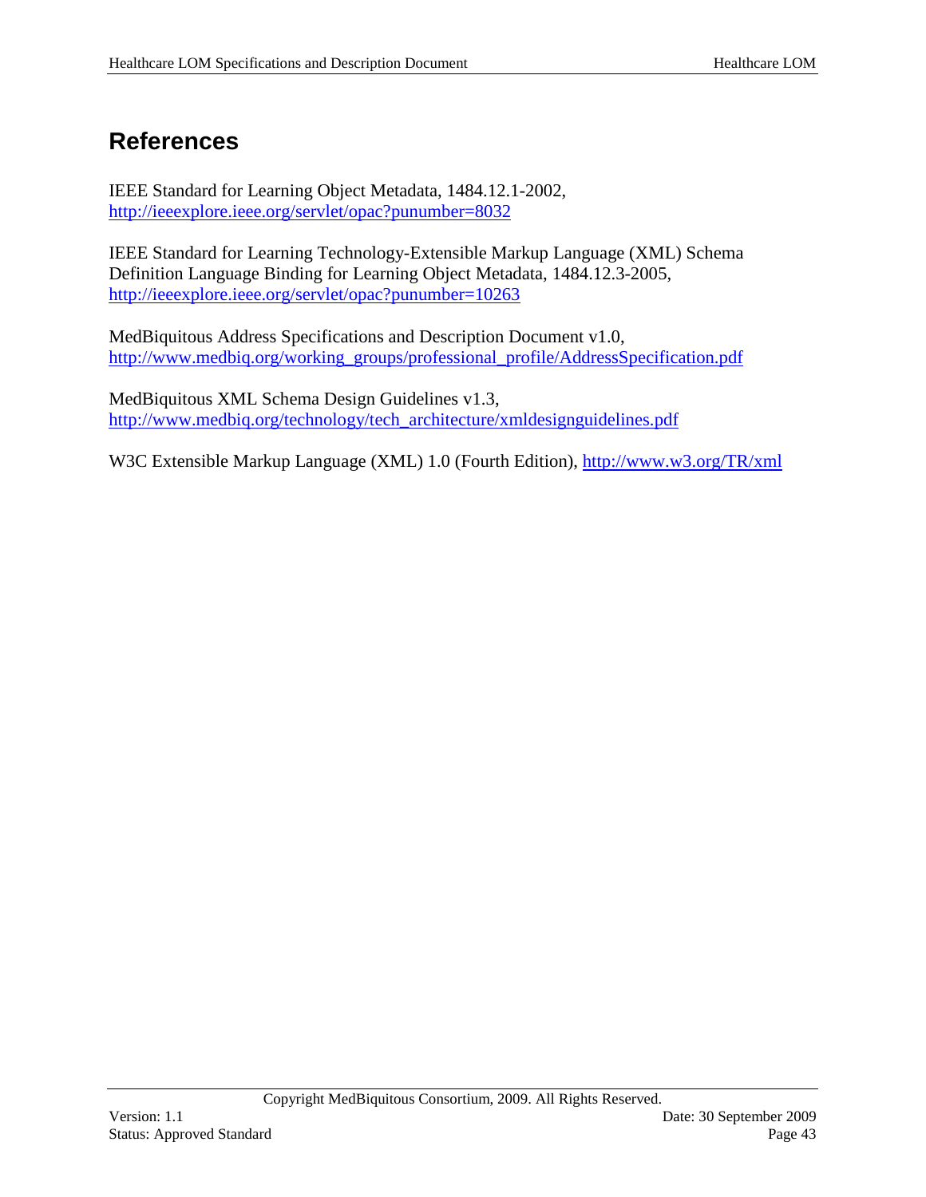# References

IEEE Standard for Learning Object Metadata, 1484.12.1-2002, http://ieeexplore.ieee.org/servlet/opac?punumber=8032

IEEE Standard for Learning Technology-Extensible Markup Language (XML) Schema Definition Language Binding for Learning Object Metadata, 1484.12.3-2005, http://ieeexplore.ieee.org/servlet/opac?punumber=10263

MedBiquitous Address Specifications and Description Document v1.0, http://www.medbiq.org/working_groups/professional_profile/AddressSpecification.pdf

MedBiquitous XML Schema Design Guidelines v1.3, http://www.medbiq.org/technology/tech_architecture/xmldesignguidelines.pdf

W3C Extensible Markup Language (XML) 1.0 (Fourth Edition), http://www.w3.org/TR/xml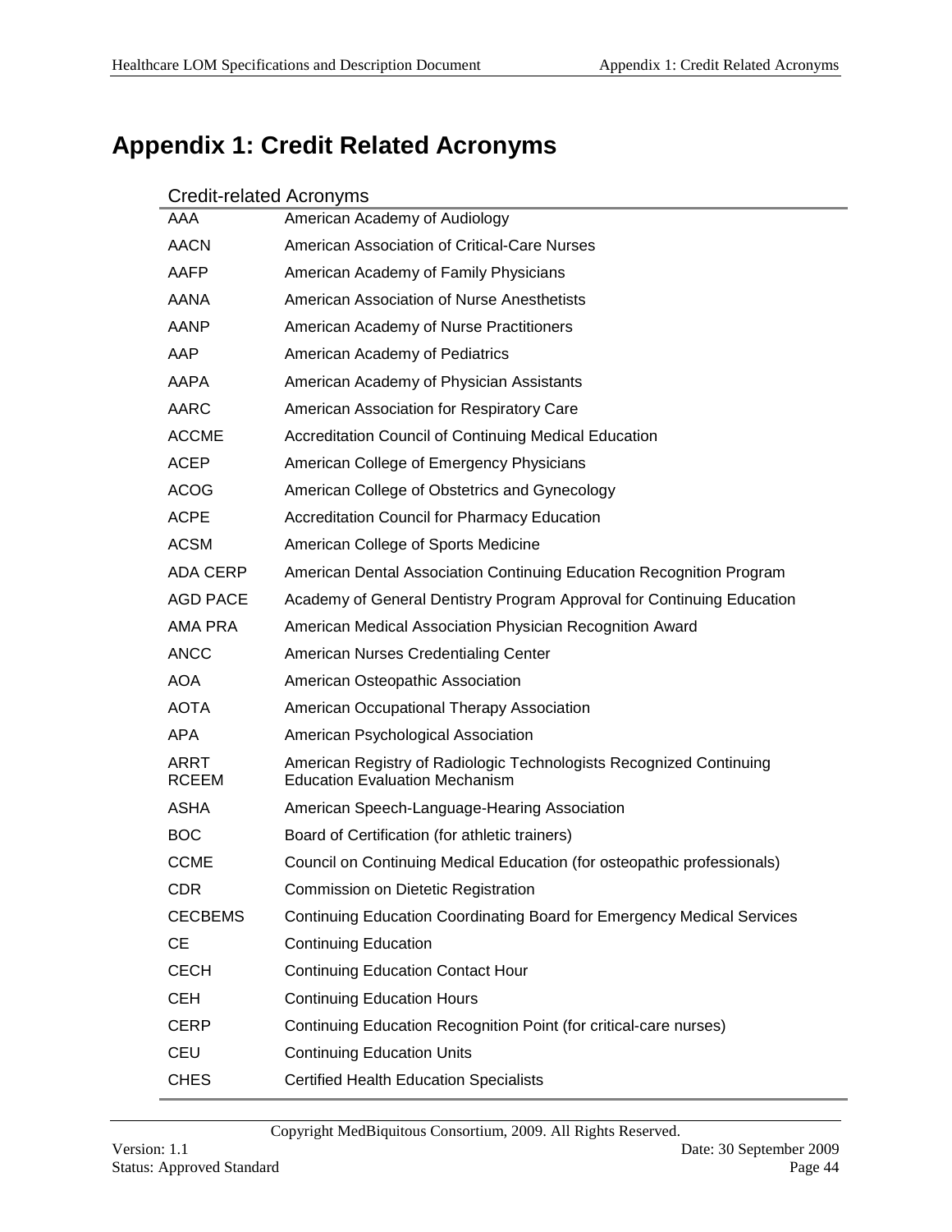# Appendix 1: Credit Related Acronyms

Credit-related Acronyms

| | |
|---|---|
| AAA | American Academy of Audiology |
| AACN | American Association of Critical-Care Nurses |
| AAFP | American Academy of Family Physicians |
| AANA | American Association of Nurse Anesthetists |
| AANP | American Academy of Nurse Practitioners |
| AAP | American Academy of Pediatrics |
| AAPA | American Academy of Physician Assistants |
| AARC | American Association for Respiratory Care |
| ACCME | Accreditation Council of Continuing Medical Education |
| ACEP | American College of Emergency Physicians |
| ACOG | American College of Obstetrics and Gynecology |
| ACPE | Accreditation Council for Pharmacy Education |
| ACSM | American College of Sports Medicine |
| ADA CERP | American Dental Association Continuing Education Recognition Program |
| AGD PACE | Academy of General Dentistry Program Approval for Continuing Education |
| AMA PRA | American Medical Association Physician Recognition Award |
| ANCC | American Nurses Credentialing Center |
| AOA | American Osteopathic Association |
| AOTA | American Occupational Therapy Association |
| APA | American Psychological Association |
| ARRT RCEEM | American Registry of Radiologic Technologists Recognized Continuing Education Evaluation Mechanism |
| ASHA | American Speech-Language-Hearing Association |
| BOC | Board of Certification (for athletic trainers) |
| CCME | Council on Continuing Medical Education (for osteopathic professionals) |
| CDR | Commission on Dietetic Registration |
| CECBEMS | Continuing Education Coordinating Board for Emergency Medical Services |
| CE | Continuing Education |
| CECH | Continuing Education Contact Hour |
| CEH | Continuing Education Hours |
| CERP | Continuing Education Recognition Point (for critical-care nurses) |
| CEU | Continuing Education Units |
| CHES | Certified Health Education Specialists |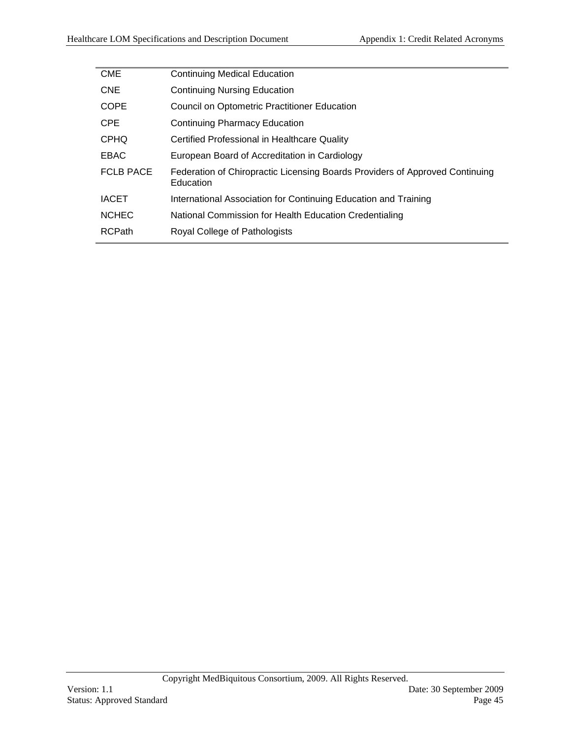| | |
|---|---|
| CME | Continuing Medical Education |
| CNE | Continuing Nursing Education |
| COPE | Council on Optometric Practitioner Education |
| CPE | Continuing Pharmacy Education |
| CPHQ | Certified Professional in Healthcare Quality |
| EBAC | European Board of Accreditation in Cardiology |
| FCLB PACE | Federation of Chiropractic Licensing Boards Providers of Approved Continuing Education |
| IACET | International Association for Continuing Education and Training |
| NCHEC | National Commission for Health Education Credentialing |
| RCPath | Royal College of Pathologists |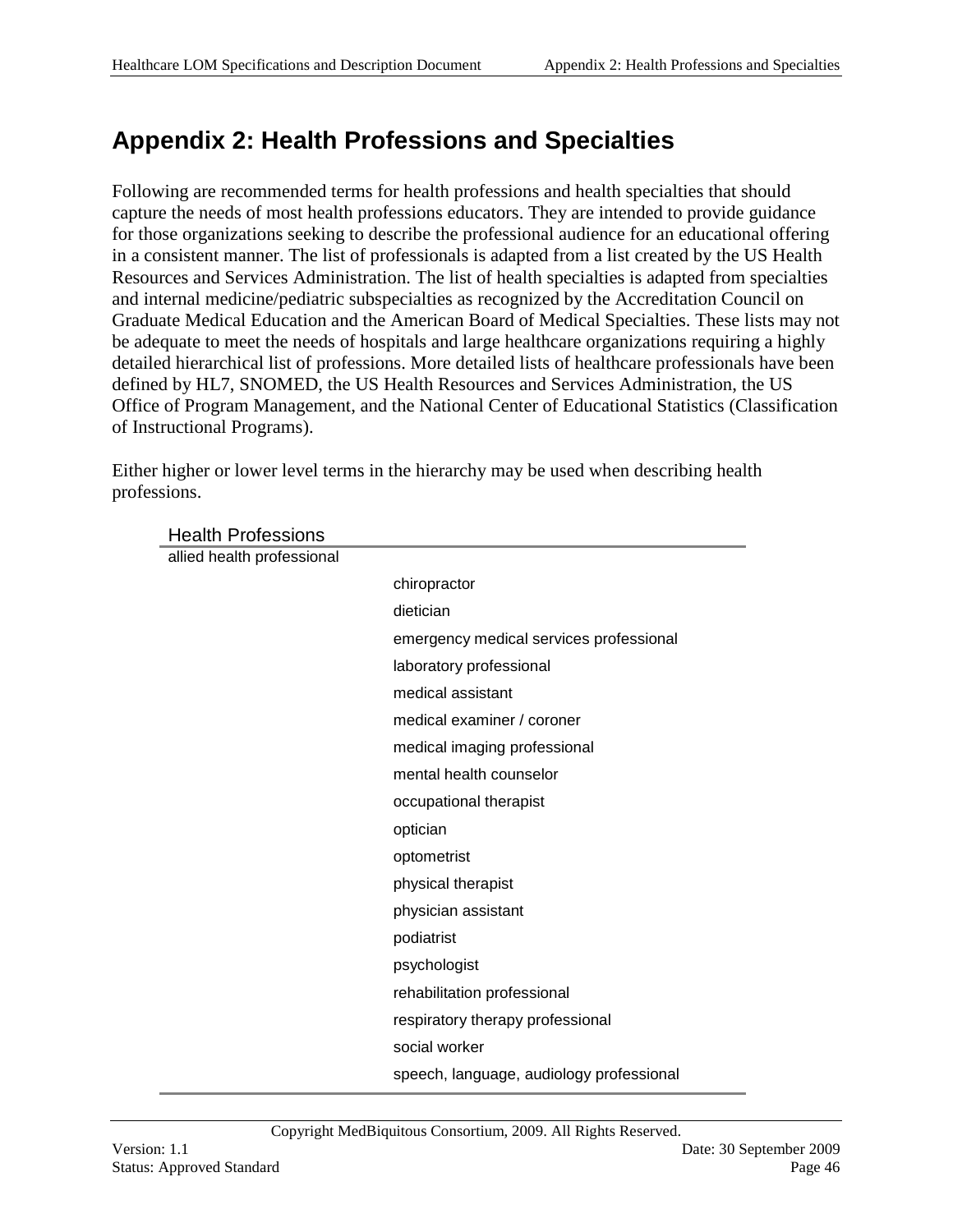# Appendix 2: Health Professions and Specialties

Following are recommended terms for health professions and health specialties that should capture the needs of most health professions educators. They are intended to provide guidance for those organizations seeking to describe the professional audience for an educational offering in a consistent manner. The list of professionals is adapted from a list created by the US Health Resources and Services Administration. The list of health specialties is adapted from specialties and internal medicine/pediatric subspecialties as recognized by the Accreditation Council on Graduate Medical Education and the American Board of Medical Specialties. These lists may not be adequate to meet the needs of hospitals and large healthcare organizations requiring a highly detailed hierarchical list of professions. More detailed lists of healthcare professionals have been defined by HL7, SNOMED, the US Health Resources and Services Administration, the US Office of Program Management, and the National Center of Educational Statistics (Classification of Instructional Programs).

Either higher or lower level terms in the hierarchy may be used when describing health professions.

| Health Professions | |
|---|---|
| allied health professional | |
| | chiropractor |
| | dietician |
| | emergency medical services professional |
| | laboratory professional |
| | medical assistant |
| | medical examiner / coroner |
| | medical imaging professional |
| | mental health counselor |
| | occupational therapist |
| | optician |
| | optometrist |
| | physical therapist |
| | physician assistant |
| | podiatrist |
| | psychologist |
| | rehabilitation professional |
| | respiratory therapy professional |
| | social worker |
| | speech, language, audiology professional |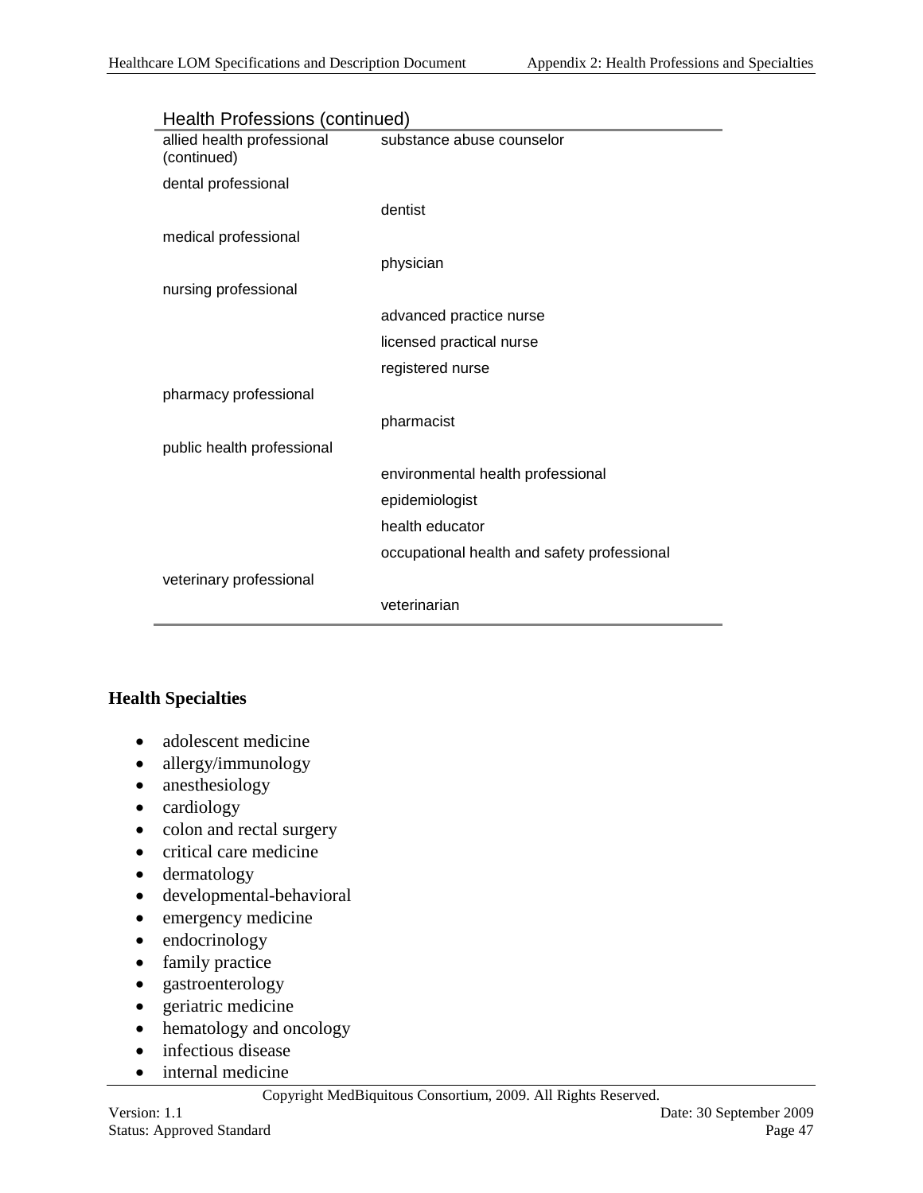Health Professions (continued)

| | |
|---|---|
| allied health professional (continued) | substance abuse counselor |
| dental professional | |
| | dentist |
| medical professional | |
| | physician |
| nursing professional | |
| | advanced practice nurse |
| | licensed practical nurse |
| | registered nurse |
| pharmacy professional | |
| | pharmacist |
| public health professional | |
| | environmental health professional |
| | epidemiologist |
| | health educator |
| | occupational health and safety professional |
| veterinary professional | |
| | veterinarian |

**Health Specialties**

- adolescent medicine
- allergy/immunology
- anesthesiology
- cardiology
- colon and rectal surgery
- critical care medicine
- dermatology
- developmental-behavioral
- emergency medicine
- endocrinology
- family practice
- gastroenterology
- geriatric medicine
- hematology and oncology
- infectious disease
- internal medicine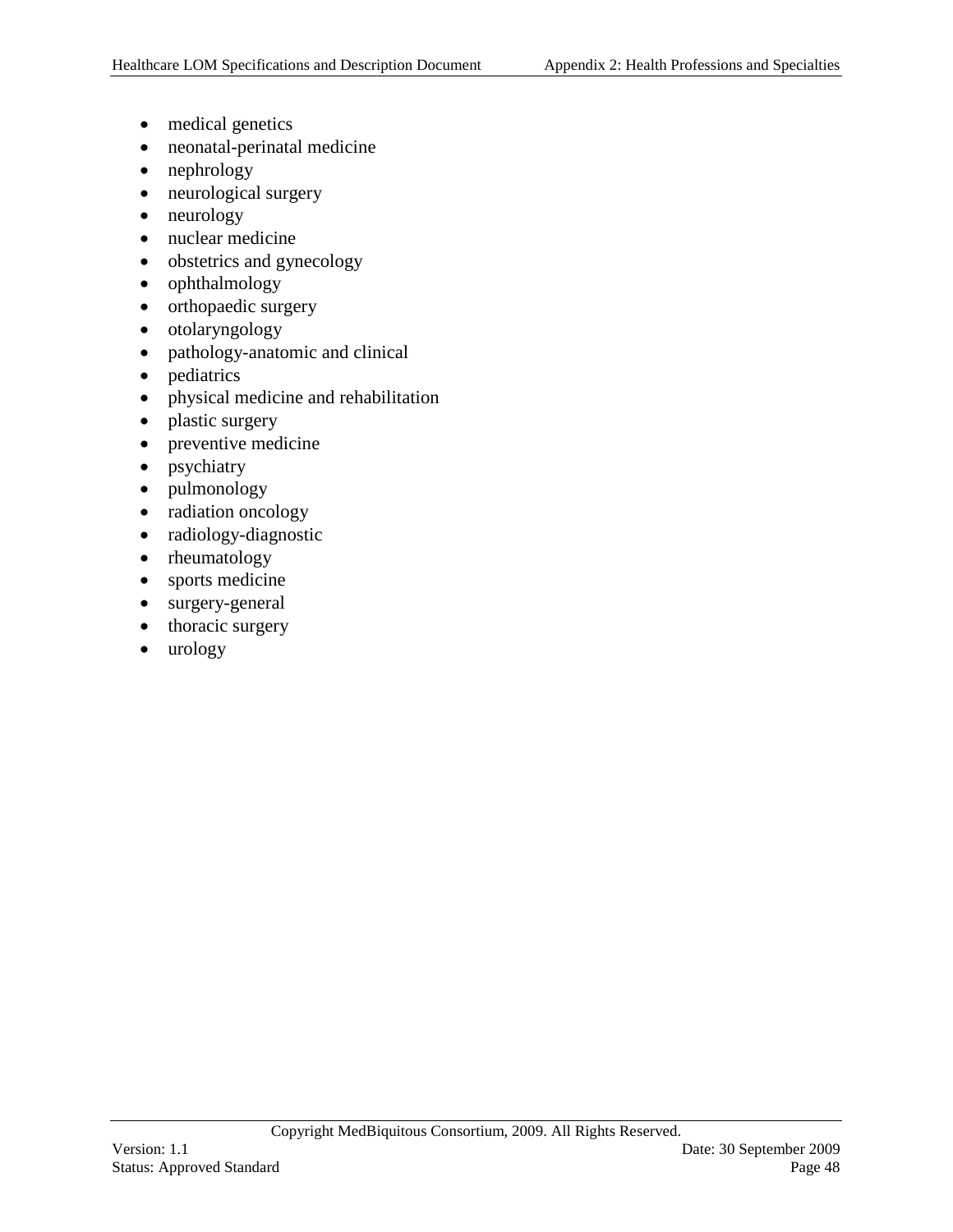- medical genetics
- neonatal-perinatal medicine
- nephrology
- neurological surgery
- neurology
- nuclear medicine
- obstetrics and gynecology
- ophthalmology
- orthopaedic surgery
- otolaryngology
- pathology-anatomic and clinical
- pediatrics
- physical medicine and rehabilitation
- plastic surgery
- preventive medicine
- psychiatry
- pulmonology
- radiation oncology
- radiology-diagnostic
- rheumatology
- sports medicine
- surgery-general
- thoracic surgery
- urology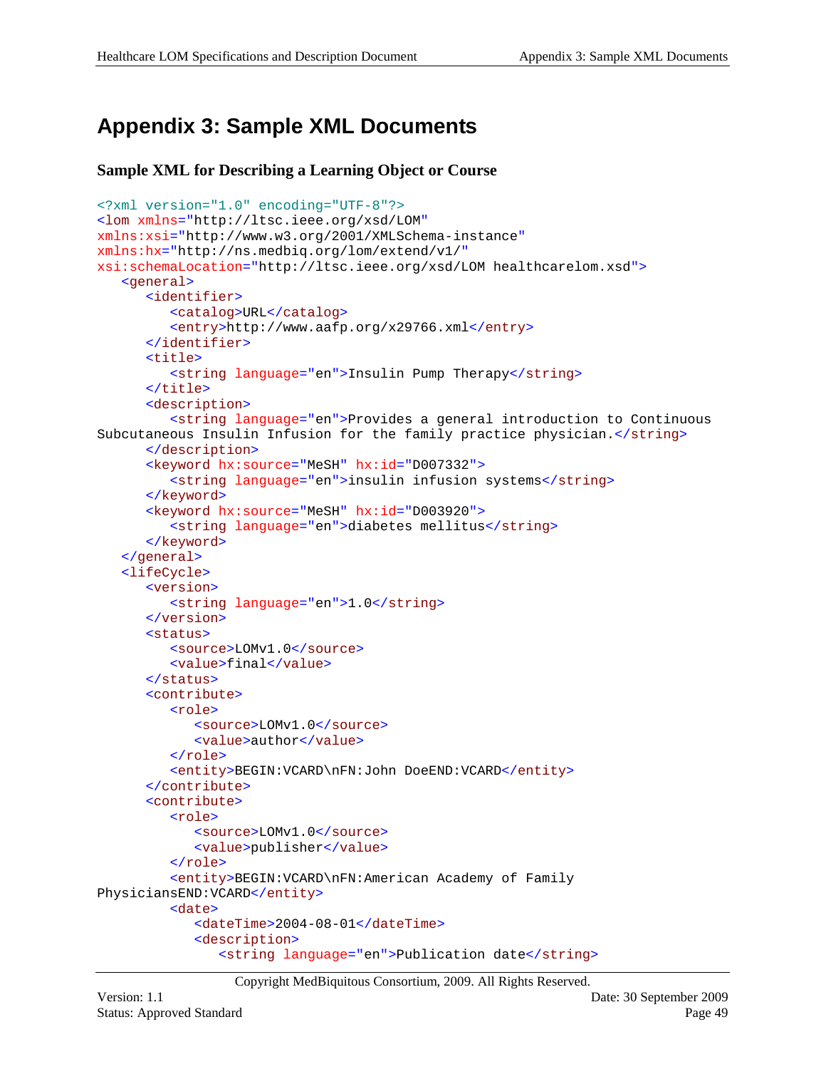# Appendix 3: Sample XML Documents

### Sample XML for Describing a Learning Object or Course

```
<?xml version="1.0" encoding="UTF-8"?>
<lom xmlns="http://ltsc.ieee.org/xsd/LOM"
xmlns:xsi="http://www.w3.org/2001/XMLSchema-instance"
xmlns:hx="http://ns.medbiq.org/lom/extend/v1/"
xsi:schemaLocation="http://ltsc.ieee.org/xsd/LOM healthcarelom.xsd">
   <general>
      <identifier>
         <catalog>URL</catalog>
         <entry>http://www.aafp.org/x29766.xml</entry>
      </identifier>
      <title>
         <string language="en">Insulin Pump Therapy</string>
      </title>
      <description>
         <string language="en">Provides a general introduction to Continuous
Subcutaneous Insulin Infusion for the family practice physician.</string>
      </description>
      <keyword hx:source="MeSH" hx:id="D007332">
         <string language="en">insulin infusion systems</string>
      </keyword>
      <keyword hx:source="MeSH" hx:id="D003920">
         <string language="en">diabetes mellitus</string>
      </keyword>
   </general>
   <lifeCycle>
      <version>
         <string language="en">1.0</string>
      </version>
      <status>
         <source>LOMv1.0</source>
         <value>final</value>
      </status>
      <contribute>
         <role>
            <source>LOMv1.0</source>
            <value>author</value>
         </role>
         <entity>BEGIN:VCARD\nFN:John DoeEND:VCARD</entity>
      </contribute>
      <contribute>
         <role>
            <source>LOMv1.0</source>
            <value>publisher</value>
         </role>
         <entity>BEGIN:VCARD\nFN:American Academy of Family
PhysiciansEND:VCARD</entity>
         <date>
            <dateTime>2004-08-01</dateTime>
            <description>
               <string language="en">Publication date</string>
```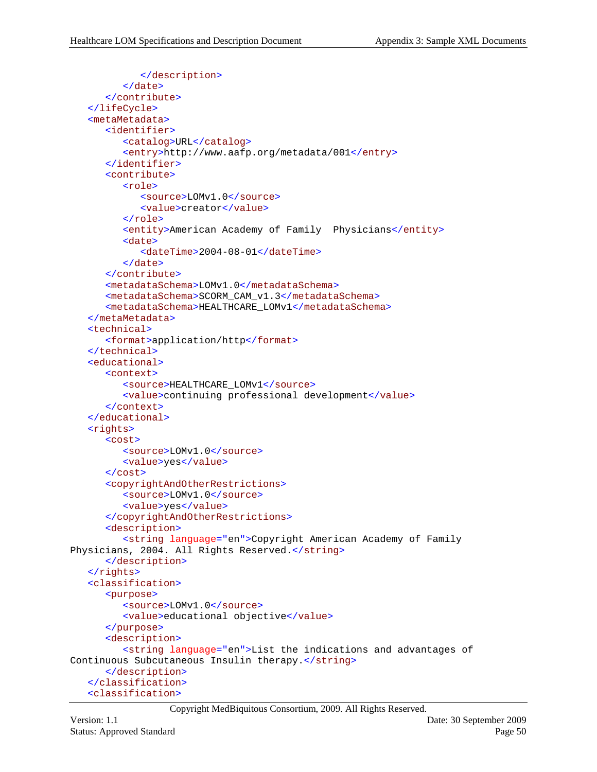```xml
            </description>
         </date>
      </contribute>
   </lifeCycle>
   <metaMetadata>
      <identifier>
         <catalog>URL</catalog>
         <entry>http://www.aafp.org/metadata/001</entry>
      </identifier>
      <contribute>
         <role>
            <source>LOMv1.0</source>
            <value>creator</value>
         </role>
         <entity>American Academy of Family  Physicians</entity>
         <date>
            <dateTime>2004-08-01</dateTime>
         </date>
      </contribute>
      <metadataSchema>LOMv1.0</metadataSchema>
      <metadataSchema>SCORM_CAM_v1.3</metadataSchema>
      <metadataSchema>HEALTHCARE_LOMv1</metadataSchema>
   </metaMetadata>
   <technical>
      <format>application/http</format>
   </technical>
   <educational>
      <context>
         <source>HEALTHCARE_LOMv1</source>
         <value>continuing professional development</value>
      </context>
   </educational>
   <rights>
      <cost>
         <source>LOMv1.0</source>
         <value>yes</value>
      </cost>
      <copyrightAndOtherRestrictions>
         <source>LOMv1.0</source>
         <value>yes</value>
      </copyrightAndOtherRestrictions>
      <description>
         <string language="en">Copyright American Academy of Family
Physicians, 2004. All Rights Reserved.</string>
      </description>
   </rights>
   <classification>
      <purpose>
         <source>LOMv1.0</source>
         <value>educational objective</value>
      </purpose>
      <description>
         <string language="en">List the indications and advantages of
Continuous Subcutaneous Insulin therapy.</string>
      </description>
   </classification>
   <classification>
```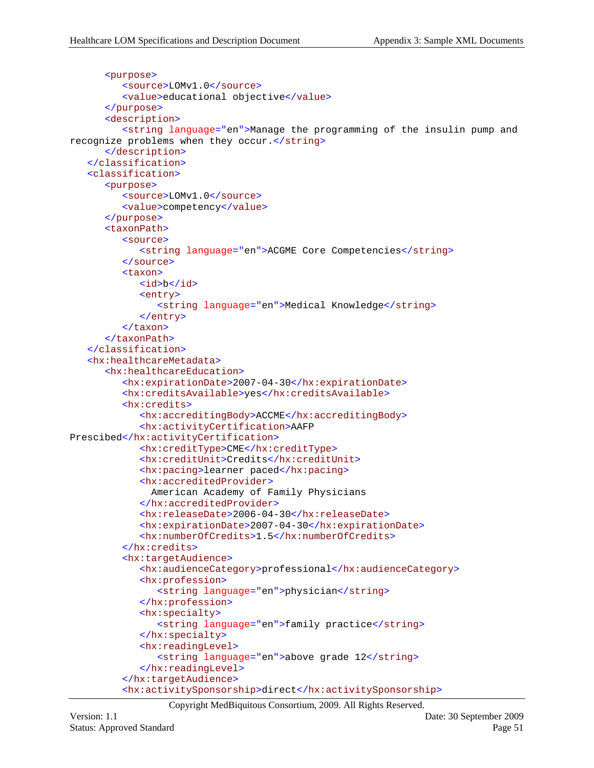```
      <purpose>
         <source>LOMv1.0</source>
         <value>educational objective</value>
      </purpose>
      <description>
         <string language="en">Manage the programming of the insulin pump and
recognize problems when they occur.</string>
      </description>
   </classification>
   <classification>
      <purpose>
         <source>LOMv1.0</source>
         <value>competency</value>
      </purpose>
      <taxonPath>
         <source>
            <string language="en">ACGME Core Competencies</string>
         </source>
         <taxon>
            <id>b</id>
            <entry>
               <string language="en">Medical Knowledge</string>
            </entry>
         </taxon>
      </taxonPath>
   </classification>
   <hx:healthcareMetadata>
      <hx:healthcareEducation>
         <hx:expirationDate>2007-04-30</hx:expirationDate>
         <hx:creditsAvailable>yes</hx:creditsAvailable>
         <hx:credits>
            <hx:accreditingBody>ACCME</hx:accreditingBody>
            <hx:activityCertification>AAFP
Prescibed</hx:activityCertification>
            <hx:creditType>CME</hx:creditType>
            <hx:creditUnit>Credits</hx:creditUnit>
            <hx:pacing>learner paced</hx:pacing>
            <hx:accreditedProvider>
              American Academy of Family Physicians
            </hx:accreditedProvider>
            <hx:releaseDate>2006-04-30</hx:releaseDate>
            <hx:expirationDate>2007-04-30</hx:expirationDate>
            <hx:numberOfCredits>1.5</hx:numberOfCredits>
         </hx:credits>
         <hx:targetAudience>
            <hx:audienceCategory>professional</hx:audienceCategory>
            <hx:profession>
               <string language="en">physician</string>
            </hx:profession>
            <hx:specialty>
               <string language="en">family practice</string>
            </hx:specialty>
            <hx:readingLevel>
               <string language="en">above grade 12</string>
            </hx:readingLevel>
         </hx:targetAudience>
         <hx:activitySponsorship>direct</hx:activitySponsorship>
```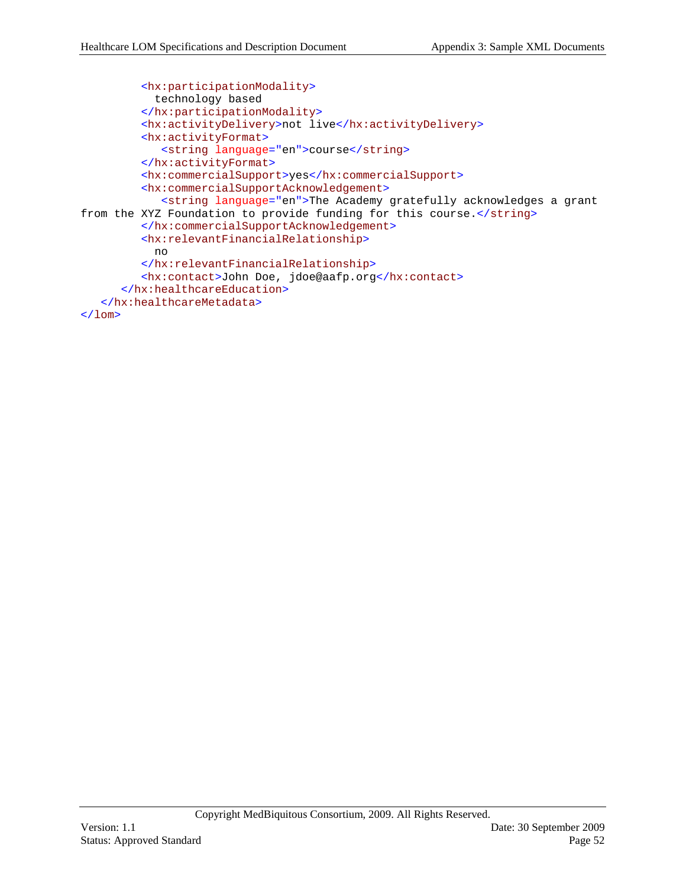```
        <hx:participationModality>
          technology based
        </hx:participationModality>
        <hx:activityDelivery>not live</hx:activityDelivery>
        <hx:activityFormat>
           <string language="en">course</string>
        </hx:activityFormat>
        <hx:commercialSupport>yes</hx:commercialSupport>
        <hx:commercialSupportAcknowledgement>
           <string language="en">The Academy gratefully acknowledges a grant
from the XYZ Foundation to provide funding for this course.</string>
        </hx:commercialSupportAcknowledgement>
        <hx:relevantFinancialRelationship>
          no
        </hx:relevantFinancialRelationship>
        <hx:contact>John Doe, jdoe@aafp.org</hx:contact>
      </hx:healthcareEducation>
   </hx:healthcareMetadata>
</lom>
```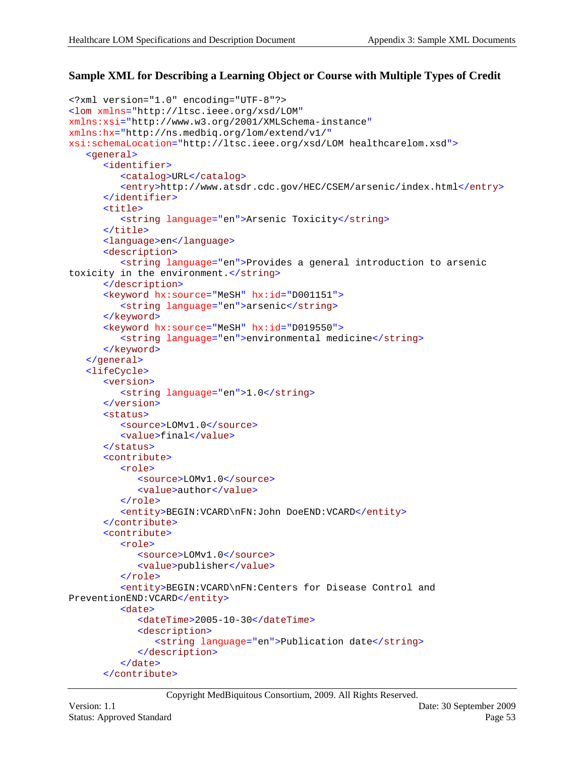### Sample XML for Describing a Learning Object or Course with Multiple Types of Credit

```
<?xml version="1.0" encoding="UTF-8"?>
<lom xmlns="http://ltsc.ieee.org/xsd/LOM"
xmlns:xsi="http://www.w3.org/2001/XMLSchema-instance"
xmlns:hx="http://ns.medbiq.org/lom/extend/v1/"
xsi:schemaLocation="http://ltsc.ieee.org/xsd/LOM healthcarelom.xsd">
   <general>
      <identifier>
         <catalog>URL</catalog>
         <entry>http://www.atsdr.cdc.gov/HEC/CSEM/arsenic/index.html</entry>
      </identifier>
      <title>
         <string language="en">Arsenic Toxicity</string>
      </title>
      <language>en</language>
      <description>
         <string language="en">Provides a general introduction to arsenic
toxicity in the environment.</string>
      </description>
      <keyword hx:source="MeSH" hx:id="D001151">
         <string language="en">arsenic</string>
      </keyword>
      <keyword hx:source="MeSH" hx:id="D019550">
         <string language="en">environmental medicine</string>
      </keyword>
   </general>
   <lifeCycle>
      <version>
         <string language="en">1.0</string>
      </version>
      <status>
         <source>LOMv1.0</source>
         <value>final</value>
      </status>
      <contribute>
         <role>
            <source>LOMv1.0</source>
            <value>author</value>
         </role>
         <entity>BEGIN:VCARD\nFN:John DoeEND:VCARD</entity>
      </contribute>
      <contribute>
         <role>
            <source>LOMv1.0</source>
            <value>publisher</value>
         </role>
         <entity>BEGIN:VCARD\nFN:Centers for Disease Control and
PreventionEND:VCARD</entity>
         <date>
            <dateTime>2005-10-30</dateTime>
            <description>
               <string language="en">Publication date</string>
            </description>
         </date>
      </contribute>
```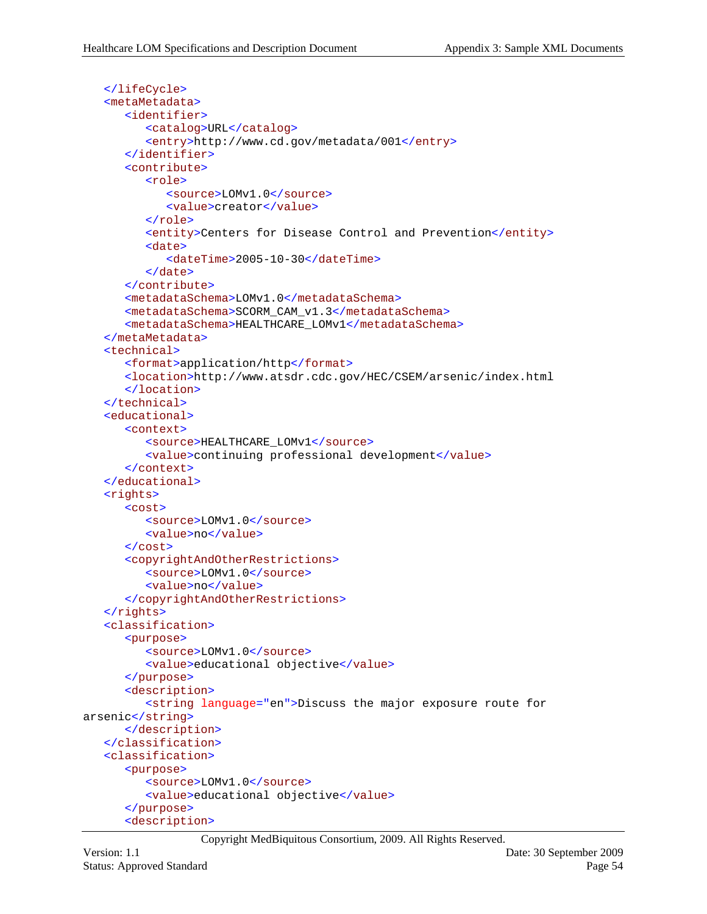```xml
   </lifeCycle>
   <metaMetadata>
      <identifier>
         <catalog>URL</catalog>
         <entry>http://www.cd.gov/metadata/001</entry>
      </identifier>
      <contribute>
         <role>
            <source>LOMv1.0</source>
            <value>creator</value>
         </role>
         <entity>Centers for Disease Control and Prevention</entity>
         <date>
            <dateTime>2005-10-30</dateTime>
         </date>
      </contribute>
      <metadataSchema>LOMv1.0</metadataSchema>
      <metadataSchema>SCORM_CAM_v1.3</metadataSchema>
      <metadataSchema>HEALTHCARE_LOMv1</metadataSchema>
   </metaMetadata>
   <technical>
      <format>application/http</format>
      <location>http://www.atsdr.cdc.gov/HEC/CSEM/arsenic/index.html
      </location>
   </technical>
   <educational>
      <context>
         <source>HEALTHCARE_LOMv1</source>
         <value>continuing professional development</value>
      </context>
   </educational>
   <rights>
      <cost>
         <source>LOMv1.0</source>
         <value>no</value>
      </cost>
      <copyrightAndOtherRestrictions>
         <source>LOMv1.0</source>
         <value>no</value>
      </copyrightAndOtherRestrictions>
   </rights>
   <classification>
      <purpose>
         <source>LOMv1.0</source>
         <value>educational objective</value>
      </purpose>
      <description>
         <string language="en">Discuss the major exposure route for
arsenic</string>
      </description>
   </classification>
   <classification>
      <purpose>
         <source>LOMv1.0</source>
         <value>educational objective</value>
      </purpose>
      <description>
```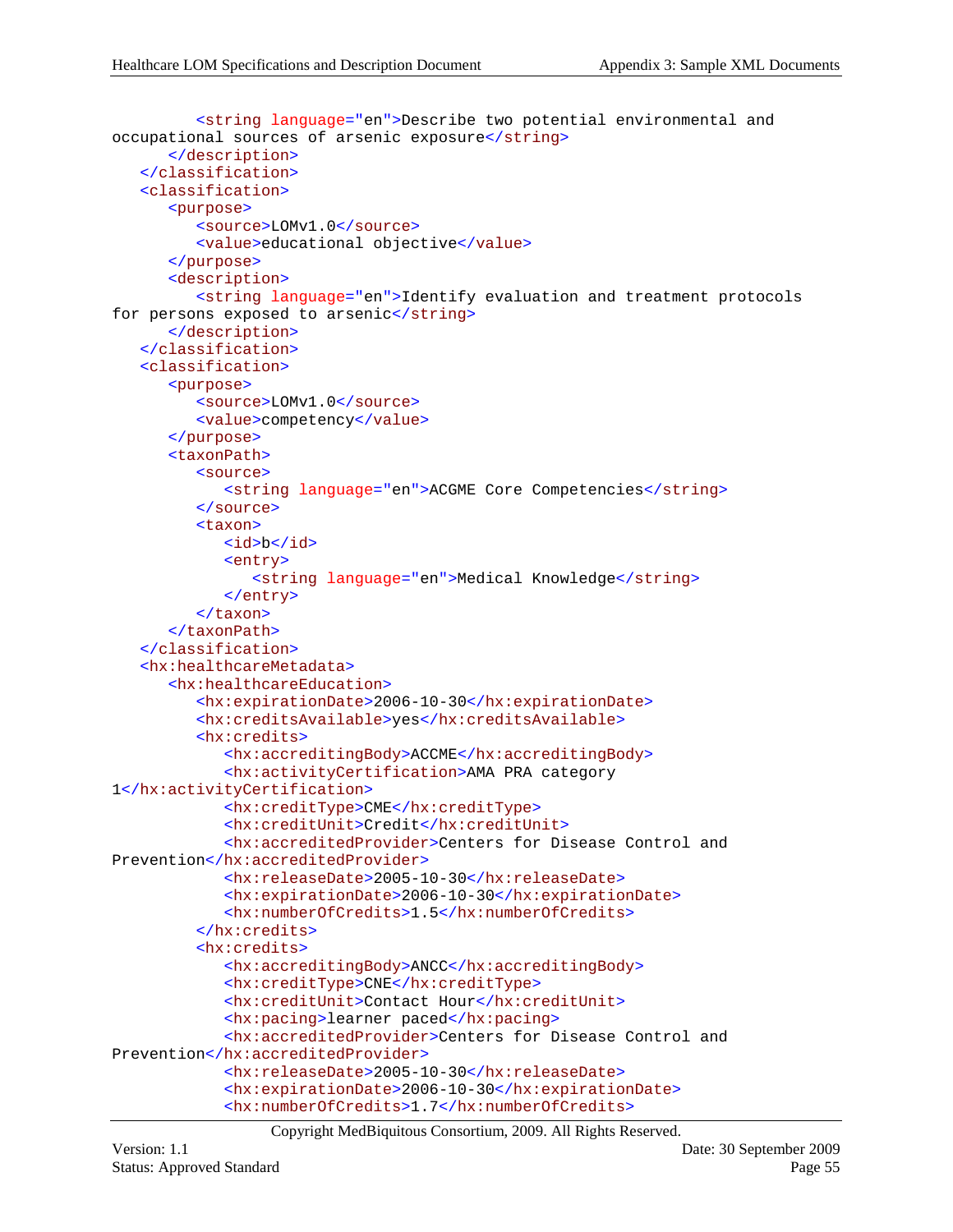```xml
         <string language="en">Describe two potential environmental and
occupational sources of arsenic exposure</string>
      </description>
   </classification>
   <classification>
      <purpose>
         <source>LOMv1.0</source>
         <value>educational objective</value>
      </purpose>
      <description>
         <string language="en">Identify evaluation and treatment protocols
for persons exposed to arsenic</string>
      </description>
   </classification>
   <classification>
      <purpose>
         <source>LOMv1.0</source>
         <value>competency</value>
      </purpose>
      <taxonPath>
         <source>
            <string language="en">ACGME Core Competencies</string>
         </source>
         <taxon>
            <id>b</id>
            <entry>
               <string language="en">Medical Knowledge</string>
            </entry>
         </taxon>
      </taxonPath>
   </classification>
   <hx:healthcareMetadata>
      <hx:healthcareEducation>
         <hx:expirationDate>2006-10-30</hx:expirationDate>
         <hx:creditsAvailable>yes</hx:creditsAvailable>
         <hx:credits>
            <hx:accreditingBody>ACCME</hx:accreditingBody>
            <hx:activityCertification>AMA PRA category
1</hx:activityCertification>
            <hx:creditType>CME</hx:creditType>
            <hx:creditUnit>Credit</hx:creditUnit>
            <hx:accreditedProvider>Centers for Disease Control and
Prevention</hx:accreditedProvider>
            <hx:releaseDate>2005-10-30</hx:releaseDate>
            <hx:expirationDate>2006-10-30</hx:expirationDate>
            <hx:numberOfCredits>1.5</hx:numberOfCredits>
         </hx:credits>
         <hx:credits>
            <hx:accreditingBody>ANCC</hx:accreditingBody>
            <hx:creditType>CNE</hx:creditType>
            <hx:creditUnit>Contact Hour</hx:creditUnit>
            <hx:pacing>learner paced</hx:pacing>
            <hx:accreditedProvider>Centers for Disease Control and
Prevention</hx:accreditedProvider>
            <hx:releaseDate>2005-10-30</hx:releaseDate>
            <hx:expirationDate>2006-10-30</hx:expirationDate>
            <hx:numberOfCredits>1.7</hx:numberOfCredits>
```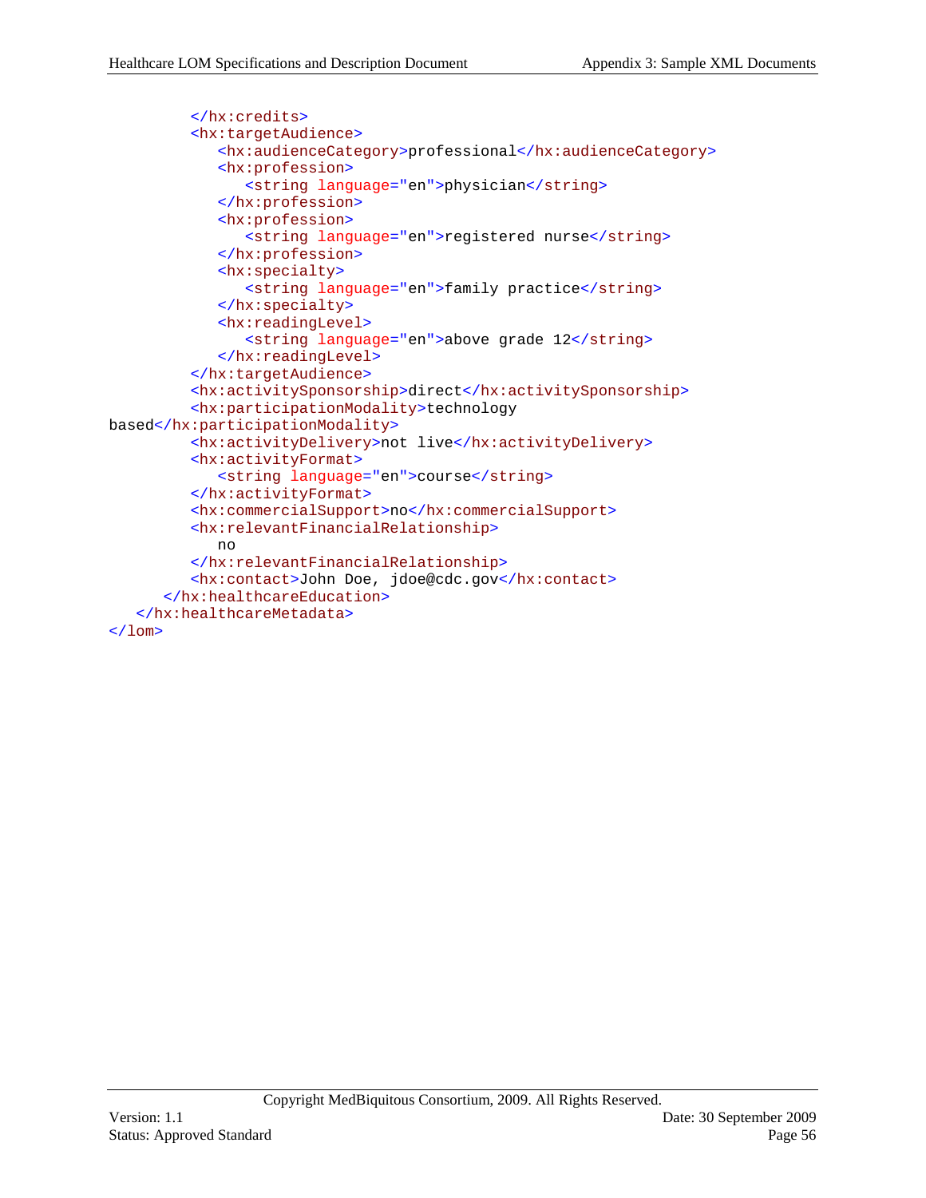```
        </hx:credits>
        <hx:targetAudience>
           <hx:audienceCategory>professional</hx:audienceCategory>
           <hx:profession>
              <string language="en">physician</string>
           </hx:profession>
           <hx:profession>
              <string language="en">registered nurse</string>
           </hx:profession>
           <hx:specialty>
              <string language="en">family practice</string>
           </hx:specialty>
           <hx:readingLevel>
              <string language="en">above grade 12</string>
           </hx:readingLevel>
        </hx:targetAudience>
        <hx:activitySponsorship>direct</hx:activitySponsorship>
        <hx:participationModality>technology
based</hx:participationModality>
        <hx:activityDelivery>not live</hx:activityDelivery>
        <hx:activityFormat>
           <string language="en">course</string>
        </hx:activityFormat>
        <hx:commercialSupport>no</hx:commercialSupport>
        <hx:relevantFinancialRelationship>
           no
        </hx:relevantFinancialRelationship>
        <hx:contact>John Doe, jdoe@cdc.gov</hx:contact>
     </hx:healthcareEducation>
  </hx:healthcareMetadata>
</lom>
```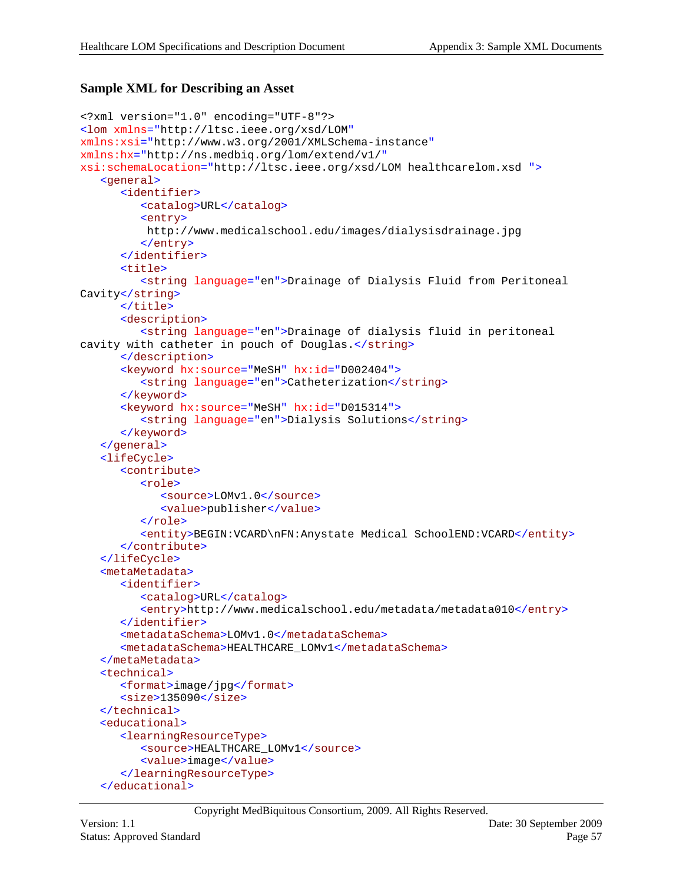## Sample XML for Describing an Asset

```
<?xml version="1.0" encoding="UTF-8"?>
<lom xmlns="http://ltsc.ieee.org/xsd/LOM"
xmlns:xsi="http://www.w3.org/2001/XMLSchema-instance"
xmlns:hx="http://ns.medbiq.org/lom/extend/v1/"
xsi:schemaLocation="http://ltsc.ieee.org/xsd/LOM healthcarelom.xsd ">
   <general>
      <identifier>
         <catalog>URL</catalog>
         <entry>
          http://www.medicalschool.edu/images/dialysisdrainage.jpg
         </entry>
      </identifier>
      <title>
         <string language="en">Drainage of Dialysis Fluid from Peritoneal
Cavity</string>
      </title>
      <description>
         <string language="en">Drainage of dialysis fluid in peritoneal
cavity with catheter in pouch of Douglas.</string>
      </description>
      <keyword hx:source="MeSH" hx:id="D002404">
         <string language="en">Catheterization</string>
      </keyword>
      <keyword hx:source="MeSH" hx:id="D015314">
         <string language="en">Dialysis Solutions</string>
      </keyword>
   </general>
   <lifeCycle>
      <contribute>
         <role>
            <source>LOMv1.0</source>
            <value>publisher</value>
         </role>
         <entity>BEGIN:VCARD\nFN:Anystate Medical SchoolEND:VCARD</entity>
      </contribute>
   </lifeCycle>
   <metaMetadata>
      <identifier>
         <catalog>URL</catalog>
         <entry>http://www.medicalschool.edu/metadata/metadata010</entry>
      </identifier>
      <metadataSchema>LOMv1.0</metadataSchema>
      <metadataSchema>HEALTHCARE_LOMv1</metadataSchema>
   </metaMetadata>
   <technical>
      <format>image/jpg</format>
      <size>135090</size>
   </technical>
   <educational>
      <learningResourceType>
         <source>HEALTHCARE_LOMv1</source>
         <value>image</value>
      </learningResourceType>
   </educational>
```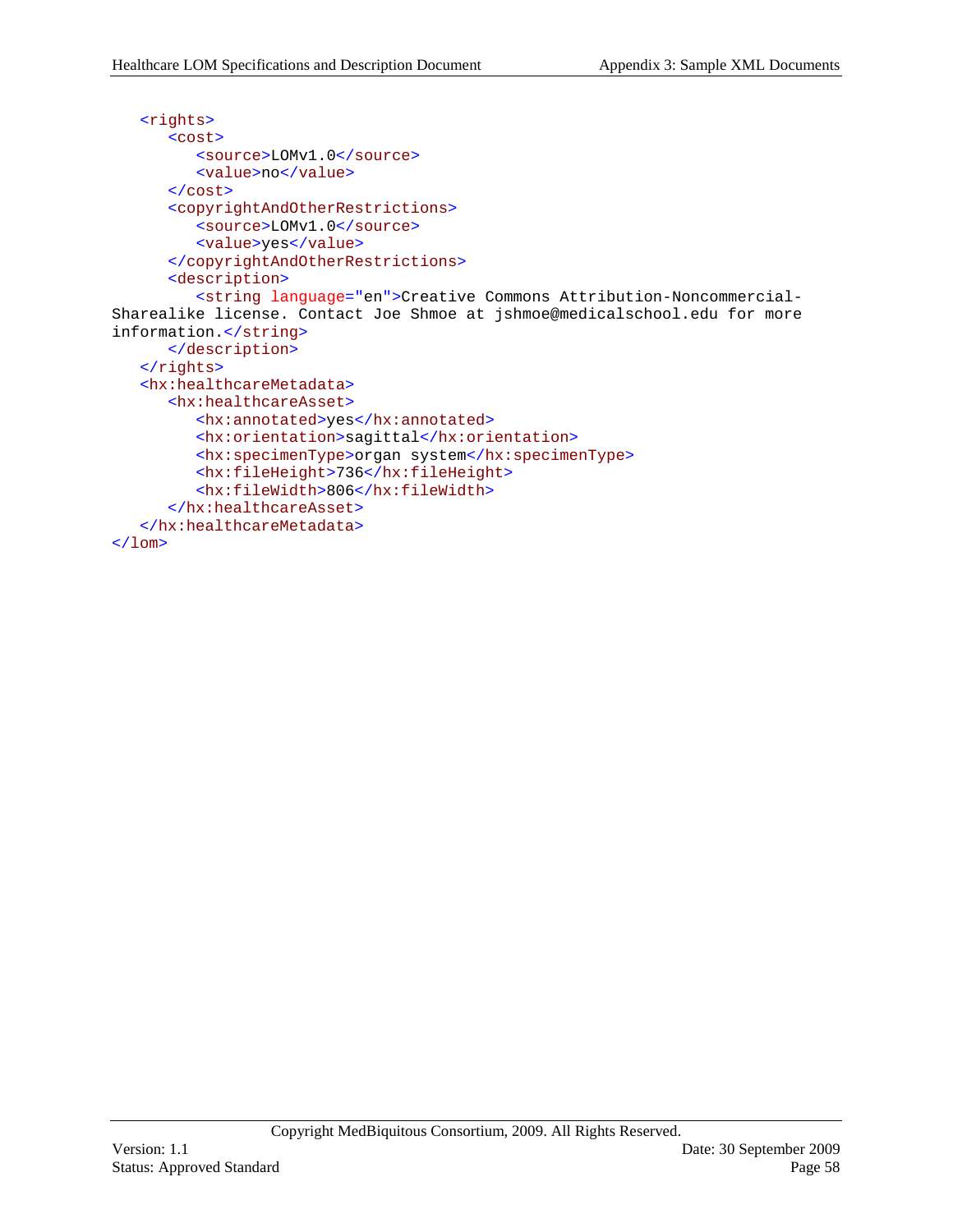```xml
   <rights>
      <cost>
         <source>LOMv1.0</source>
         <value>no</value>
      </cost>
      <copyrightAndOtherRestrictions>
         <source>LOMv1.0</source>
         <value>yes</value>
      </copyrightAndOtherRestrictions>
      <description>
         <string language="en">Creative Commons Attribution-Noncommercial-
Sharealike license. Contact Joe Shmoe at jshmoe@medicalschool.edu for more
information.</string>
      </description>
   </rights>
   <hx:healthcareMetadata>
      <hx:healthcareAsset>
         <hx:annotated>yes</hx:annotated>
         <hx:orientation>sagittal</hx:orientation>
         <hx:specimenType>organ system</hx:specimenType>
         <hx:fileHeight>736</hx:fileHeight>
         <hx:fileWidth>806</hx:fileWidth>
      </hx:healthcareAsset>
   </hx:healthcareMetadata>
</lom>
```